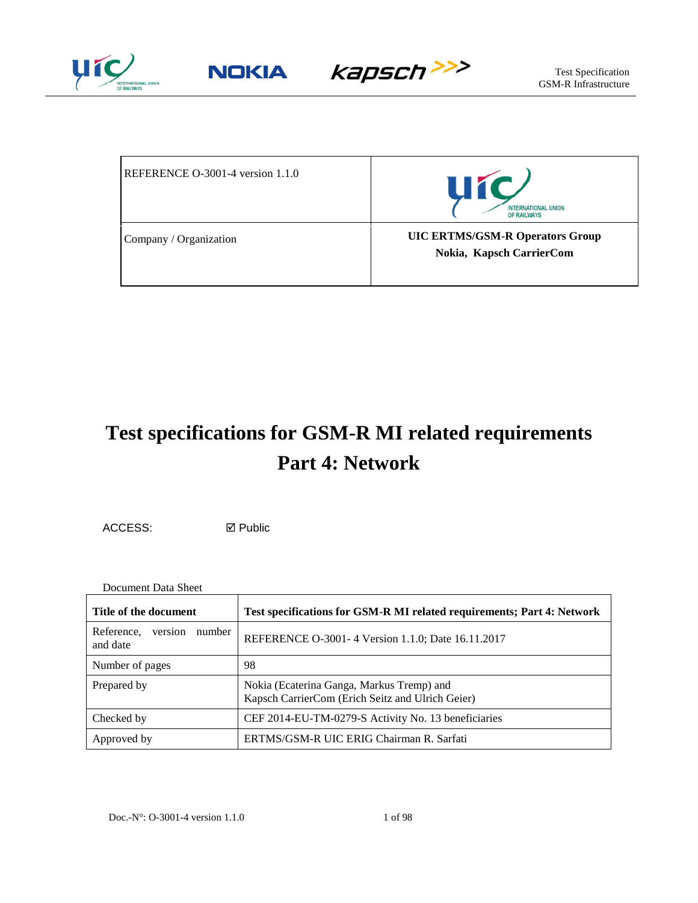| REFERENCE O-3001-4 version 1.1.0 | |
|---|---|
| Company / Organization | **UIC ERTMS/GSM-R Operators Group**<br>**Nokia, Kapsch CarrierCom** |

# Test specifications for GSM-R MI related requirements
# Part 4: Network

ACCESS: ☑ Public

Document Data Sheet

| **Title of the document** | **Test specifications for GSM-R MI related requirements; Part 4: Network** |
|---|---|
| Reference, version number and date | REFERENCE O-3001- 4 Version 1.1.0; Date 16.11.2017 |
| Number of pages | 98 |
| Prepared by | Nokia (Ecaterina Ganga, Markus Tremp) and<br>Kapsch CarrierCom (Erich Seitz and Ulrich Geier) |
| Checked by | CEF 2014-EU-TM-0279-S Activity No. 13 beneficiaries |
| Approved by | ERTMS/GSM-R UIC ERIG Chairman R. Sarfati |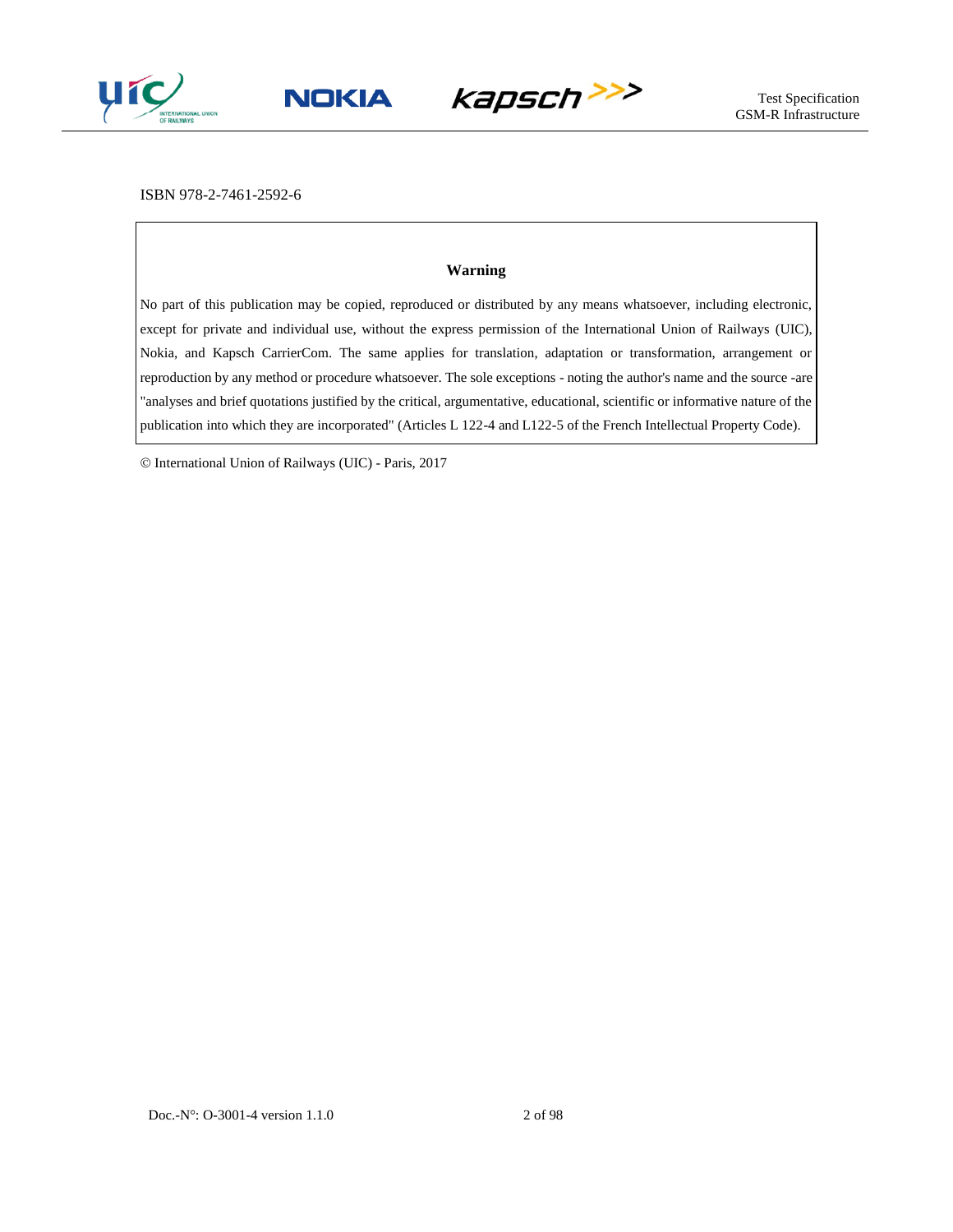ISBN 978-2-7461-2592-6

**Warning**

No part of this publication may be copied, reproduced or distributed by any means whatsoever, including electronic, except for private and individual use, without the express permission of the International Union of Railways (UIC), Nokia, and Kapsch CarrierCom. The same applies for translation, adaptation or transformation, arrangement or reproduction by any method or procedure whatsoever. The sole exceptions - noting the author's name and the source -are "analyses and brief quotations justified by the critical, argumentative, educational, scientific or informative nature of the publication into which they are incorporated" (Articles L 122-4 and L122-5 of the French Intellectual Property Code).

© International Union of Railways (UIC) - Paris, 2017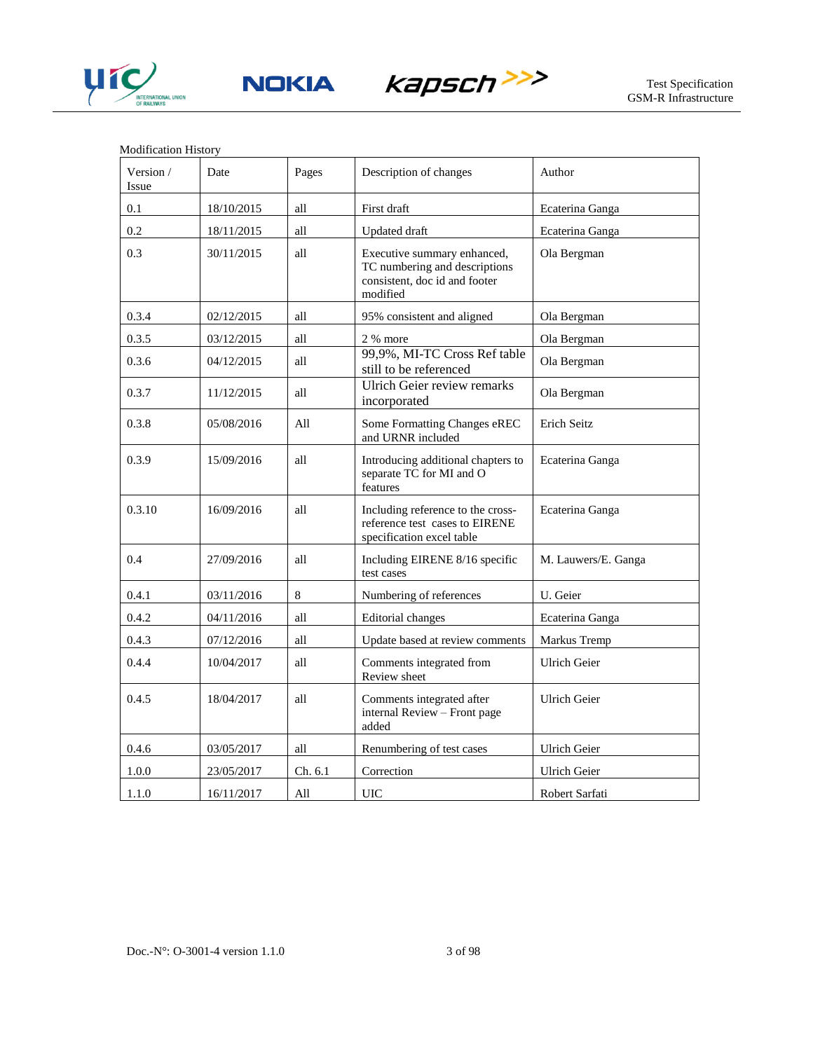Modification History

| Version / Issue | Date | Pages | Description of changes | Author |
|---|---|---|---|---|
| 0.1 | 18/10/2015 | all | First draft | Ecaterina Ganga |
| 0.2 | 18/11/2015 | all | Updated draft | Ecaterina Ganga |
| 0.3 | 30/11/2015 | all | Executive summary enhanced, TC numbering and descriptions consistent, doc id and footer modified | Ola Bergman |
| 0.3.4 | 02/12/2015 | all | 95% consistent and aligned | Ola Bergman |
| 0.3.5 | 03/12/2015 | all | 2 % more | Ola Bergman |
| 0.3.6 | 04/12/2015 | all | 99,9%, MI-TC Cross Ref table still to be referenced | Ola Bergman |
| 0.3.7 | 11/12/2015 | all | Ulrich Geier review remarks incorporated | Ola Bergman |
| 0.3.8 | 05/08/2016 | All | Some Formatting Changes eREC and URNR included | Erich Seitz |
| 0.3.9 | 15/09/2016 | all | Introducing additional chapters to separate TC for MI and O features | Ecaterina Ganga |
| 0.3.10 | 16/09/2016 | all | Including reference to the cross-reference test cases to EIRENE specification excel table | Ecaterina Ganga |
| 0.4 | 27/09/2016 | all | Including EIRENE 8/16 specific test cases | M. Lauwers/E. Ganga |
| 0.4.1 | 03/11/2016 | 8 | Numbering of references | U. Geier |
| 0.4.2 | 04/11/2016 | all | Editorial changes | Ecaterina Ganga |
| 0.4.3 | 07/12/2016 | all | Update based at review comments | Markus Tremp |
| 0.4.4 | 10/04/2017 | all | Comments integrated from Review sheet | Ulrich Geier |
| 0.4.5 | 18/04/2017 | all | Comments integrated after internal Review – Front page added | Ulrich Geier |
| 0.4.6 | 03/05/2017 | all | Renumbering of test cases | Ulrich Geier |
| 1.0.0 | 23/05/2017 | Ch. 6.1 | Correction | Ulrich Geier |
| 1.1.0 | 16/11/2017 | All | UIC | Robert Sarfati |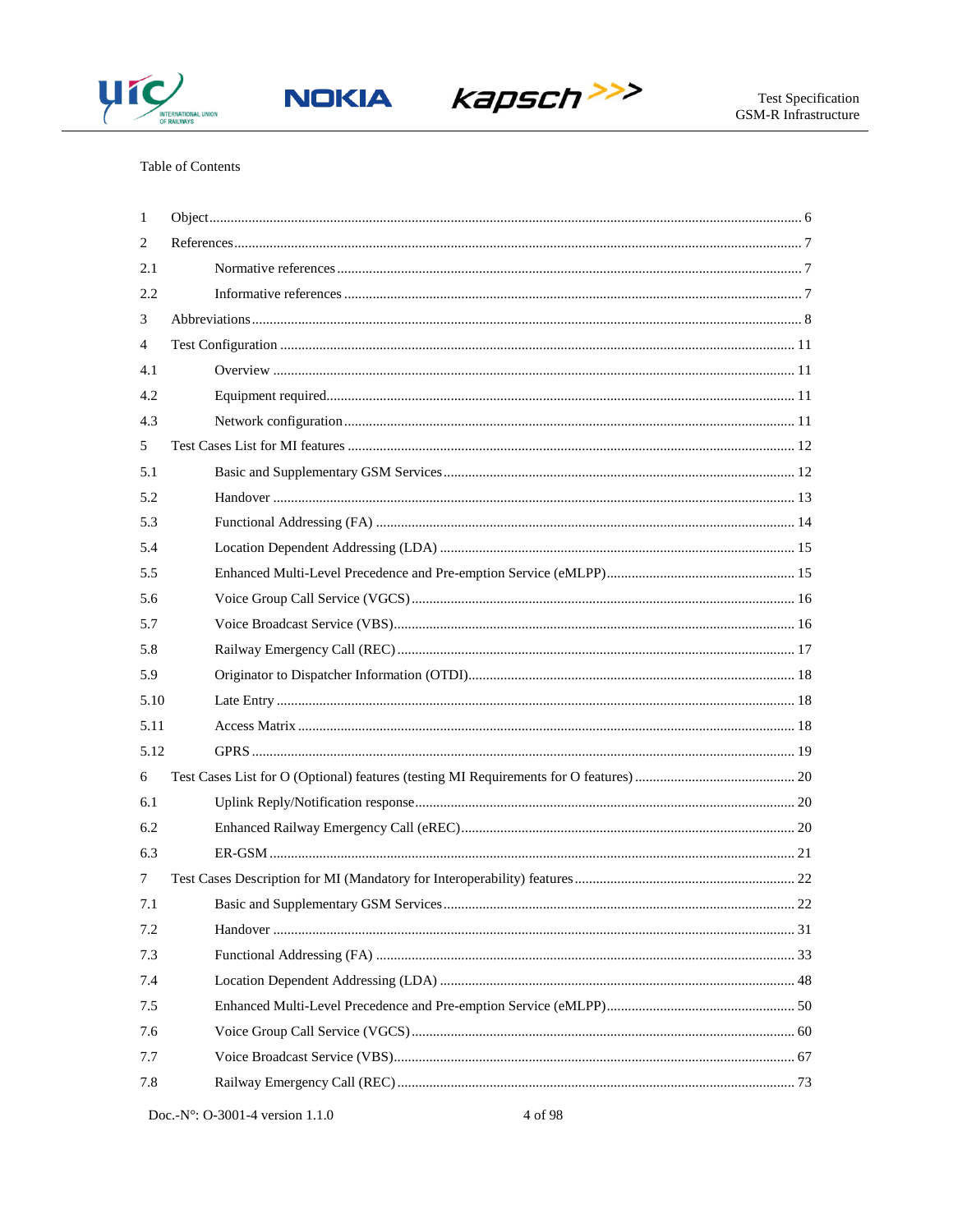Table of Contents

1 Object ........................................................................................................................................... 6

2 References ..................................................................................................................................... 7

2.1 Normative references ............................................................................................................... 7

2.2 Informative references ............................................................................................................. 7

3 Abbreviations ................................................................................................................................ 8

4 Test Configuration ...................................................................................................................... 11

4.1 Overview ................................................................................................................................ 11

4.2 Equipment required ................................................................................................................ 11

4.3 Network configuration ............................................................................................................ 11

5 Test Cases List for MI features ................................................................................................... 12

5.1 Basic and Supplementary GSM Services ................................................................................ 12

5.2 Handover ................................................................................................................................ 13

5.3 Functional Addressing (FA) .................................................................................................... 14

5.4 Location Dependent Addressing (LDA) ................................................................................... 15

5.5 Enhanced Multi-Level Precedence and Pre-emption Service (eMLPP) .................................... 15

5.6 Voice Group Call Service (VGCS) ........................................................................................... 16

5.7 Voice Broadcast Service (VBS) ............................................................................................... 16

5.8 Railway Emergency Call (REC) ............................................................................................... 17

5.9 Originator to Dispatcher Information (OTDI) ............................................................................ 18

5.10 Late Entry ............................................................................................................................. 18

5.11 Access Matrix ........................................................................................................................ 18

5.12 GPRS .................................................................................................................................... 19

6 Test Cases List for O (Optional) features (testing MI Requirements for O features) .................... 20

6.1 Uplink Reply/Notification response .......................................................................................... 20

6.2 Enhanced Railway Emergency Call (eREC) ............................................................................. 20

6.3 ER-GSM ................................................................................................................................. 21

7 Test Cases Description for MI (Mandatory for Interoperability) features ...................................... 22

7.1 Basic and Supplementary GSM Services ................................................................................ 22

7.2 Handover ................................................................................................................................ 31

7.3 Functional Addressing (FA) .................................................................................................... 33

7.4 Location Dependent Addressing (LDA) ................................................................................... 48

7.5 Enhanced Multi-Level Precedence and Pre-emption Service (eMLPP) .................................... 50

7.6 Voice Group Call Service (VGCS) ........................................................................................... 60

7.7 Voice Broadcast Service (VBS) ............................................................................................... 67

7.8 Railway Emergency Call (REC) ............................................................................................... 73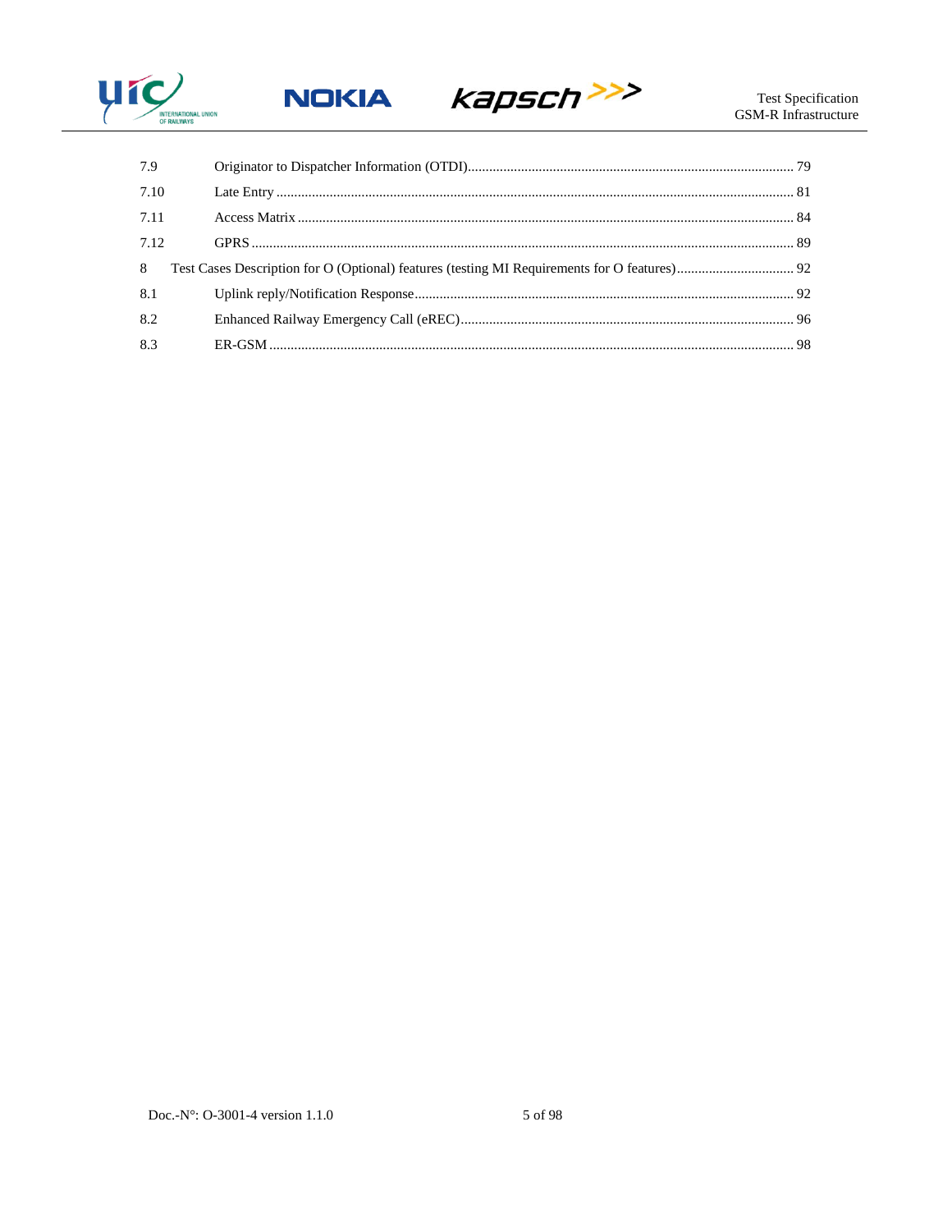7.9 Originator to Dispatcher Information (OTDI) ........................................................................................ 79

7.10 Late Entry ............................................................................................................................................. 81

7.11 Access Matrix ........................................................................................................................................ 84

7.12 GPRS ..................................................................................................................................................... 89

8 Test Cases Description for O (Optional) features (testing MI Requirements for O features) ................................. 92

8.1 Uplink reply/Notification Response ........................................................................................................ 92

8.2 Enhanced Railway Emergency Call (eREC) ............................................................................................ 96

8.3 ER-GSM ................................................................................................................................................ 98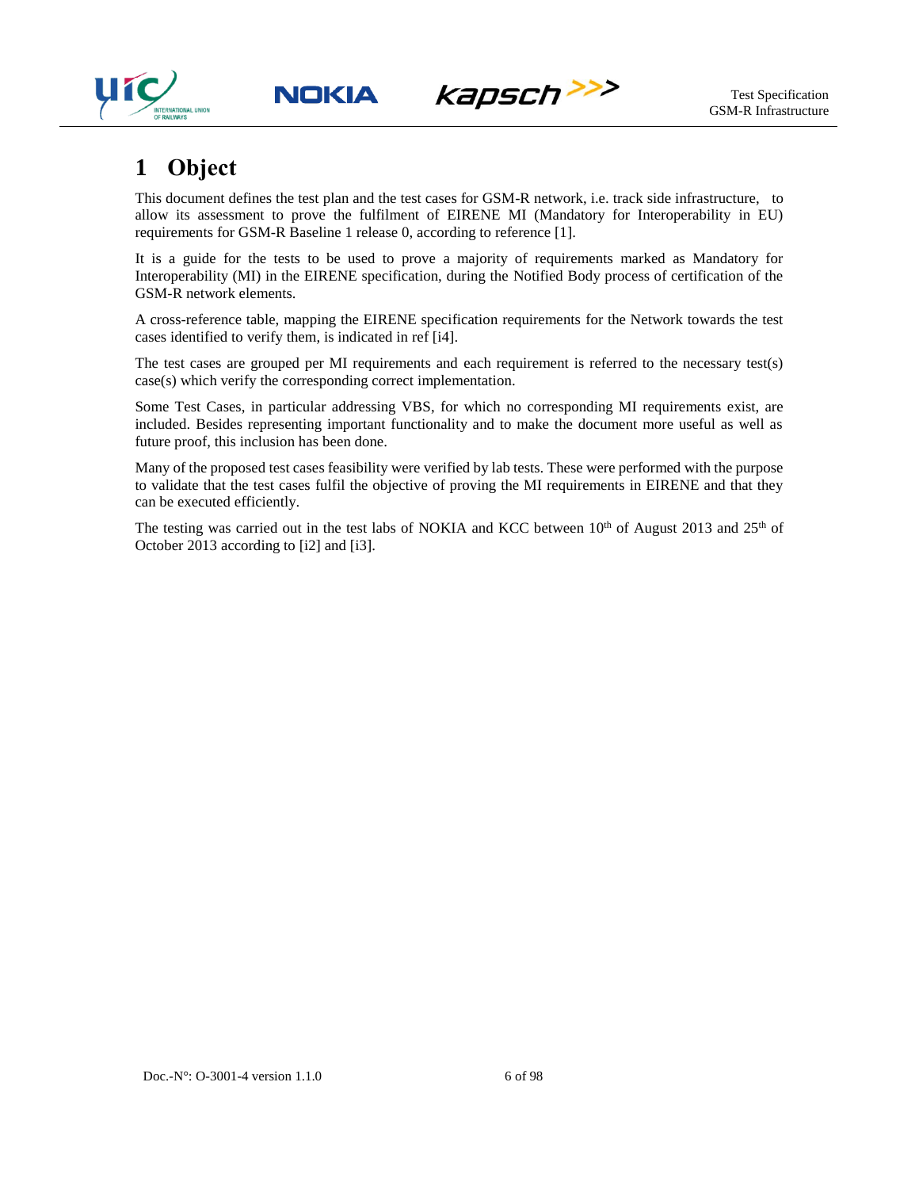# 1 Object

This document defines the test plan and the test cases for GSM-R network, i.e. track side infrastructure, to allow its assessment to prove the fulfilment of EIRENE MI (Mandatory for Interoperability in EU) requirements for GSM-R Baseline 1 release 0, according to reference [1].

It is a guide for the tests to be used to prove a majority of requirements marked as Mandatory for Interoperability (MI) in the EIRENE specification, during the Notified Body process of certification of the GSM-R network elements.

A cross-reference table, mapping the EIRENE specification requirements for the Network towards the test cases identified to verify them, is indicated in ref [i4].

The test cases are grouped per MI requirements and each requirement is referred to the necessary test(s) case(s) which verify the corresponding correct implementation.

Some Test Cases, in particular addressing VBS, for which no corresponding MI requirements exist, are included. Besides representing important functionality and to make the document more useful as well as future proof, this inclusion has been done.

Many of the proposed test cases feasibility were verified by lab tests. These were performed with the purpose to validate that the test cases fulfil the objective of proving the MI requirements in EIRENE and that they can be executed efficiently.

The testing was carried out in the test labs of NOKIA and KCC between 10th of August 2013 and 25th of October 2013 according to [i2] and [i3].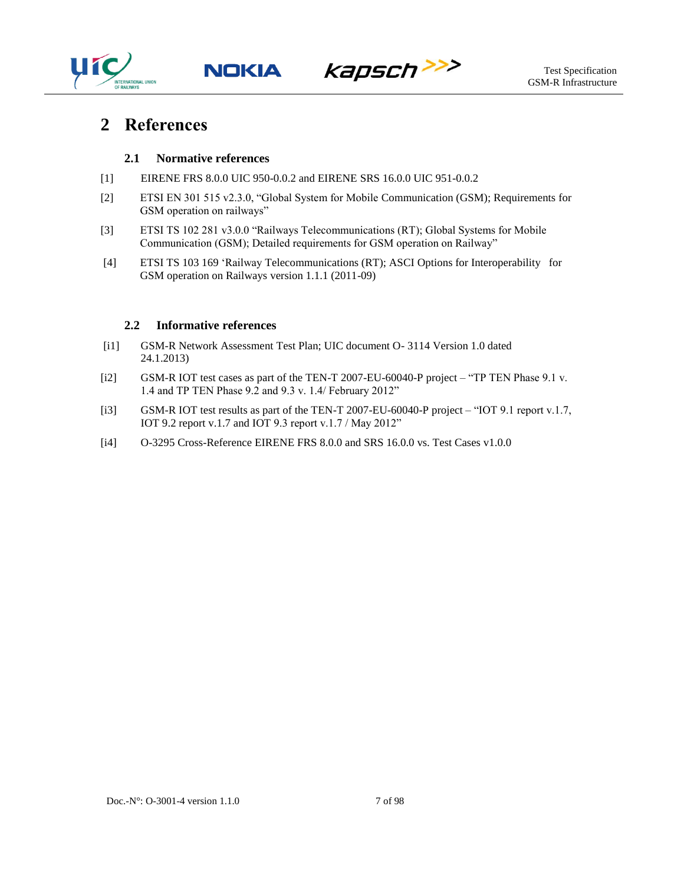# 2 References

## 2.1 Normative references

[1] EIRENE FRS 8.0.0 UIC 950-0.0.2 and EIRENE SRS 16.0.0 UIC 951-0.0.2

[2] ETSI EN 301 515 v2.3.0, "Global System for Mobile Communication (GSM); Requirements for GSM operation on railways"

[3] ETSI TS 102 281 v3.0.0 "Railways Telecommunications (RT); Global Systems for Mobile Communication (GSM); Detailed requirements for GSM operation on Railway"

[4] ETSI TS 103 169 'Railway Telecommunications (RT); ASCI Options for Interoperability for GSM operation on Railways version 1.1.1 (2011-09)

## 2.2 Informative references

[i1] GSM-R Network Assessment Test Plan; UIC document O- 3114 Version 1.0 dated 24.1.2013)

[i2] GSM-R IOT test cases as part of the TEN-T 2007-EU-60040-P project – "TP TEN Phase 9.1 v. 1.4 and TP TEN Phase 9.2 and 9.3 v. 1.4/ February 2012"

[i3] GSM-R IOT test results as part of the TEN-T 2007-EU-60040-P project – "IOT 9.1 report v.1.7, IOT 9.2 report v.1.7 and IOT 9.3 report v.1.7 / May 2012"

[i4] O-3295 Cross-Reference EIRENE FRS 8.0.0 and SRS 16.0.0 vs. Test Cases v1.0.0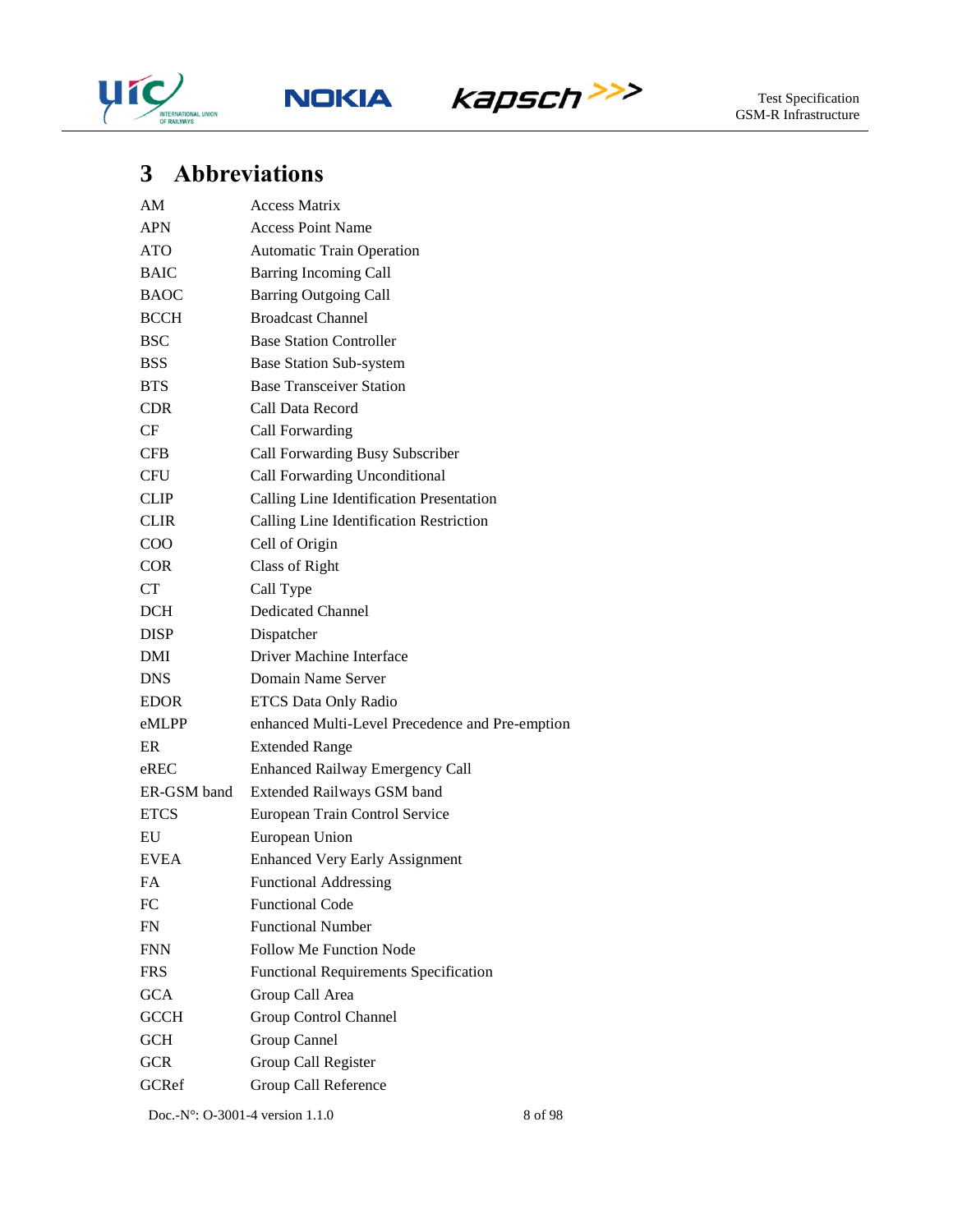# 3 Abbreviations

| | |
|---|---|
| AM | Access Matrix |
| APN | Access Point Name |
| ATO | Automatic Train Operation |
| BAIC | Barring Incoming Call |
| BAOC | Barring Outgoing Call |
| BCCH | Broadcast Channel |
| BSC | Base Station Controller |
| BSS | Base Station Sub-system |
| BTS | Base Transceiver Station |
| CDR | Call Data Record |
| CF | Call Forwarding |
| CFB | Call Forwarding Busy Subscriber |
| CFU | Call Forwarding Unconditional |
| CLIP | Calling Line Identification Presentation |
| CLIR | Calling Line Identification Restriction |
| COO | Cell of Origin |
| COR | Class of Right |
| CT | Call Type |
| DCH | Dedicated Channel |
| DISP | Dispatcher |
| DMI | Driver Machine Interface |
| DNS | Domain Name Server |
| EDOR | ETCS Data Only Radio |
| eMLPP | enhanced Multi-Level Precedence and Pre-emption |
| ER | Extended Range |
| eREC | Enhanced Railway Emergency Call |
| ER-GSM band | Extended Railways GSM band |
| ETCS | European Train Control Service |
| EU | European Union |
| EVEA | Enhanced Very Early Assignment |
| FA | Functional Addressing |
| FC | Functional Code |
| FN | Functional Number |
| FNN | Follow Me Function Node |
| FRS | Functional Requirements Specification |
| GCA | Group Call Area |
| GCCH | Group Control Channel |
| GCH | Group Cannel |
| GCR | Group Call Register |
| GCRef | Group Call Reference |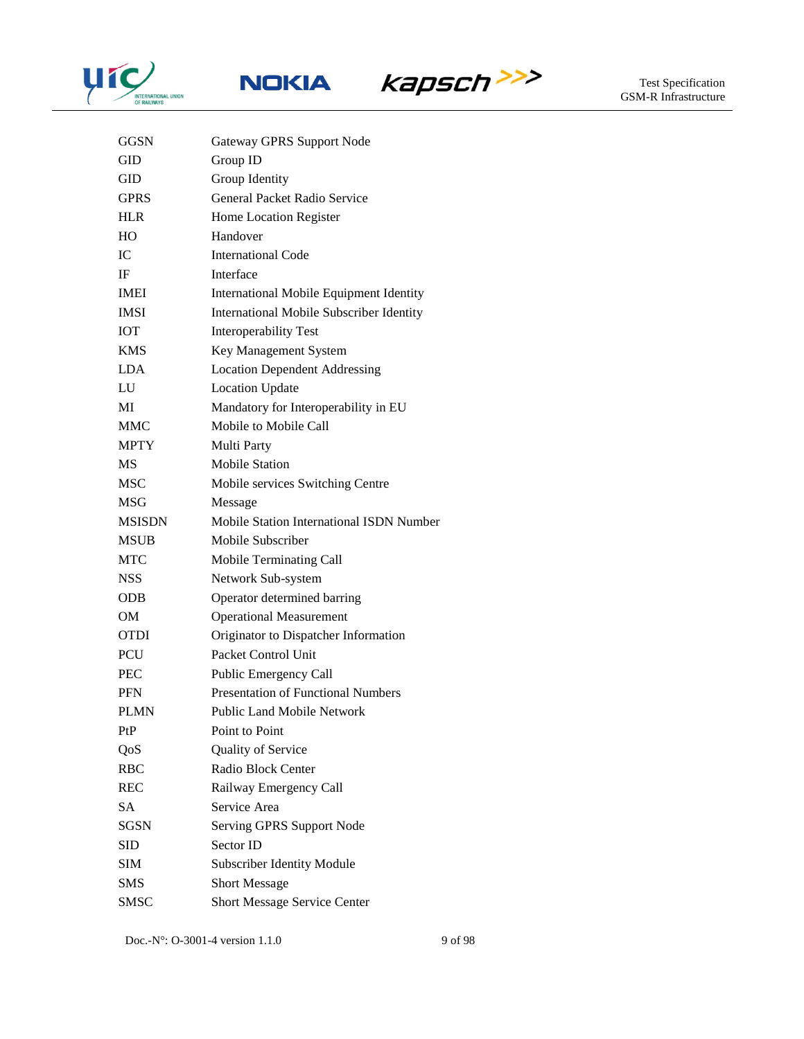| | |
|---|---|
| GGSN | Gateway GPRS Support Node |
| GID | Group ID |
| GID | Group Identity |
| GPRS | General Packet Radio Service |
| HLR | Home Location Register |
| HO | Handover |
| IC | International Code |
| IF | Interface |
| IMEI | International Mobile Equipment Identity |
| IMSI | International Mobile Subscriber Identity |
| IOT | Interoperability Test |
| KMS | Key Management System |
| LDA | Location Dependent Addressing |
| LU | Location Update |
| MI | Mandatory for Interoperability in EU |
| MMC | Mobile to Mobile Call |
| MPTY | Multi Party |
| MS | Mobile Station |
| MSC | Mobile services Switching Centre |
| MSG | Message |
| MSISDN | Mobile Station International ISDN Number |
| MSUB | Mobile Subscriber |
| MTC | Mobile Terminating Call |
| NSS | Network Sub-system |
| ODB | Operator determined barring |
| OM | Operational Measurement |
| OTDI | Originator to Dispatcher Information |
| PCU | Packet Control Unit |
| PEC | Public Emergency Call |
| PFN | Presentation of Functional Numbers |
| PLMN | Public Land Mobile Network |
| PtP | Point to Point |
| QoS | Quality of Service |
| RBC | Radio Block Center |
| REC | Railway Emergency Call |
| SA | Service Area |
| SGSN | Serving GPRS Support Node |
| SID | Sector ID |
| SIM | Subscriber Identity Module |
| SMS | Short Message |
| SMSC | Short Message Service Center |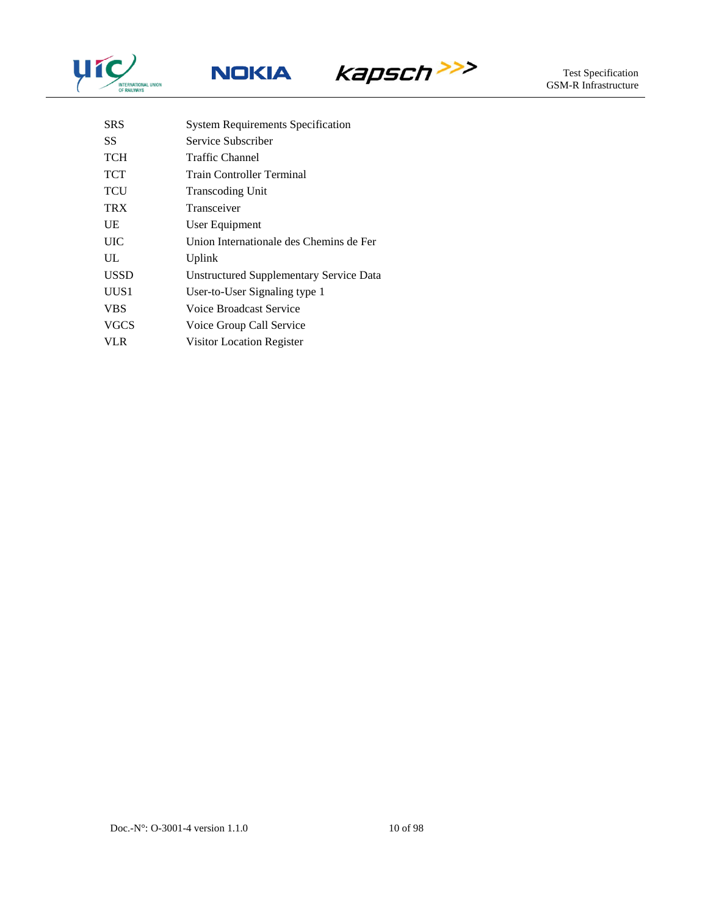| | |
|---|---|
| SRS | System Requirements Specification |
| SS | Service Subscriber |
| TCH | Traffic Channel |
| TCT | Train Controller Terminal |
| TCU | Transcoding Unit |
| TRX | Transceiver |
| UE | User Equipment |
| UIC | Union Internationale des Chemins de Fer |
| UL | Uplink |
| USSD | Unstructured Supplementary Service Data |
| UUS1 | User-to-User Signaling type 1 |
| VBS | Voice Broadcast Service |
| VGCS | Voice Group Call Service |
| VLR | Visitor Location Register |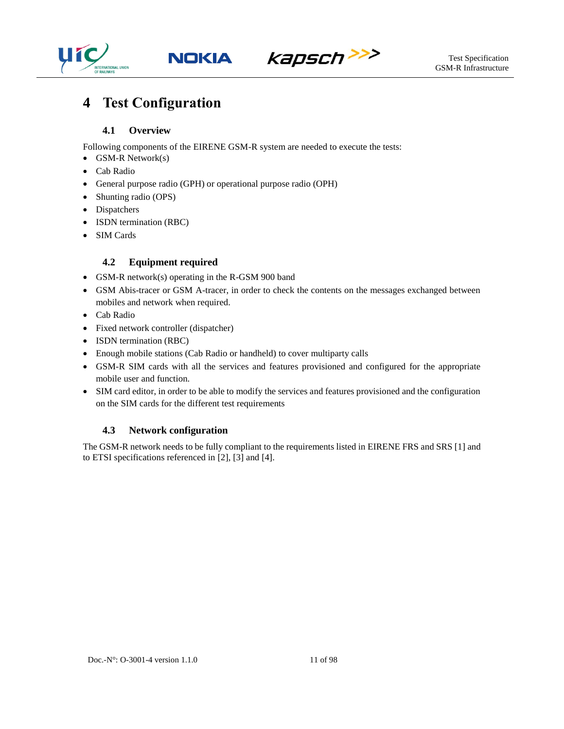# 4 Test Configuration

## 4.1 Overview

Following components of the EIRENE GSM-R system are needed to execute the tests:

- GSM-R Network(s)
- Cab Radio
- General purpose radio (GPH) or operational purpose radio (OPH)
- Shunting radio (OPS)
- Dispatchers
- ISDN termination (RBC)
- SIM Cards

## 4.2 Equipment required

- GSM-R network(s) operating in the R-GSM 900 band
- GSM Abis-tracer or GSM A-tracer, in order to check the contents on the messages exchanged between mobiles and network when required.
- Cab Radio
- Fixed network controller (dispatcher)
- ISDN termination (RBC)
- Enough mobile stations (Cab Radio or handheld) to cover multiparty calls
- GSM-R SIM cards with all the services and features provisioned and configured for the appropriate mobile user and function.
- SIM card editor, in order to be able to modify the services and features provisioned and the configuration on the SIM cards for the different test requirements

## 4.3 Network configuration

The GSM-R network needs to be fully compliant to the requirements listed in EIRENE FRS and SRS [1] and to ETSI specifications referenced in [2], [3] and [4].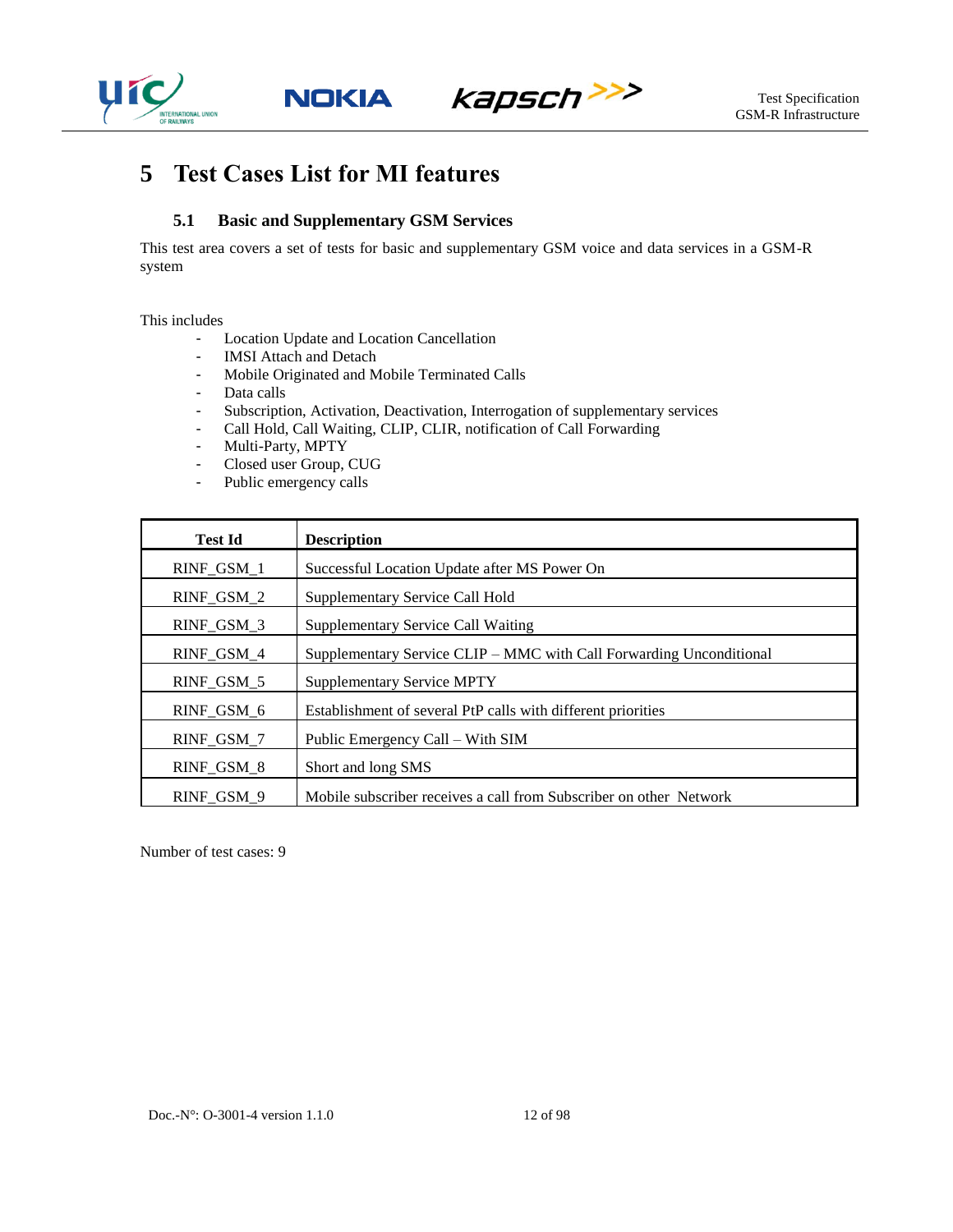# 5 Test Cases List for MI features

## 5.1 Basic and Supplementary GSM Services

This test area covers a set of tests for basic and supplementary GSM voice and data services in a GSM-R system

This includes

- Location Update and Location Cancellation
- IMSI Attach and Detach
- Mobile Originated and Mobile Terminated Calls
- Data calls
- Subscription, Activation, Deactivation, Interrogation of supplementary services
- Call Hold, Call Waiting, CLIP, CLIR, notification of Call Forwarding
- Multi-Party, MPTY
- Closed user Group, CUG
- Public emergency calls

| Test Id | Description |
|---|---|
| RINF_GSM_1 | Successful Location Update after MS Power On |
| RINF_GSM_2 | Supplementary Service Call Hold |
| RINF_GSM_3 | Supplementary Service Call Waiting |
| RINF_GSM_4 | Supplementary Service CLIP – MMC with Call Forwarding Unconditional |
| RINF_GSM_5 | Supplementary Service MPTY |
| RINF_GSM_6 | Establishment of several PtP calls with different priorities |
| RINF_GSM_7 | Public Emergency Call – With SIM |
| RINF_GSM_8 | Short and long SMS |
| RINF_GSM_9 | Mobile subscriber receives a call from Subscriber on other Network |

Number of test cases: 9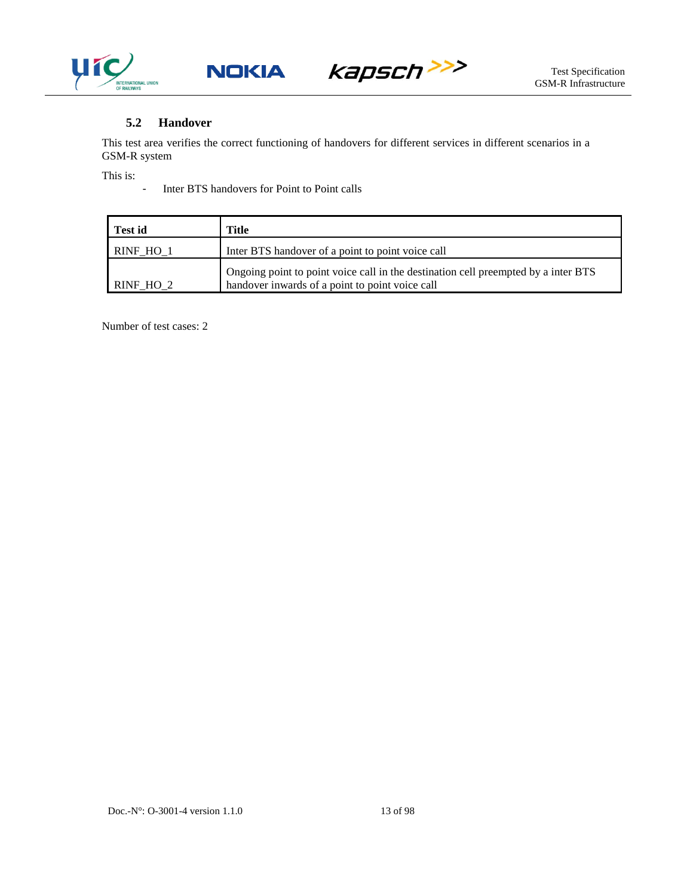### 5.2 Handover

This test area verifies the correct functioning of handovers for different services in different scenarios in a GSM-R system

This is:

- Inter BTS handovers for Point to Point calls

| Test id | Title |
|---|---|
| RINF_HO_1 | Inter BTS handover of a point to point voice call |
| RINF_HO_2 | Ongoing point to point voice call in the destination cell preempted by a inter BTS handover inwards of a point to point voice call |

Number of test cases: 2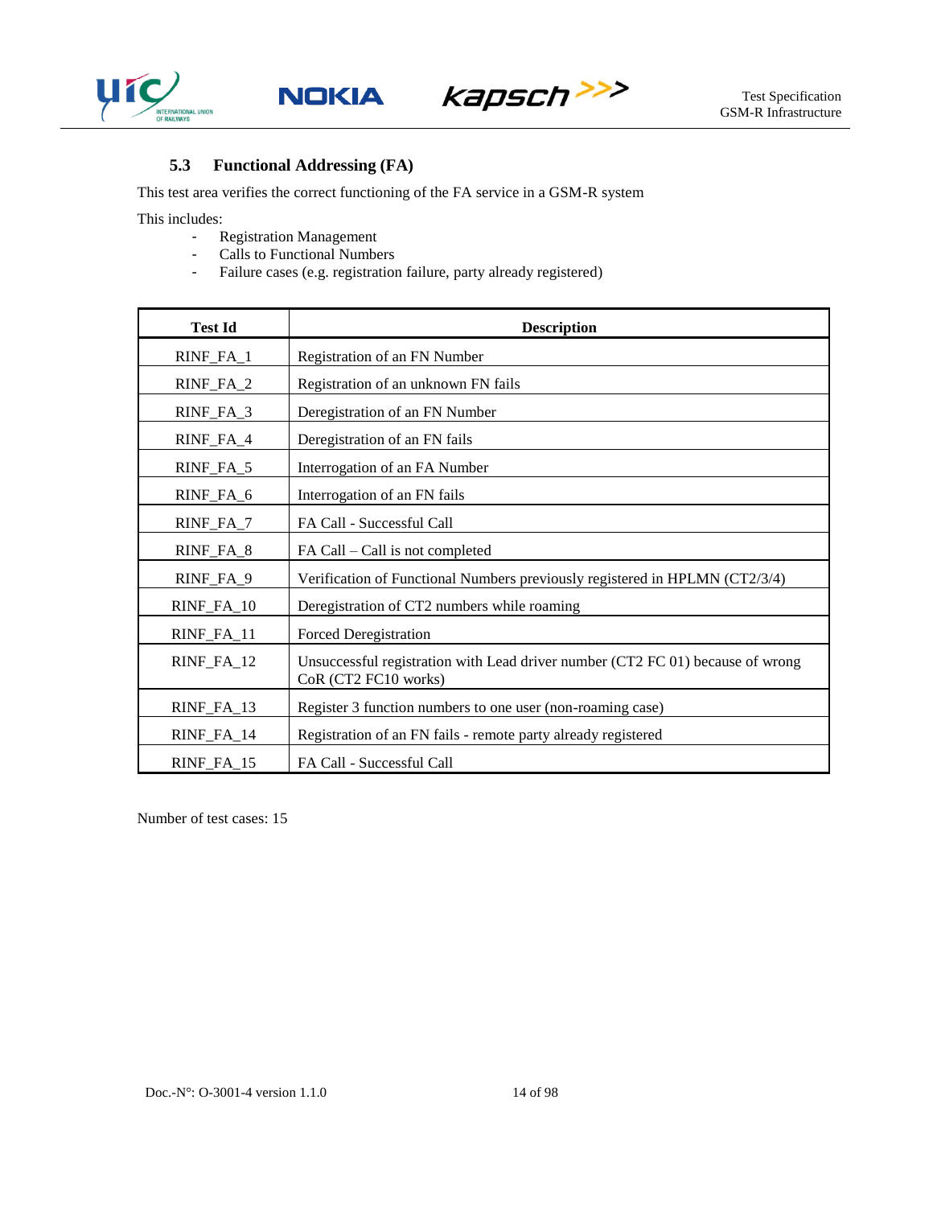### 5.3 Functional Addressing (FA)

This test area verifies the correct functioning of the FA service in a GSM-R system

This includes:

- Registration Management
- Calls to Functional Numbers
- Failure cases (e.g. registration failure, party already registered)

| Test Id | Description |
|---|---|
| RINF_FA_1 | Registration of an FN Number |
| RINF_FA_2 | Registration of an unknown FN fails |
| RINF_FA_3 | Deregistration of an FN Number |
| RINF_FA_4 | Deregistration of an FN fails |
| RINF_FA_5 | Interrogation of an FA Number |
| RINF_FA_6 | Interrogation of an FN fails |
| RINF_FA_7 | FA Call - Successful Call |
| RINF_FA_8 | FA Call – Call is not completed |
| RINF_FA_9 | Verification of Functional Numbers previously registered in HPLMN (CT2/3/4) |
| RINF_FA_10 | Deregistration of CT2 numbers while roaming |
| RINF_FA_11 | Forced Deregistration |
| RINF_FA_12 | Unsuccessful registration with Lead driver number (CT2 FC 01) because of wrong CoR (CT2 FC10 works) |
| RINF_FA_13 | Register 3 function numbers to one user (non-roaming case) |
| RINF_FA_14 | Registration of an FN fails - remote party already registered |
| RINF_FA_15 | FA Call - Successful Call |

Number of test cases: 15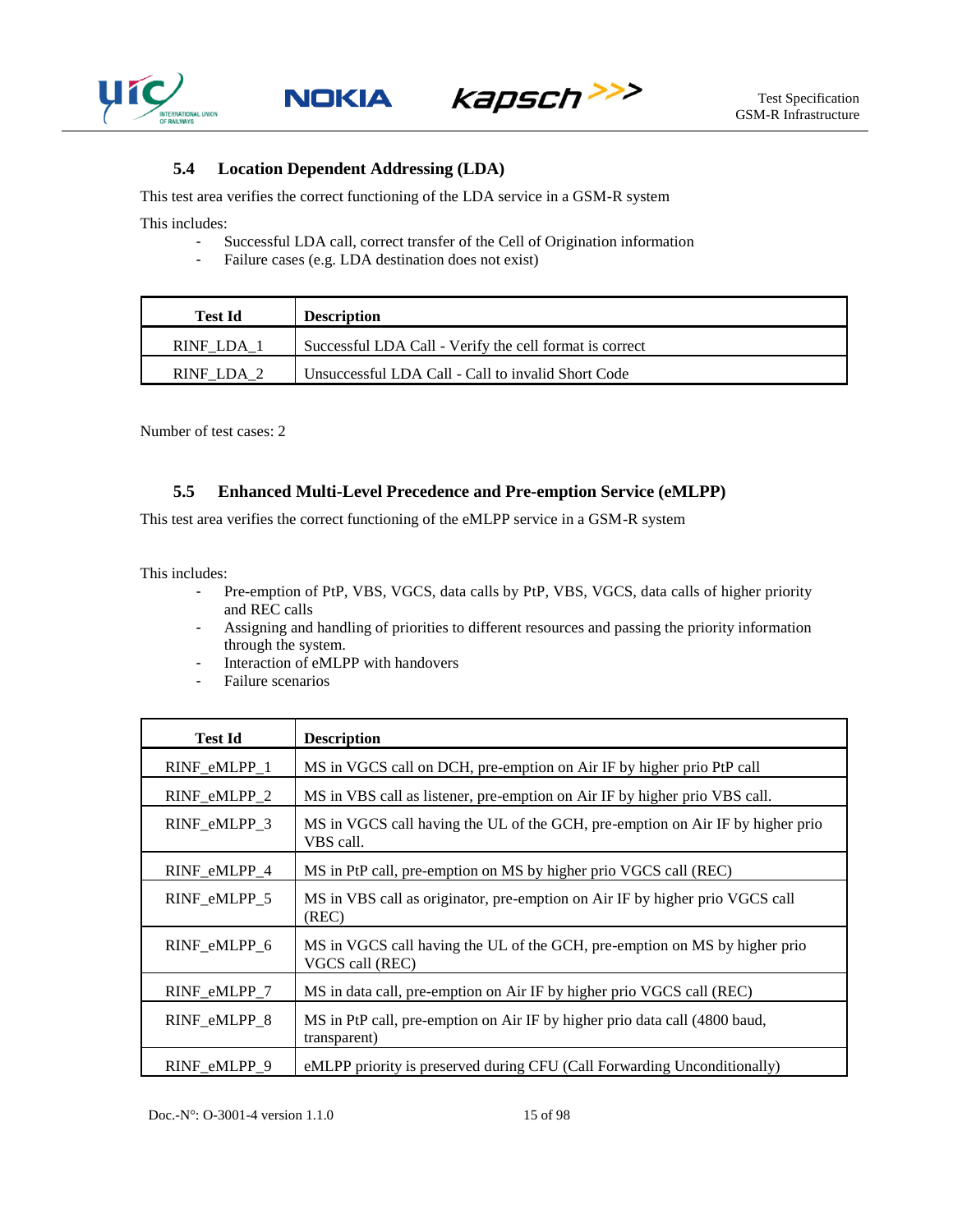### 5.4 Location Dependent Addressing (LDA)

This test area verifies the correct functioning of the LDA service in a GSM-R system

This includes:

- Successful LDA call, correct transfer of the Cell of Origination information
- Failure cases (e.g. LDA destination does not exist)

| Test Id | Description |
|---|---|
| RINF_LDA_1 | Successful LDA Call - Verify the cell format is correct |
| RINF_LDA_2 | Unsuccessful LDA Call - Call to invalid Short Code |

Number of test cases: 2

### 5.5 Enhanced Multi-Level Precedence and Pre-emption Service (eMLPP)

This test area verifies the correct functioning of the eMLPP service in a GSM-R system

This includes:

- Pre-emption of PtP, VBS, VGCS, data calls by PtP, VBS, VGCS, data calls of higher priority and REC calls
- Assigning and handling of priorities to different resources and passing the priority information through the system.
- Interaction of eMLPP with handovers
- Failure scenarios

| Test Id | Description |
|---|---|
| RINF_eMLPP_1 | MS in VGCS call on DCH, pre-emption on Air IF by higher prio PtP call |
| RINF_eMLPP_2 | MS in VBS call as listener, pre-emption on Air IF by higher prio VBS call. |
| RINF_eMLPP_3 | MS in VGCS call having the UL of the GCH, pre-emption on Air IF by higher prio VBS call. |
| RINF_eMLPP_4 | MS in PtP call, pre-emption on MS by higher prio VGCS call (REC) |
| RINF_eMLPP_5 | MS in VBS call as originator, pre-emption on Air IF by higher prio VGCS call (REC) |
| RINF_eMLPP_6 | MS in VGCS call having the UL of the GCH, pre-emption on MS by higher prio VGCS call (REC) |
| RINF_eMLPP_7 | MS in data call, pre-emption on Air IF by higher prio VGCS call (REC) |
| RINF_eMLPP_8 | MS in PtP call, pre-emption on Air IF by higher prio data call (4800 baud, transparent) |
| RINF_eMLPP_9 | eMLPP priority is preserved during CFU (Call Forwarding Unconditionally) |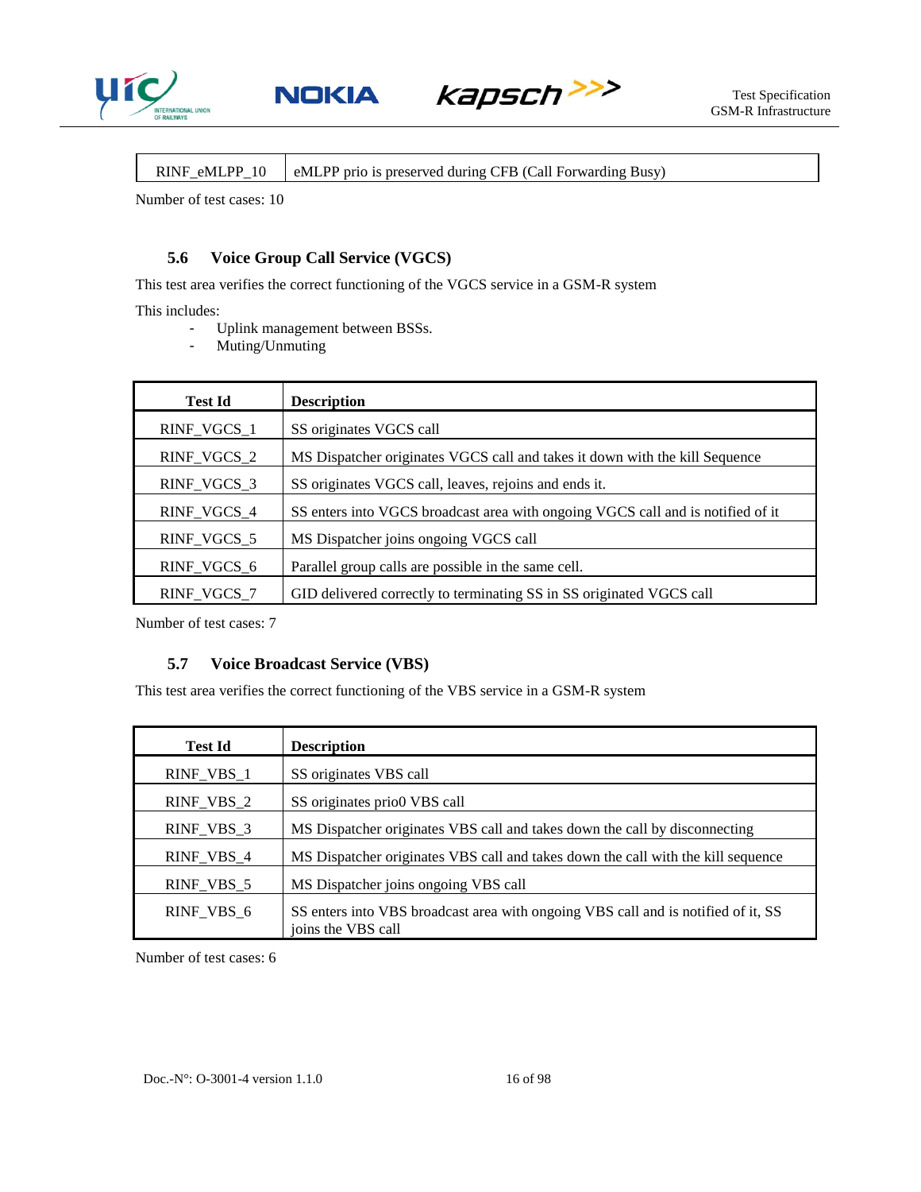| RINF_eMLPP_10 | eMLPP prio is preserved during CFB (Call Forwarding Busy) |
|---|---|

Number of test cases: 10

### 5.6 Voice Group Call Service (VGCS)

This test area verifies the correct functioning of the VGCS service in a GSM-R system

This includes:

- Uplink management between BSSs.
- Muting/Unmuting

| Test Id | Description |
|---|---|
| RINF_VGCS_1 | SS originates VGCS call |
| RINF_VGCS_2 | MS Dispatcher originates VGCS call and takes it down with the kill Sequence |
| RINF_VGCS_3 | SS originates VGCS call, leaves, rejoins and ends it. |
| RINF_VGCS_4 | SS enters into VGCS broadcast area with ongoing VGCS call and is notified of it |
| RINF_VGCS_5 | MS Dispatcher joins ongoing VGCS call |
| RINF_VGCS_6 | Parallel group calls are possible in the same cell. |
| RINF_VGCS_7 | GID delivered correctly to terminating SS in SS originated VGCS call |

Number of test cases: 7

### 5.7 Voice Broadcast Service (VBS)

This test area verifies the correct functioning of the VBS service in a GSM-R system

| Test Id | Description |
|---|---|
| RINF_VBS_1 | SS originates VBS call |
| RINF_VBS_2 | SS originates prio0 VBS call |
| RINF_VBS_3 | MS Dispatcher originates VBS call and takes down the call by disconnecting |
| RINF_VBS_4 | MS Dispatcher originates VBS call and takes down the call with the kill sequence |
| RINF_VBS_5 | MS Dispatcher joins ongoing VBS call |
| RINF_VBS_6 | SS enters into VBS broadcast area with ongoing VBS call and is notified of it, SS joins the VBS call |

Number of test cases: 6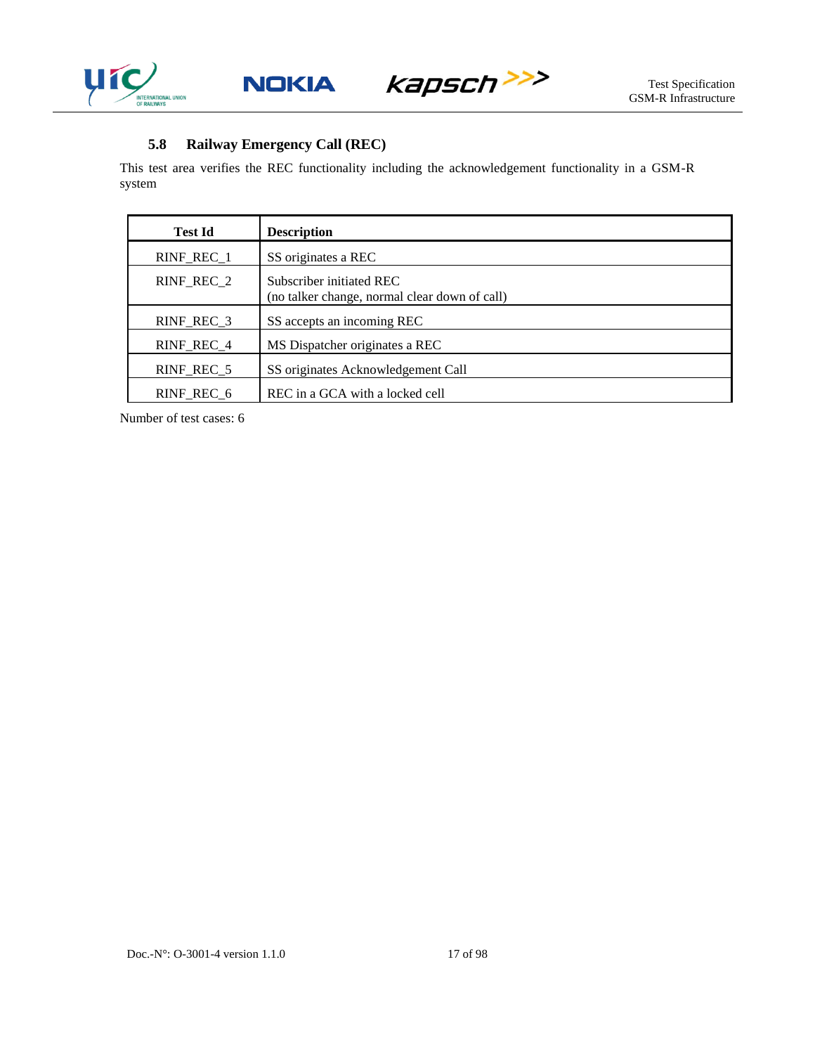### 5.8 Railway Emergency Call (REC)

This test area verifies the REC functionality including the acknowledgement functionality in a GSM-R system

| Test Id | Description |
|---|---|
| RINF_REC_1 | SS originates a REC |
| RINF_REC_2 | Subscriber initiated REC<br>(no talker change, normal clear down of call) |
| RINF_REC_3 | SS accepts an incoming REC |
| RINF_REC_4 | MS Dispatcher originates a REC |
| RINF_REC_5 | SS originates Acknowledgement Call |
| RINF_REC_6 | REC in a GCA with a locked cell |

Number of test cases: 6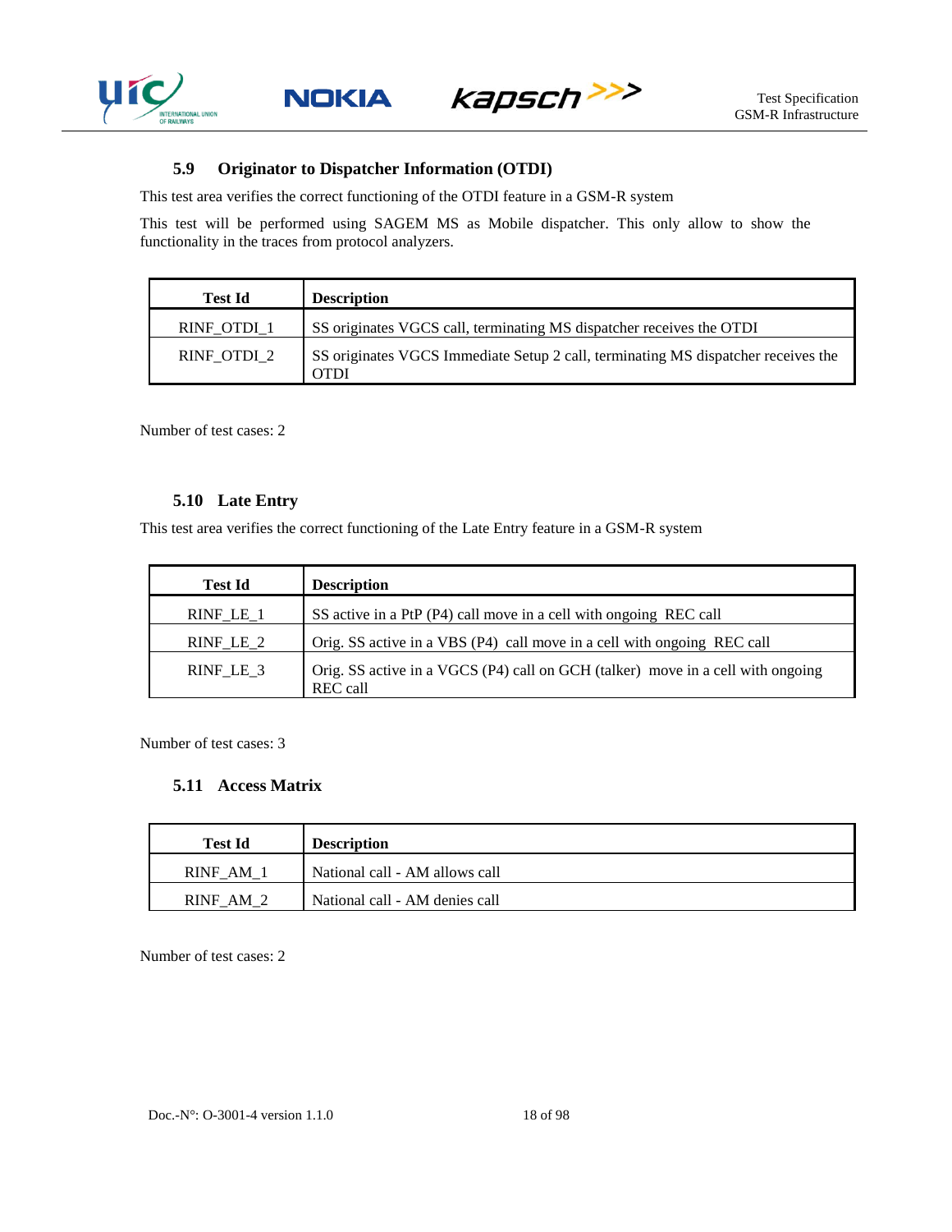### 5.9 Originator to Dispatcher Information (OTDI)

This test area verifies the correct functioning of the OTDI feature in a GSM-R system

This test will be performed using SAGEM MS as Mobile dispatcher. This only allow to show the functionality in the traces from protocol analyzers.

| Test Id | Description |
|---|---|
| RINF_OTDI_1 | SS originates VGCS call, terminating MS dispatcher receives the OTDI |
| RINF_OTDI_2 | SS originates VGCS Immediate Setup 2 call, terminating MS dispatcher receives the OTDI |

Number of test cases: 2

### 5.10 Late Entry

This test area verifies the correct functioning of the Late Entry feature in a GSM-R system

| Test Id | Description |
|---|---|
| RINF_LE_1 | SS active in a PtP (P4) call move in a cell with ongoing REC call |
| RINF_LE_2 | Orig. SS active in a VBS (P4) call move in a cell with ongoing REC call |
| RINF_LE_3 | Orig. SS active in a VGCS (P4) call on GCH (talker) move in a cell with ongoing REC call |

Number of test cases: 3

### 5.11 Access Matrix

| Test Id | Description |
|---|---|
| RINF_AM_1 | National call - AM allows call |
| RINF_AM_2 | National call - AM denies call |

Number of test cases: 2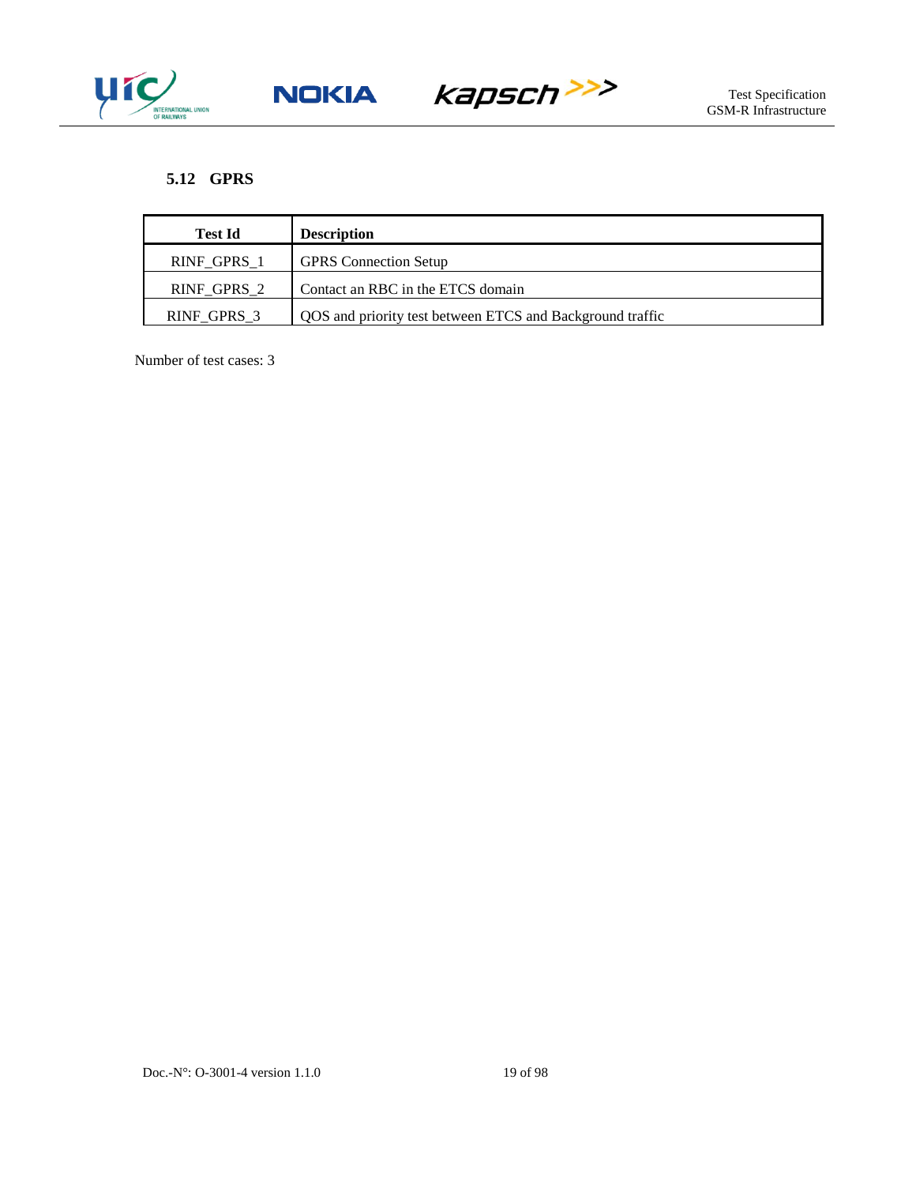### 5.12 GPRS

| Test Id | Description |
| --- | --- |
| RINF_GPRS_1 | GPRS Connection Setup |
| RINF_GPRS_2 | Contact an RBC in the ETCS domain |
| RINF_GPRS_3 | QOS and priority test between ETCS and Background traffic |

Number of test cases: 3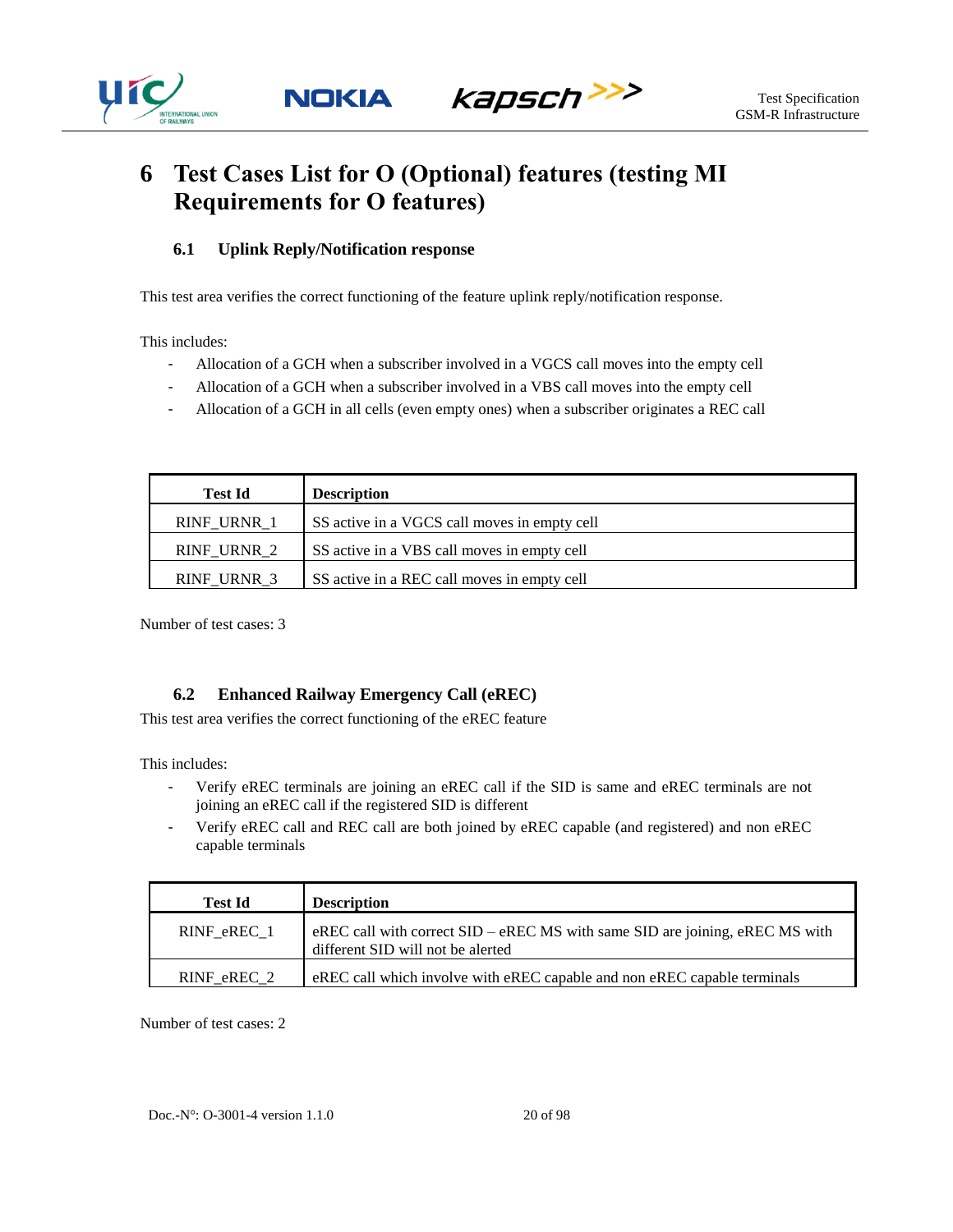# 6 Test Cases List for O (Optional) features (testing MI Requirements for O features)

## 6.1 Uplink Reply/Notification response

This test area verifies the correct functioning of the feature uplink reply/notification response.

This includes:

- Allocation of a GCH when a subscriber involved in a VGCS call moves into the empty cell
- Allocation of a GCH when a subscriber involved in a VBS call moves into the empty cell
- Allocation of a GCH in all cells (even empty ones) when a subscriber originates a REC call

| Test Id | Description |
|---|---|
| RINF_URNR_1 | SS active in a VGCS call moves in empty cell |
| RINF_URNR_2 | SS active in a VBS call moves in empty cell |
| RINF_URNR_3 | SS active in a REC call moves in empty cell |

Number of test cases: 3

## 6.2 Enhanced Railway Emergency Call (eREC)

This test area verifies the correct functioning of the eREC feature

This includes:

- Verify eREC terminals are joining an eREC call if the SID is same and eREC terminals are not joining an eREC call if the registered SID is different
- Verify eREC call and REC call are both joined by eREC capable (and registered) and non eREC capable terminals

| Test Id | Description |
|---|---|
| RINF_eREC_1 | eREC call with correct SID – eREC MS with same SID are joining, eREC MS with different SID will not be alerted |
| RINF_eREC_2 | eREC call which involve with eREC capable and non eREC capable terminals |

Number of test cases: 2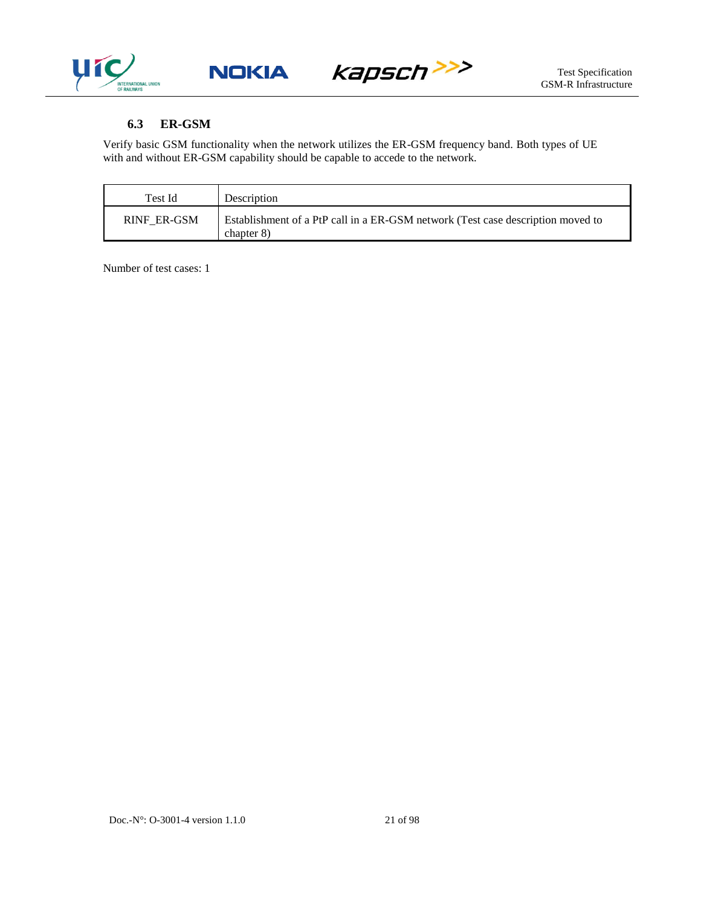### 6.3 ER-GSM

Verify basic GSM functionality when the network utilizes the ER-GSM frequency band. Both types of UE with and without ER-GSM capability should be capable to accede to the network.

| Test Id | Description |
|---|---|
| RINF_ER-GSM | Establishment of a PtP call in a ER-GSM network (Test case description moved to chapter 8) |

Number of test cases: 1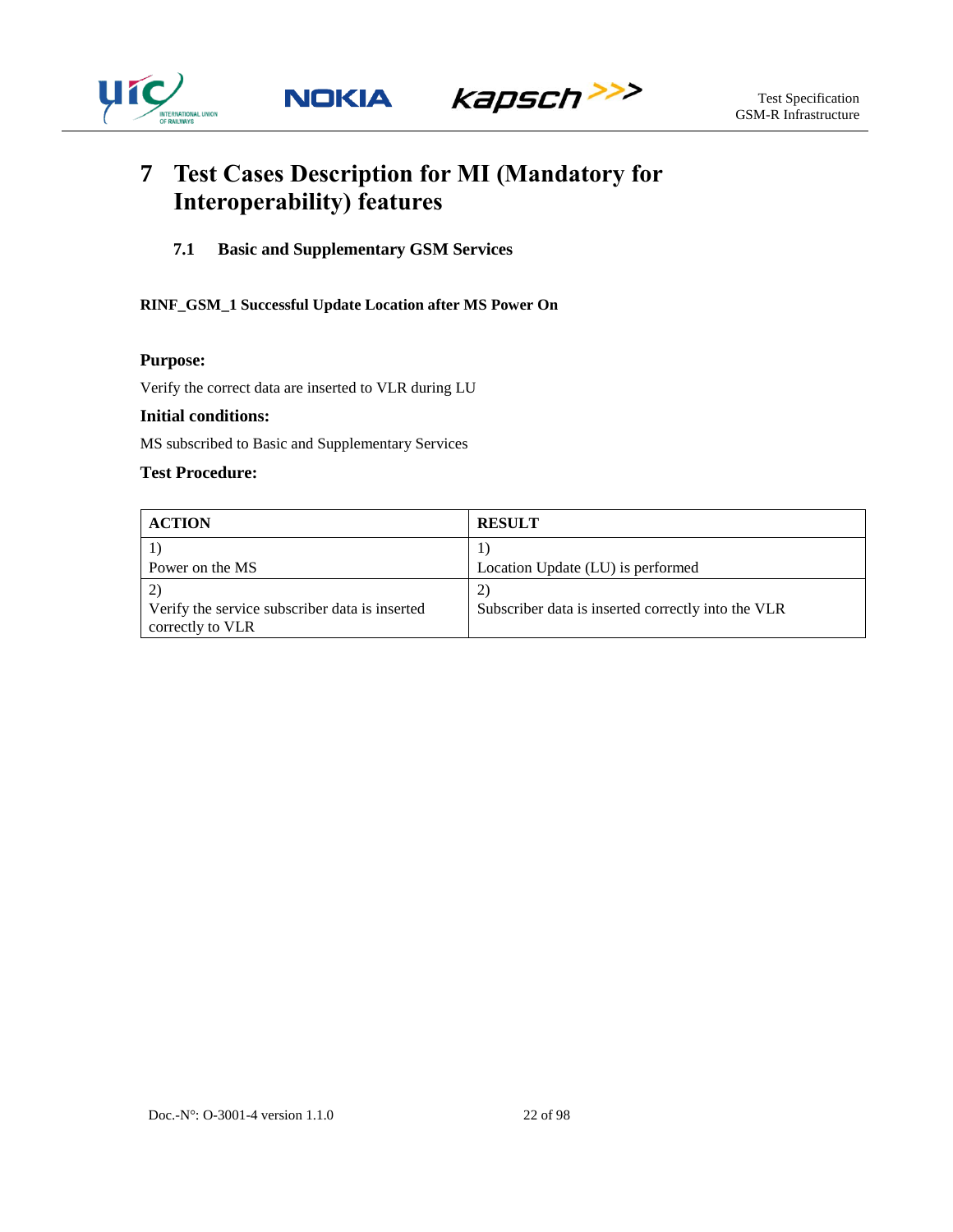# 7 Test Cases Description for MI (Mandatory for Interoperability) features

## 7.1 Basic and Supplementary GSM Services

**RINF_GSM_1 Successful Update Location after MS Power On**

**Purpose:**

Verify the correct data are inserted to VLR during LU

**Initial conditions:**

MS subscribed to Basic and Supplementary Services

**Test Procedure:**

| ACTION | RESULT |
| --- | --- |
| 1)<br>Power on the MS | 1)<br>Location Update (LU) is performed |
| 2)<br>Verify the service subscriber data is inserted correctly to VLR | 2)<br>Subscriber data is inserted correctly into the VLR |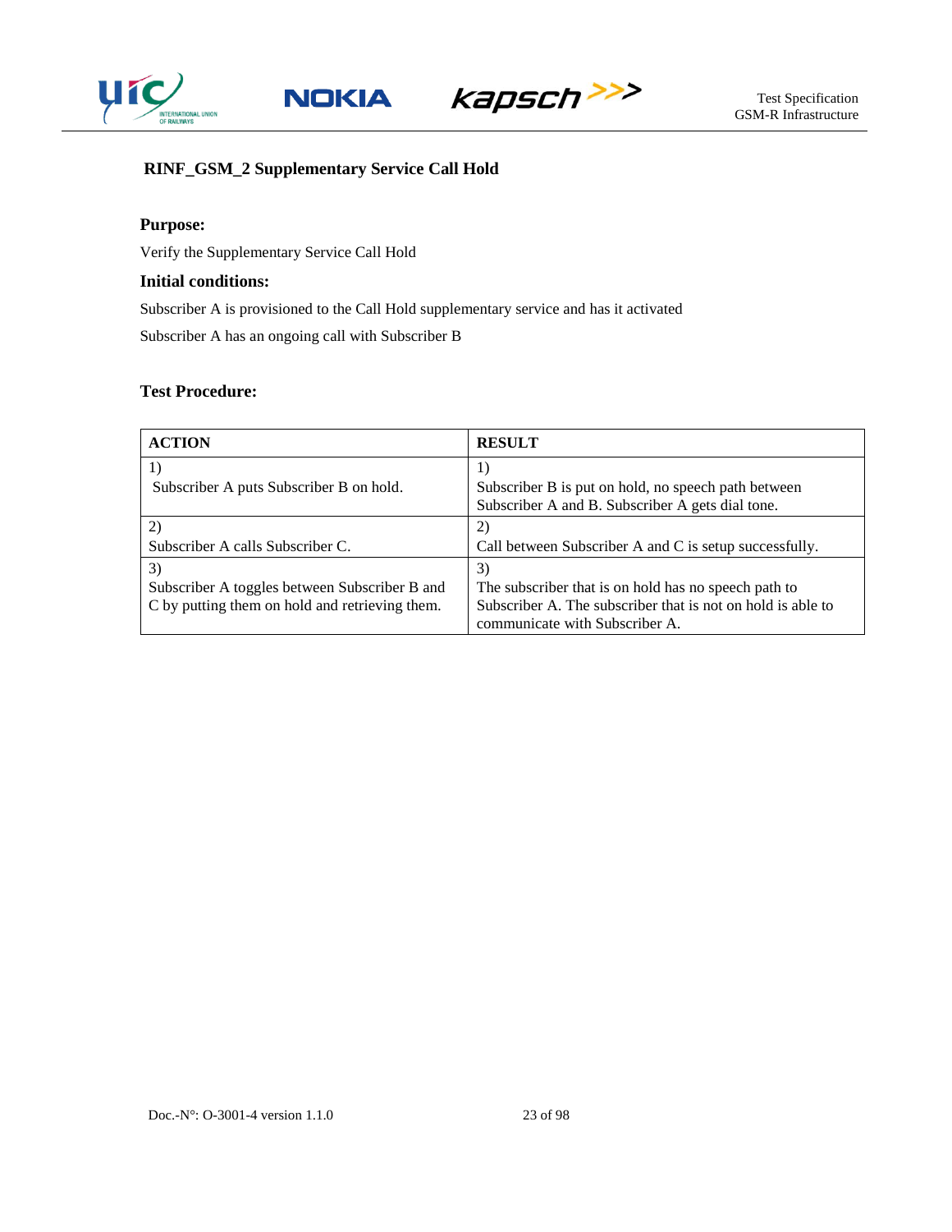### RINF_GSM_2 Supplementary Service Call Hold

**Purpose:**

Verify the Supplementary Service Call Hold

**Initial conditions:**

Subscriber A is provisioned to the Call Hold supplementary service and has it activated

Subscriber A has an ongoing call with Subscriber B

**Test Procedure:**

| ACTION | RESULT |
|---|---|
| 1)<br>Subscriber A puts Subscriber B on hold. | 1)<br>Subscriber B is put on hold, no speech path between Subscriber A and B. Subscriber A gets dial tone. |
| 2)<br>Subscriber A calls Subscriber C. | 2)<br>Call between Subscriber A and C is setup successfully. |
| 3)<br>Subscriber A toggles between Subscriber B and C by putting them on hold and retrieving them. | 3)<br>The subscriber that is on hold has no speech path to Subscriber A. The subscriber that is not on hold is able to communicate with Subscriber A. |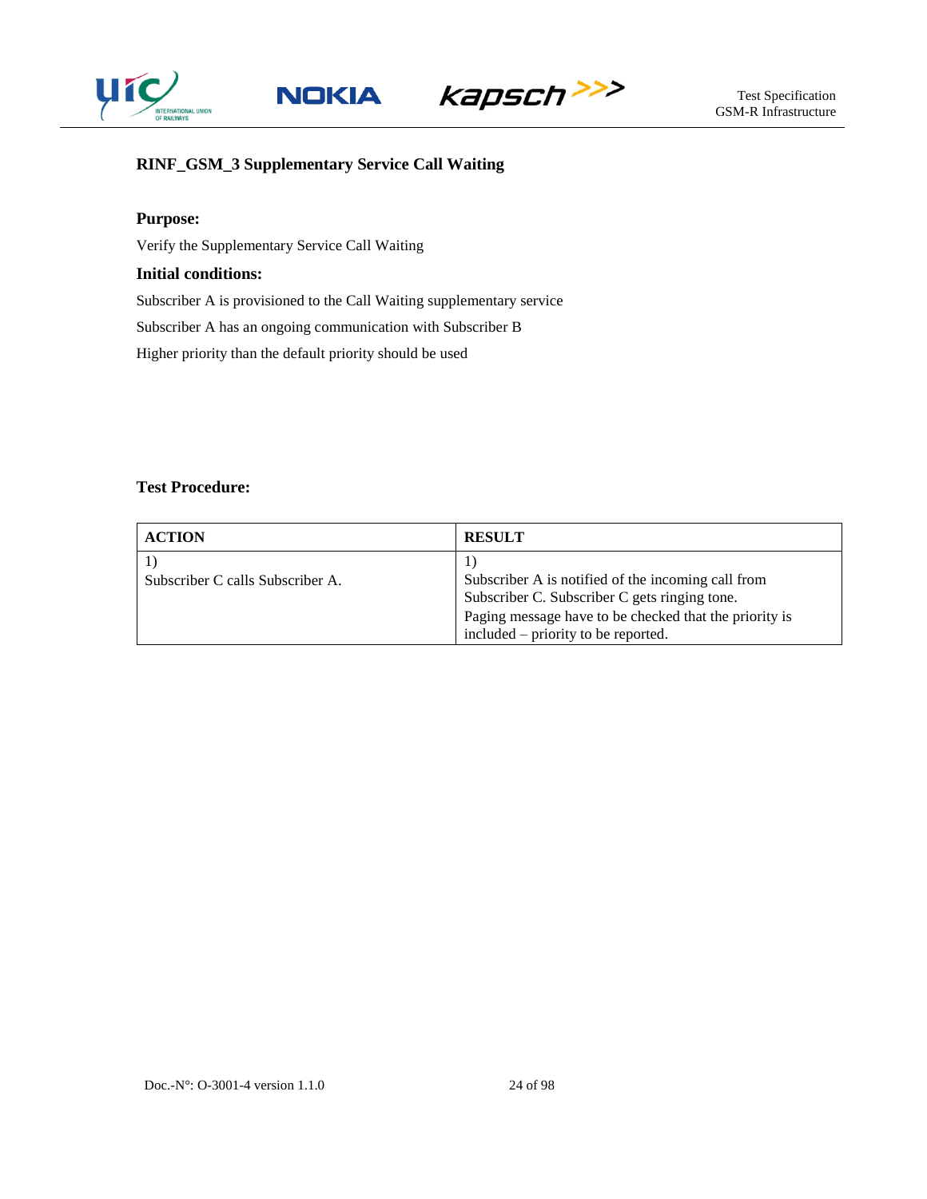### RINF_GSM_3 Supplementary Service Call Waiting

**Purpose:**

Verify the Supplementary Service Call Waiting

**Initial conditions:**

Subscriber A is provisioned to the Call Waiting supplementary service

Subscriber A has an ongoing communication with Subscriber B

Higher priority than the default priority should be used

**Test Procedure:**

| ACTION | RESULT |
|---|---|
| 1)<br>Subscriber C calls Subscriber A. | 1)<br>Subscriber A is notified of the incoming call from Subscriber C. Subscriber C gets ringing tone.<br>Paging message have to be checked that the priority is included – priority to be reported. |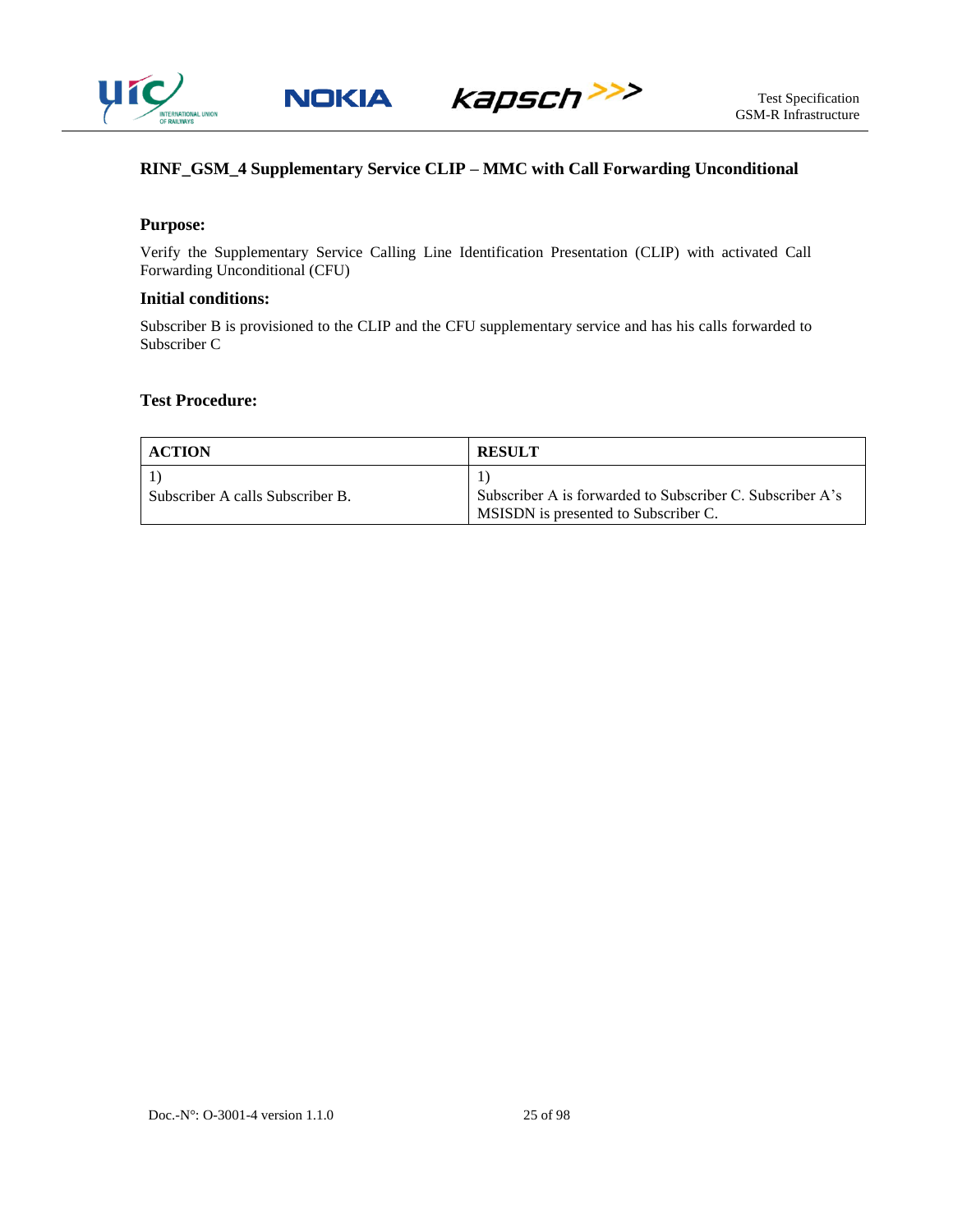### RINF_GSM_4 Supplementary Service CLIP – MMC with Call Forwarding Unconditional

#### Purpose:

Verify the Supplementary Service Calling Line Identification Presentation (CLIP) with activated Call Forwarding Unconditional (CFU)

#### Initial conditions:

Subscriber B is provisioned to the CLIP and the CFU supplementary service and has his calls forwarded to Subscriber C

#### Test Procedure:

| ACTION | RESULT |
|---|---|
| 1)<br>Subscriber A calls Subscriber B. | 1)<br>Subscriber A is forwarded to Subscriber C. Subscriber A's MSISDN is presented to Subscriber C. |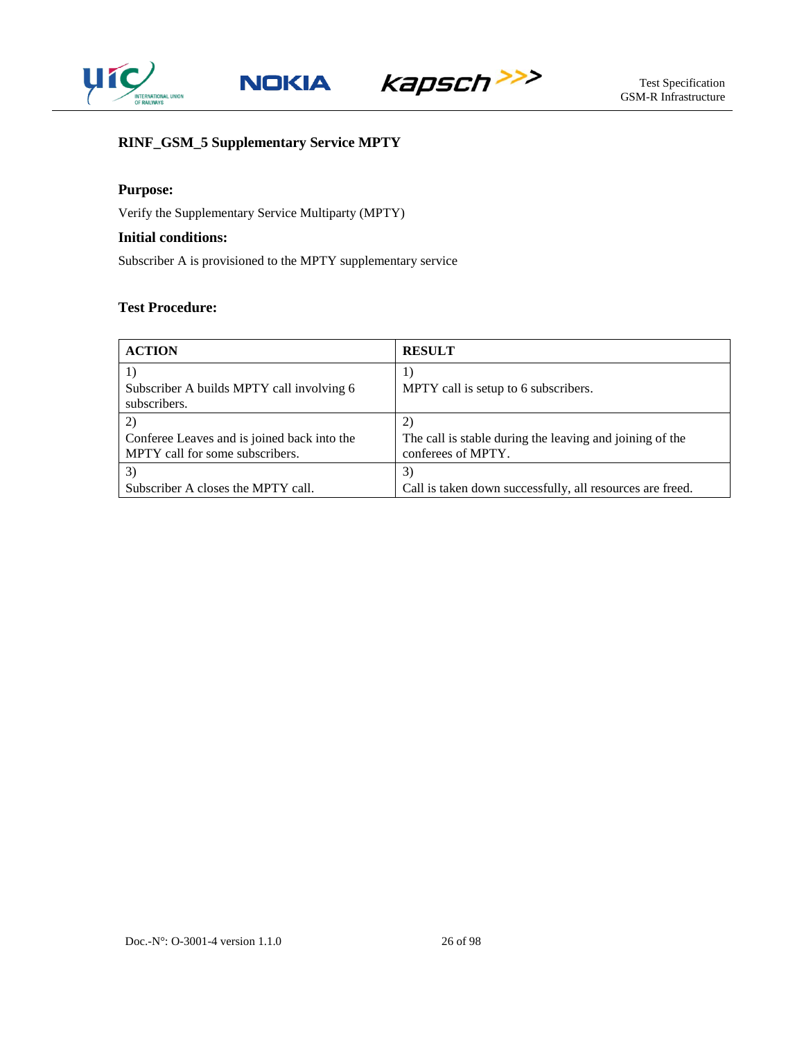### RINF_GSM_5 Supplementary Service MPTY

**Purpose:**

Verify the Supplementary Service Multiparty (MPTY)

**Initial conditions:**

Subscriber A is provisioned to the MPTY supplementary service

**Test Procedure:**

| ACTION | RESULT |
|---|---|
| 1)<br>Subscriber A builds MPTY call involving 6 subscribers. | 1)<br>MPTY call is setup to 6 subscribers. |
| 2)<br>Conferee Leaves and is joined back into the MPTY call for some subscribers. | 2)<br>The call is stable during the leaving and joining of the conferees of MPTY. |
| 3)<br>Subscriber A closes the MPTY call. | 3)<br>Call is taken down successfully, all resources are freed. |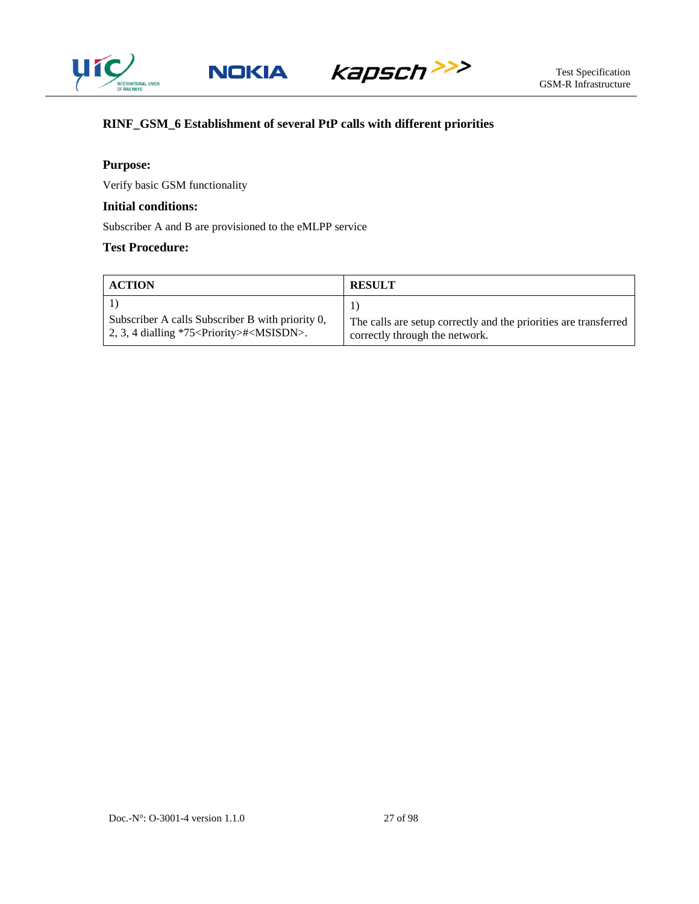### RINF_GSM_6 Establishment of several PtP calls with different priorities

**Purpose:**

Verify basic GSM functionality

**Initial conditions:**

Subscriber A and B are provisioned to the eMLPP service

**Test Procedure:**

| ACTION | RESULT |
|---|---|
| 1)<br>Subscriber A calls Subscriber B with priority 0, 2, 3, 4 dialling *75<Priority>#<MSISDN>. | 1)<br>The calls are setup correctly and the priorities are transferred correctly through the network. |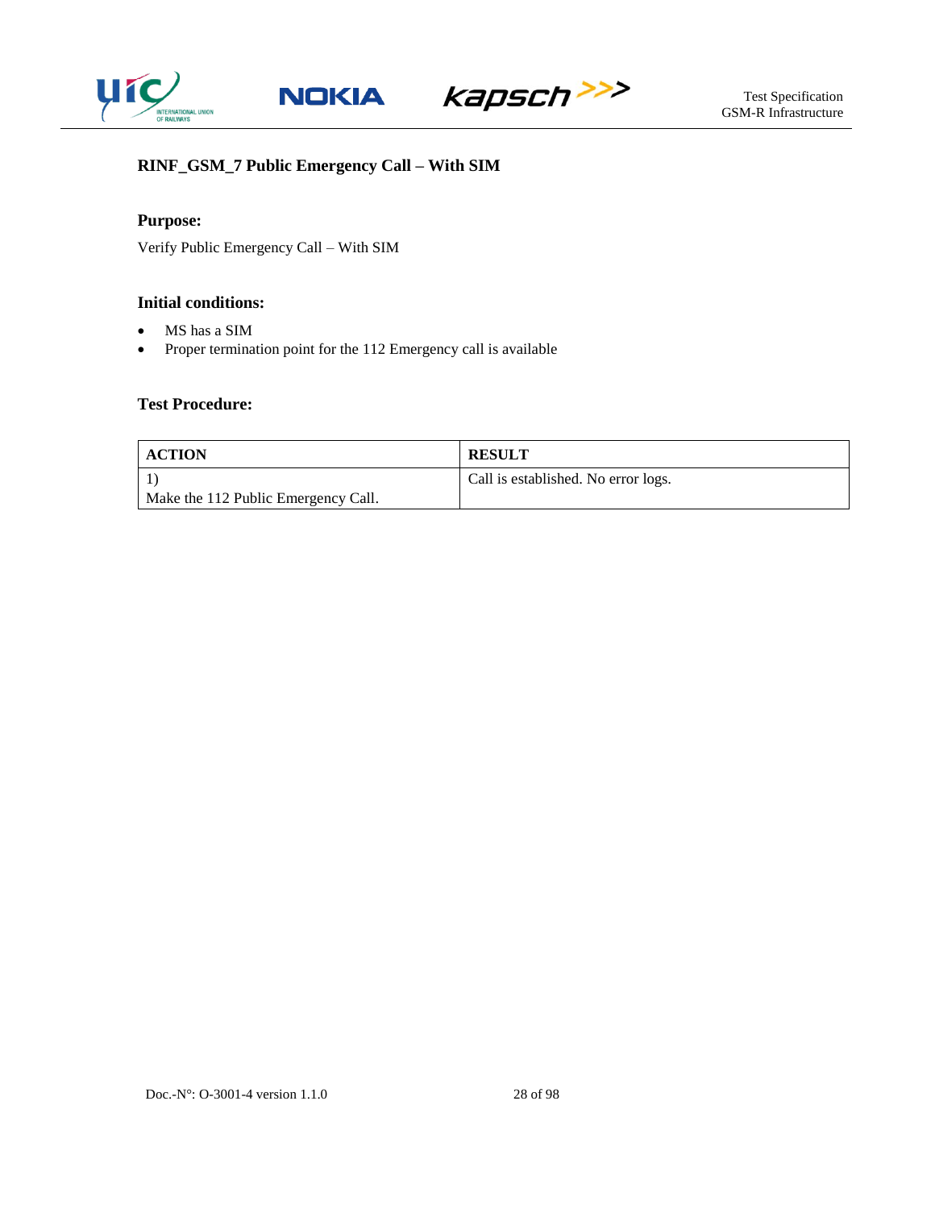### RINF_GSM_7 Public Emergency Call – With SIM

**Purpose:**

Verify Public Emergency Call – With SIM

**Initial conditions:**

- MS has a SIM
- Proper termination point for the 112 Emergency call is available

**Test Procedure:**

| ACTION | RESULT |
| --- | --- |
| 1)<br>Make the 112 Public Emergency Call. | Call is established. No error logs. |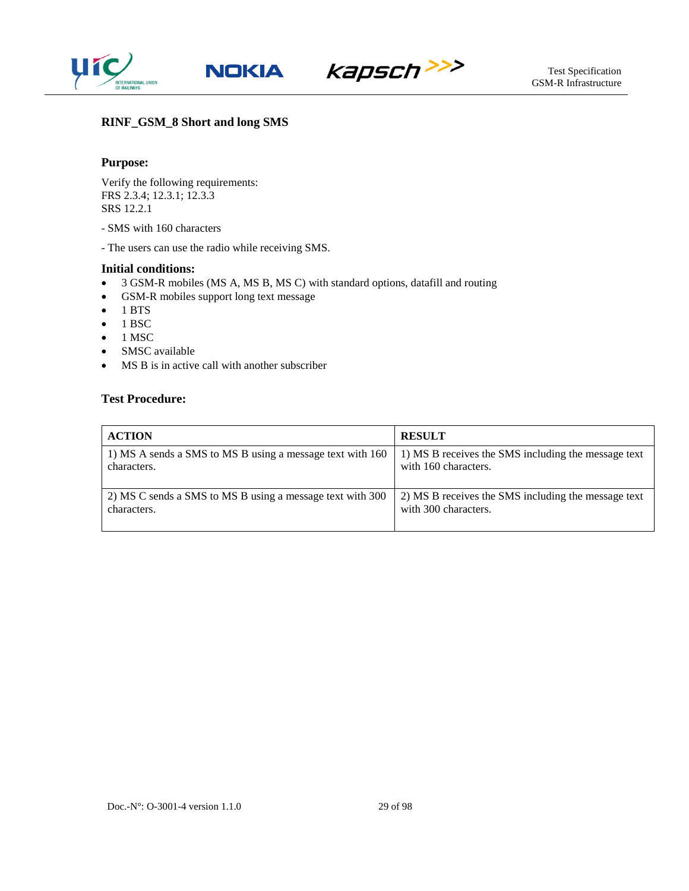### RINF_GSM_8 Short and long SMS

**Purpose:**

Verify the following requirements:
FRS 2.3.4; 12.3.1; 12.3.3
SRS 12.2.1

- SMS with 160 characters

- The users can use the radio while receiving SMS.

**Initial conditions:**

- 3 GSM-R mobiles (MS A, MS B, MS C) with standard options, datafill and routing
- GSM-R mobiles support long text message
- 1 BTS
- 1 BSC
- 1 MSC
- SMSC available
- MS B is in active call with another subscriber

**Test Procedure:**

| ACTION | RESULT |
|---|---|
| 1) MS A sends a SMS to MS B using a message text with 160 characters. | 1) MS B receives the SMS including the message text with 160 characters. |
| 2) MS C sends a SMS to MS B using a message text with 300 characters. | 2) MS B receives the SMS including the message text with 300 characters. |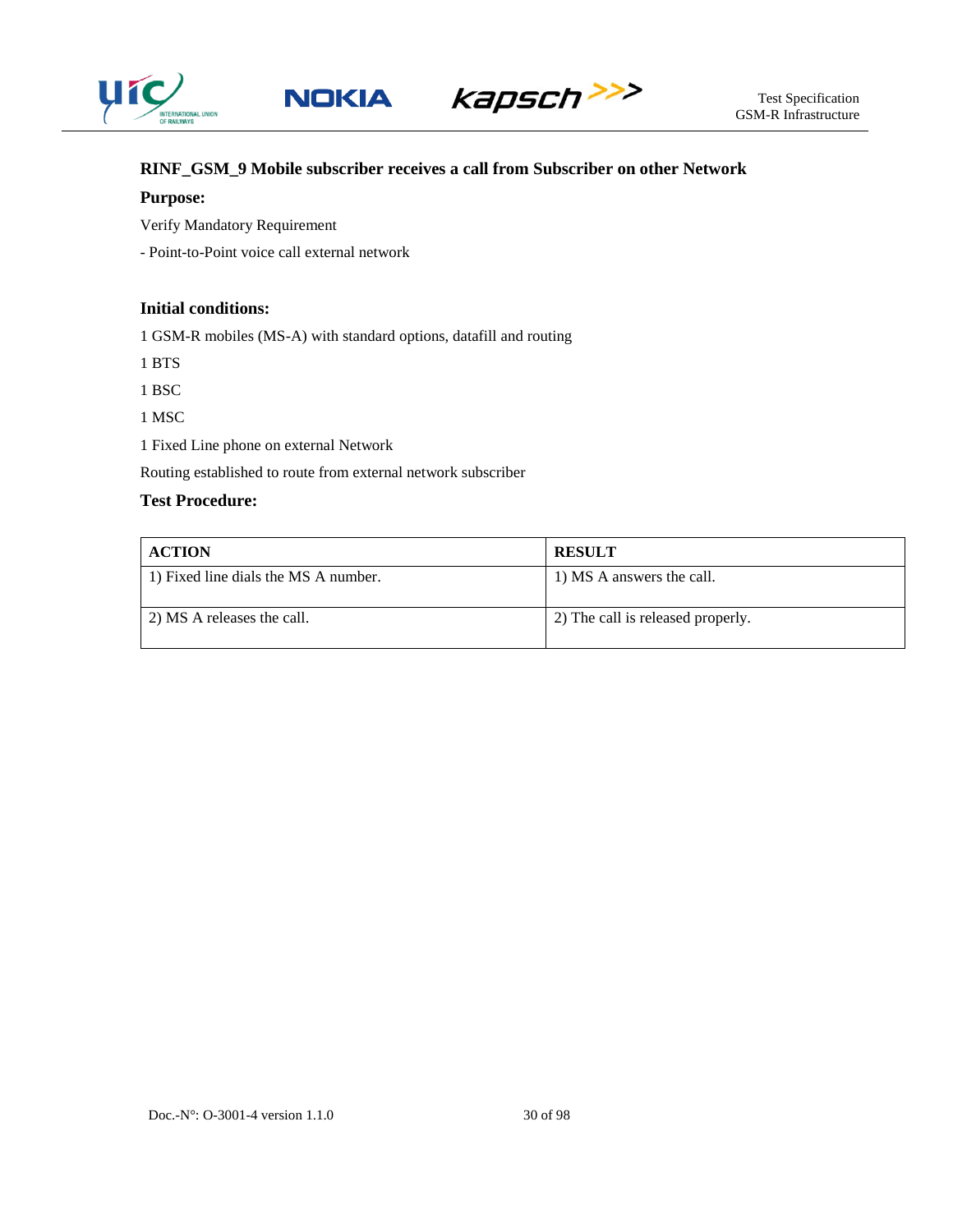## RINF_GSM_9 Mobile subscriber receives a call from Subscriber on other Network

**Purpose:**

Verify Mandatory Requirement

- Point-to-Point voice call external network

**Initial conditions:**

1 GSM-R mobiles (MS-A) with standard options, datafill and routing

1 BTS

1 BSC

1 MSC

1 Fixed Line phone on external Network

Routing established to route from external network subscriber

**Test Procedure:**

| ACTION | RESULT |
|---|---|
| 1) Fixed line dials the MS A number. | 1) MS A answers the call. |
| 2) MS A releases the call. | 2) The call is released properly. |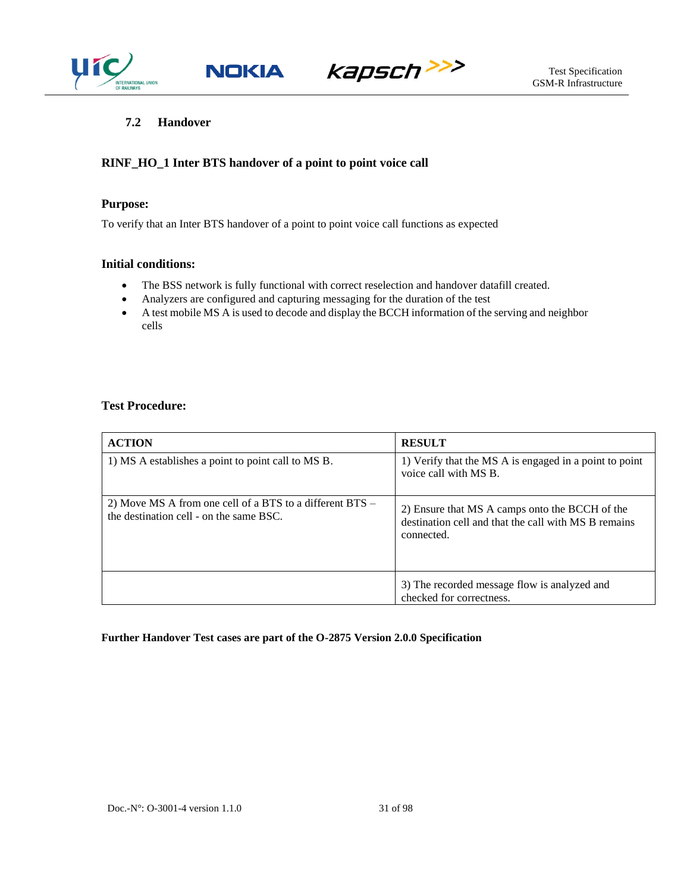## 7.2 Handover

### RINF_HO_1 Inter BTS handover of a point to point voice call

**Purpose:**

To verify that an Inter BTS handover of a point to point voice call functions as expected

**Initial conditions:**

- The BSS network is fully functional with correct reselection and handover datafill created.
- Analyzers are configured and capturing messaging for the duration of the test
- A test mobile MS A is used to decode and display the BCCH information of the serving and neighbor cells

**Test Procedure:**

| ACTION | RESULT |
|---|---|
| 1) MS A establishes a point to point call to MS B. | 1) Verify that the MS A is engaged in a point to point voice call with MS B. |
| 2) Move MS A from one cell of a BTS to a different BTS – the destination cell - on the same BSC. | 2) Ensure that MS A camps onto the BCCH of the destination cell and that the call with MS B remains connected. |
| | 3) The recorded message flow is analyzed and checked for correctness. |

**Further Handover Test cases are part of the O-2875 Version 2.0.0 Specification**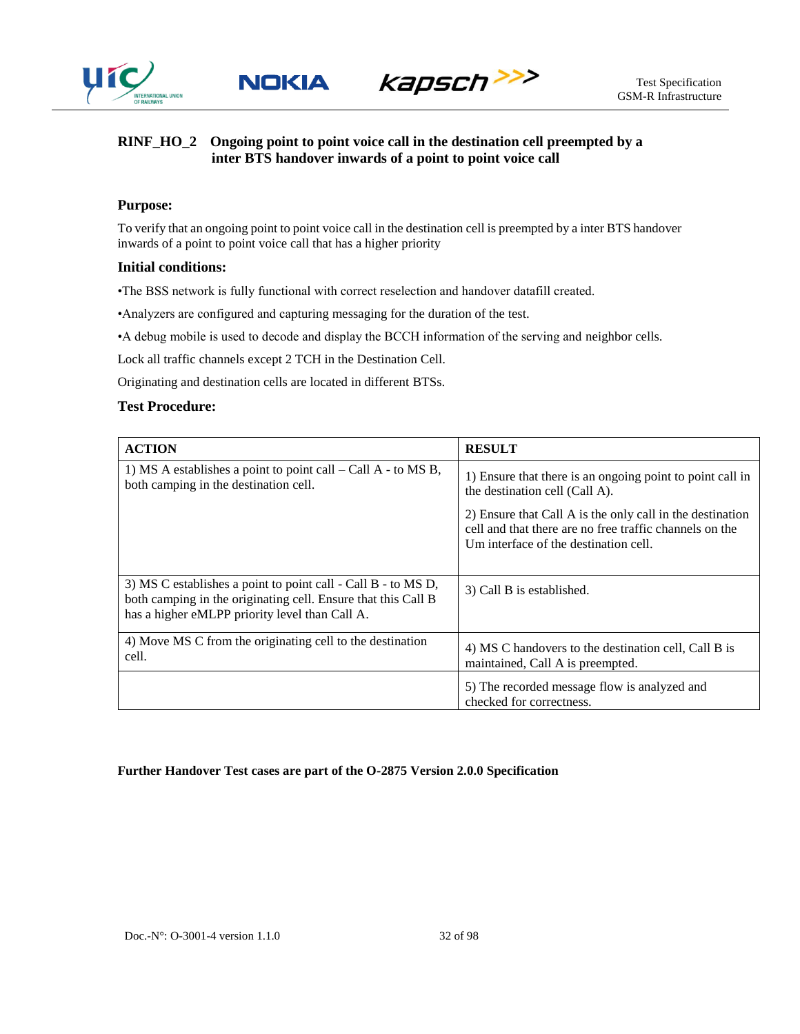## RINF_HO_2 Ongoing point to point voice call in the destination cell preempted by a inter BTS handover inwards of a point to point voice call

### Purpose:

To verify that an ongoing point to point voice call in the destination cell is preempted by a inter BTS handover inwards of a point to point voice call that has a higher priority

### Initial conditions:

•The BSS network is fully functional with correct reselection and handover datafill created.

•Analyzers are configured and capturing messaging for the duration of the test.

•A debug mobile is used to decode and display the BCCH information of the serving and neighbor cells.

Lock all traffic channels except 2 TCH in the Destination Cell.

Originating and destination cells are located in different BTSs.

### Test Procedure:

| ACTION | RESULT |
|---|---|
| 1) MS A establishes a point to point call – Call A - to MS B, both camping in the destination cell. | 1) Ensure that there is an ongoing point to point call in the destination cell (Call A).<br><br>2) Ensure that Call A is the only call in the destination cell and that there are no free traffic channels on the Um interface of the destination cell. |
| 3) MS C establishes a point to point call - Call B - to MS D, both camping in the originating cell. Ensure that this Call B has a higher eMLPP priority level than Call A. | 3) Call B is established. |
| 4) Move MS C from the originating cell to the destination cell. | 4) MS C handovers to the destination cell, Call B is maintained, Call A is preempted. |
| | 5) The recorded message flow is analyzed and checked for correctness. |

**Further Handover Test cases are part of the O-2875 Version 2.0.0 Specification**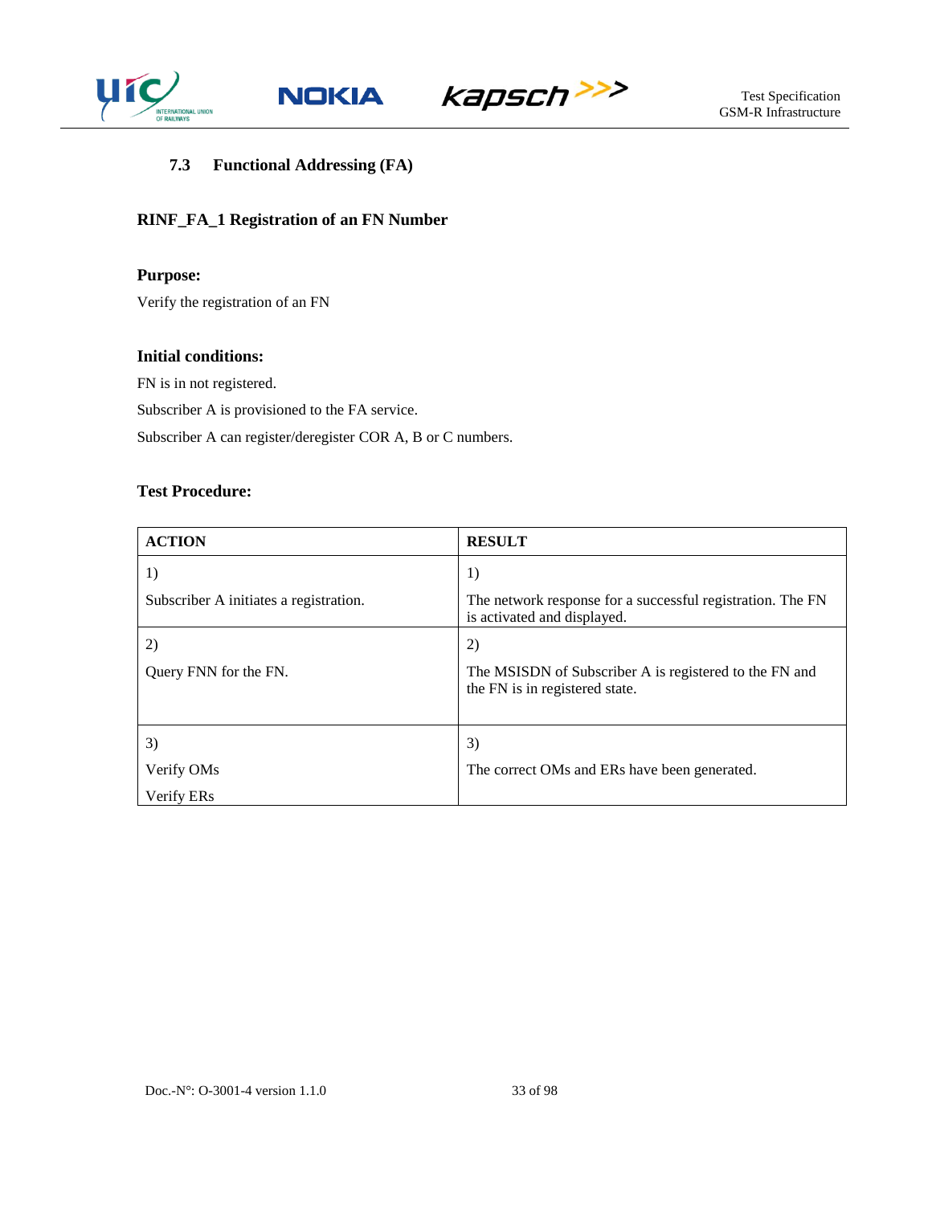### 7.3 Functional Addressing (FA)

**RINF_FA_1 Registration of an FN Number**

**Purpose:**

Verify the registration of an FN

**Initial conditions:**

FN is in not registered.

Subscriber A is provisioned to the FA service.

Subscriber A can register/deregister COR A, B or C numbers.

**Test Procedure:**

| ACTION | RESULT |
|---|---|
| 1)<br><br>Subscriber A initiates a registration. | 1)<br><br>The network response for a successful registration. The FN is activated and displayed. |
| 2)<br><br>Query FNN for the FN. | 2)<br><br>The MSISDN of Subscriber A is registered to the FN and the FN is in registered state. |
| 3)<br><br>Verify OMs<br><br>Verify ERs | 3)<br><br>The correct OMs and ERs have been generated. |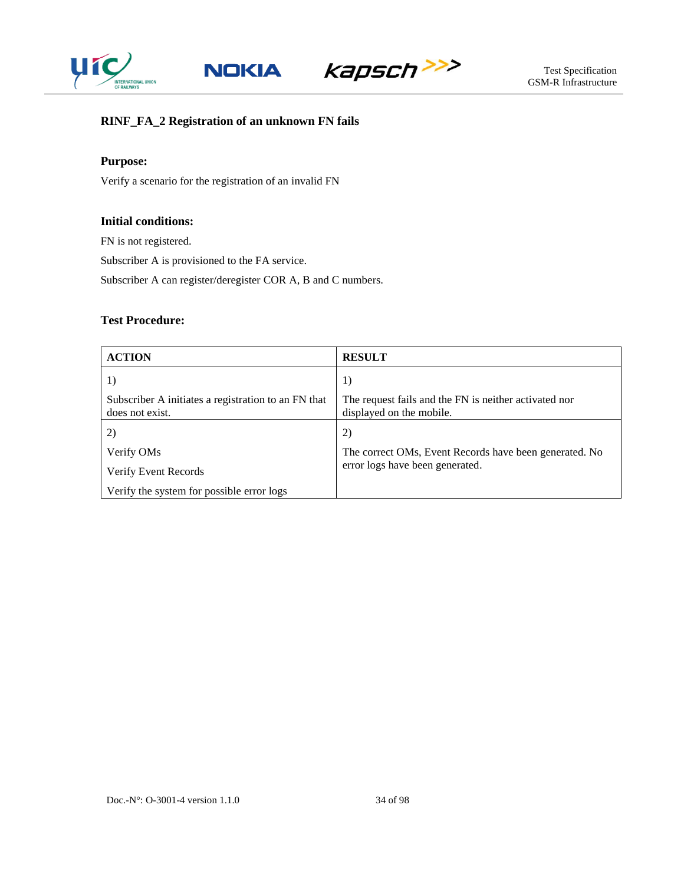### RINF_FA_2 Registration of an unknown FN fails

**Purpose:**

Verify a scenario for the registration of an invalid FN

**Initial conditions:**

FN is not registered.

Subscriber A is provisioned to the FA service.

Subscriber A can register/deregister COR A, B and C numbers.

**Test Procedure:**

| ACTION | RESULT |
|---|---|
| 1)<br><br>Subscriber A initiates a registration to an FN that does not exist. | 1)<br><br>The request fails and the FN is neither activated nor displayed on the mobile. |
| 2)<br><br>Verify OMs<br><br>Verify Event Records<br><br>Verify the system for possible error logs | 2)<br><br>The correct OMs, Event Records have been generated. No error logs have been generated. |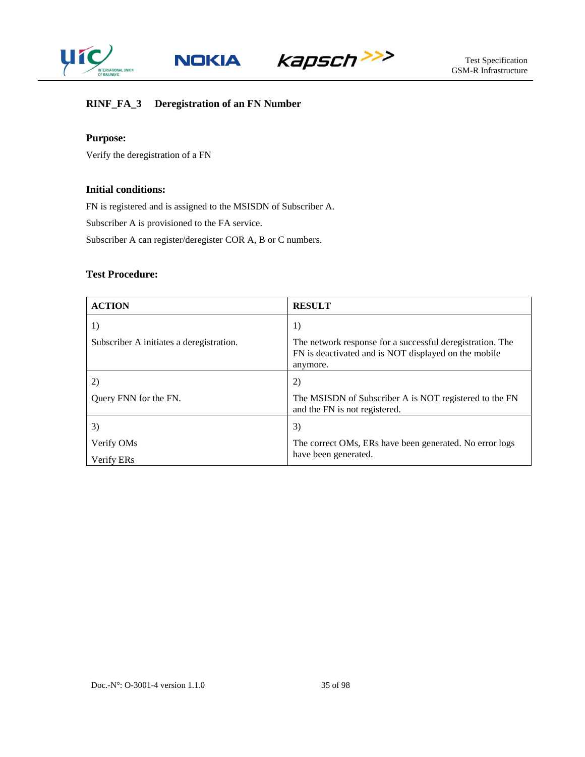### RINF_FA_3 Deregistration of an FN Number

**Purpose:**

Verify the deregistration of a FN

**Initial conditions:**

FN is registered and is assigned to the MSISDN of Subscriber A.

Subscriber A is provisioned to the FA service.

Subscriber A can register/deregister COR A, B or C numbers.

**Test Procedure:**

| ACTION | RESULT |
|---|---|
| 1)<br><br>Subscriber A initiates a deregistration. | 1)<br><br>The network response for a successful deregistration. The FN is deactivated and is NOT displayed on the mobile anymore. |
| 2)<br><br>Query FNN for the FN. | 2)<br><br>The MSISDN of Subscriber A is NOT registered to the FN and the FN is not registered. |
| 3)<br><br>Verify OMs<br><br>Verify ERs | 3)<br><br>The correct OMs, ERs have been generated. No error logs have been generated. |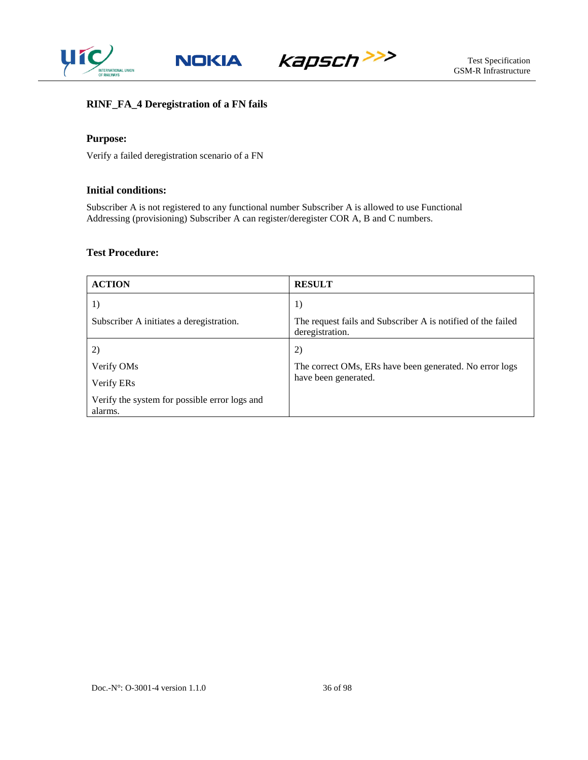### RINF_FA_4 Deregistration of a FN fails

#### Purpose:

Verify a failed deregistration scenario of a FN

#### Initial conditions:

Subscriber A is not registered to any functional number Subscriber A is allowed to use Functional Addressing (provisioning) Subscriber A can register/deregister COR A, B and C numbers.

#### Test Procedure:

| ACTION | RESULT |
|---|---|
| 1)<br><br>Subscriber A initiates a deregistration. | 1)<br><br>The request fails and Subscriber A is notified of the failed deregistration. |
| 2)<br><br>Verify OMs<br><br>Verify ERs<br><br>Verify the system for possible error logs and alarms. | 2)<br><br>The correct OMs, ERs have been generated. No error logs have been generated. |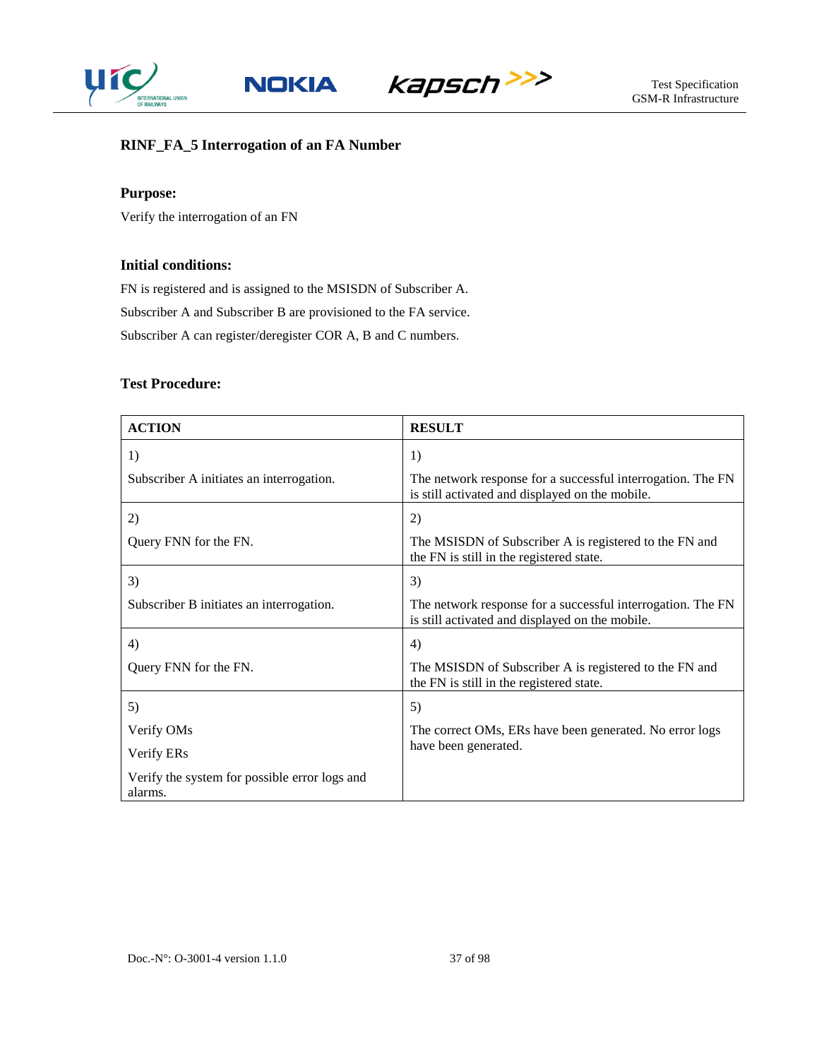### RINF_FA_5 Interrogation of an FA Number

**Purpose:**

Verify the interrogation of an FN

**Initial conditions:**

FN is registered and is assigned to the MSISDN of Subscriber A.

Subscriber A and Subscriber B are provisioned to the FA service.

Subscriber A can register/deregister COR A, B and C numbers.

**Test Procedure:**

| ACTION | RESULT |
|---|---|
| 1)<br><br>Subscriber A initiates an interrogation. | 1)<br><br>The network response for a successful interrogation. The FN is still activated and displayed on the mobile. |
| 2)<br><br>Query FNN for the FN. | 2)<br><br>The MSISDN of Subscriber A is registered to the FN and the FN is still in the registered state. |
| 3)<br><br>Subscriber B initiates an interrogation. | 3)<br><br>The network response for a successful interrogation. The FN is still activated and displayed on the mobile. |
| 4)<br><br>Query FNN for the FN. | 4)<br><br>The MSISDN of Subscriber A is registered to the FN and the FN is still in the registered state. |
| 5)<br><br>Verify OMs<br><br>Verify ERs<br><br>Verify the system for possible error logs and alarms. | 5)<br><br>The correct OMs, ERs have been generated. No error logs have been generated. |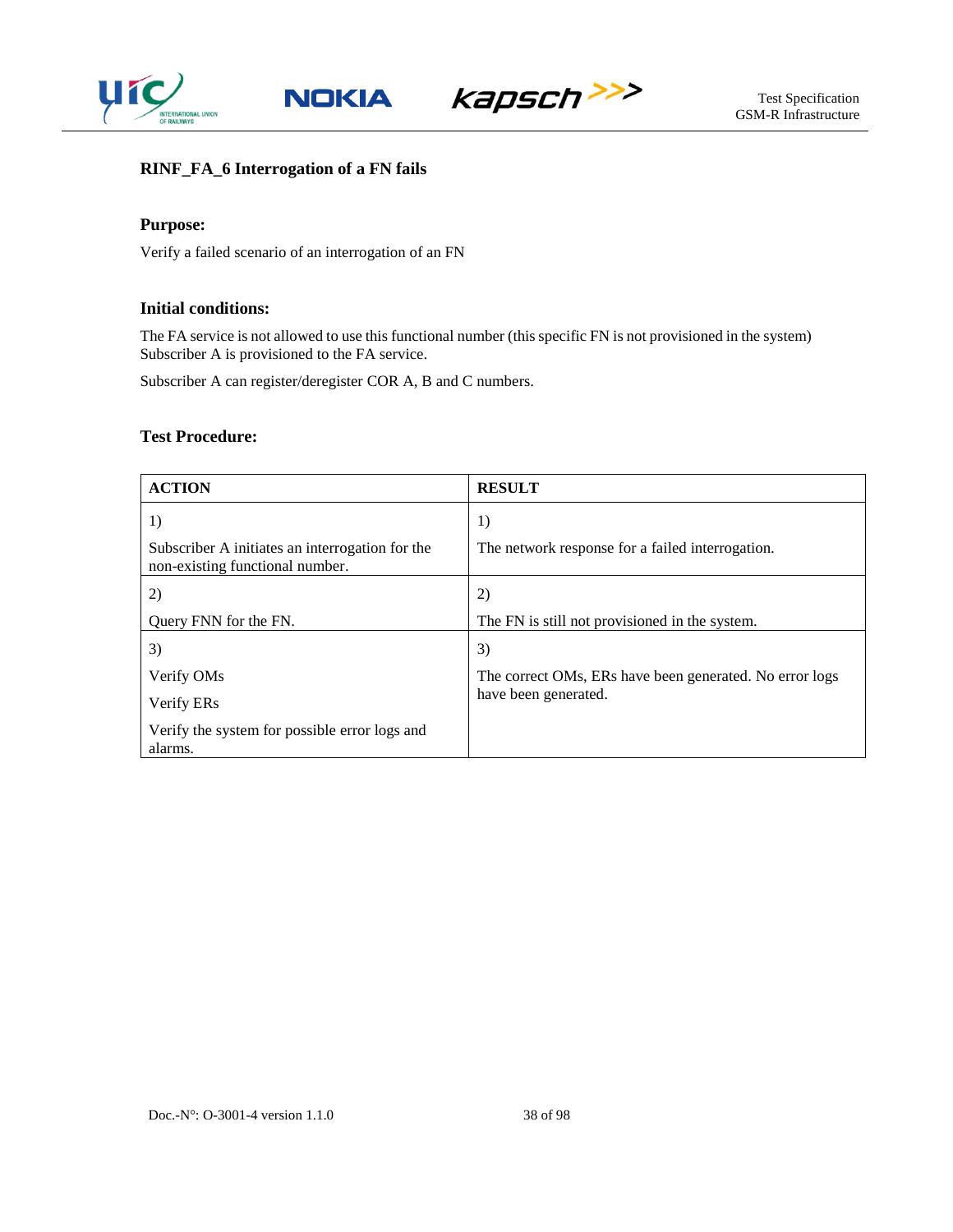### RINF_FA_6 Interrogation of a FN fails

#### Purpose:

Verify a failed scenario of an interrogation of an FN

#### Initial conditions:

The FA service is not allowed to use this functional number (this specific FN is not provisioned in the system)
Subscriber A is provisioned to the FA service.

Subscriber A can register/deregister COR A, B and C numbers.

#### Test Procedure:

| ACTION | RESULT |
|---|---|
| 1)<br><br>Subscriber A initiates an interrogation for the non-existing functional number. | 1)<br><br>The network response for a failed interrogation. |
| 2)<br><br>Query FNN for the FN. | 2)<br><br>The FN is still not provisioned in the system. |
| 3)<br><br>Verify OMs<br><br>Verify ERs<br><br>Verify the system for possible error logs and alarms. | 3)<br><br>The correct OMs, ERs have been generated. No error logs have been generated. |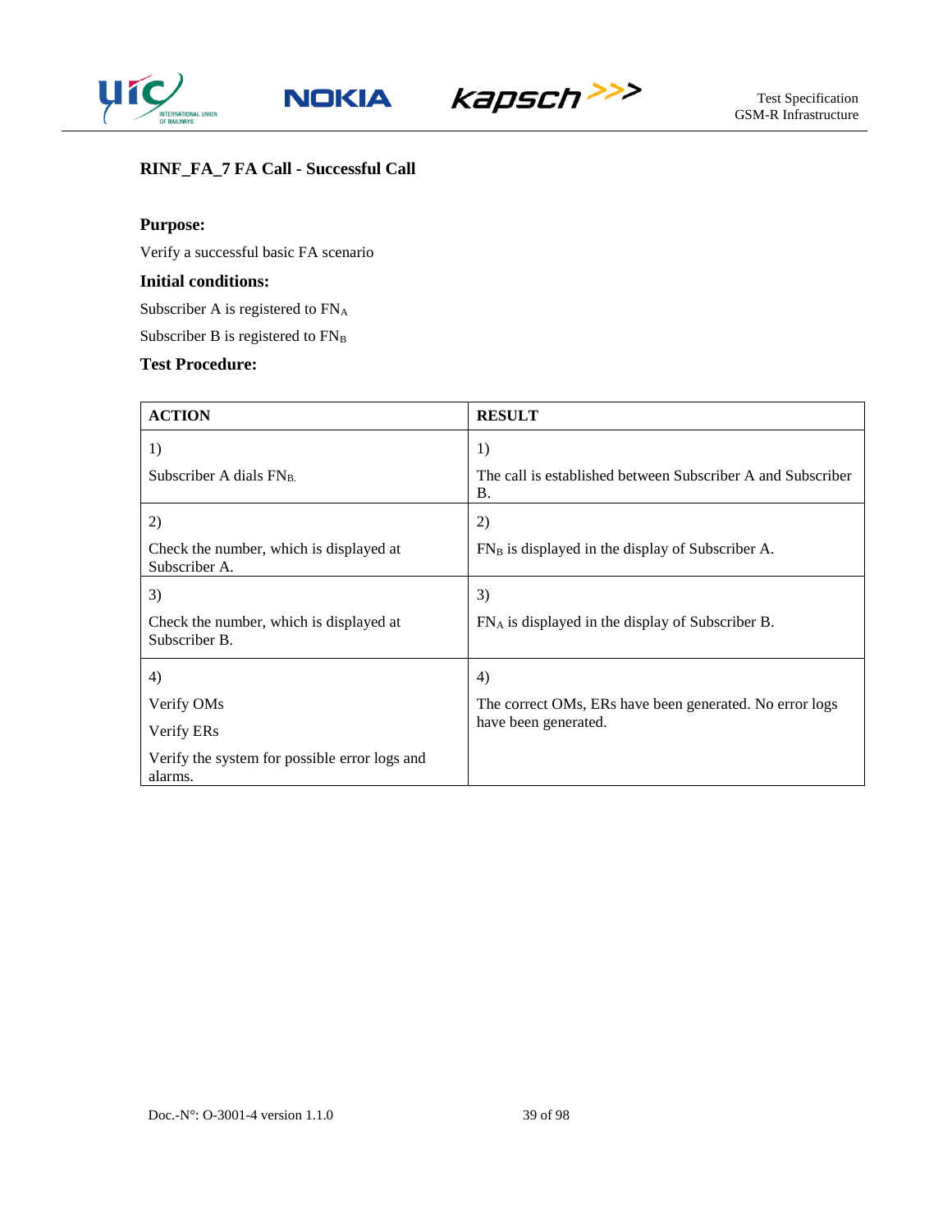### RINF_FA_7 FA Call - Successful Call

**Purpose:**

Verify a successful basic FA scenario

**Initial conditions:**

Subscriber A is registered to $FN_A$

Subscriber B is registered to $FN_B$

**Test Procedure:**

| ACTION | RESULT |
|---|---|
| 1)<br><br>Subscriber A dials $FN_B$. | 1)<br><br>The call is established between Subscriber A and Subscriber B. |
| 2)<br><br>Check the number, which is displayed at Subscriber A. | 2)<br><br>$FN_B$ is displayed in the display of Subscriber A. |
| 3)<br><br>Check the number, which is displayed at Subscriber B. | 3)<br><br>$FN_A$ is displayed in the display of Subscriber B. |
| 4)<br><br>Verify OMs<br><br>Verify ERs<br><br>Verify the system for possible error logs and alarms. | 4)<br><br>The correct OMs, ERs have been generated. No error logs have been generated. |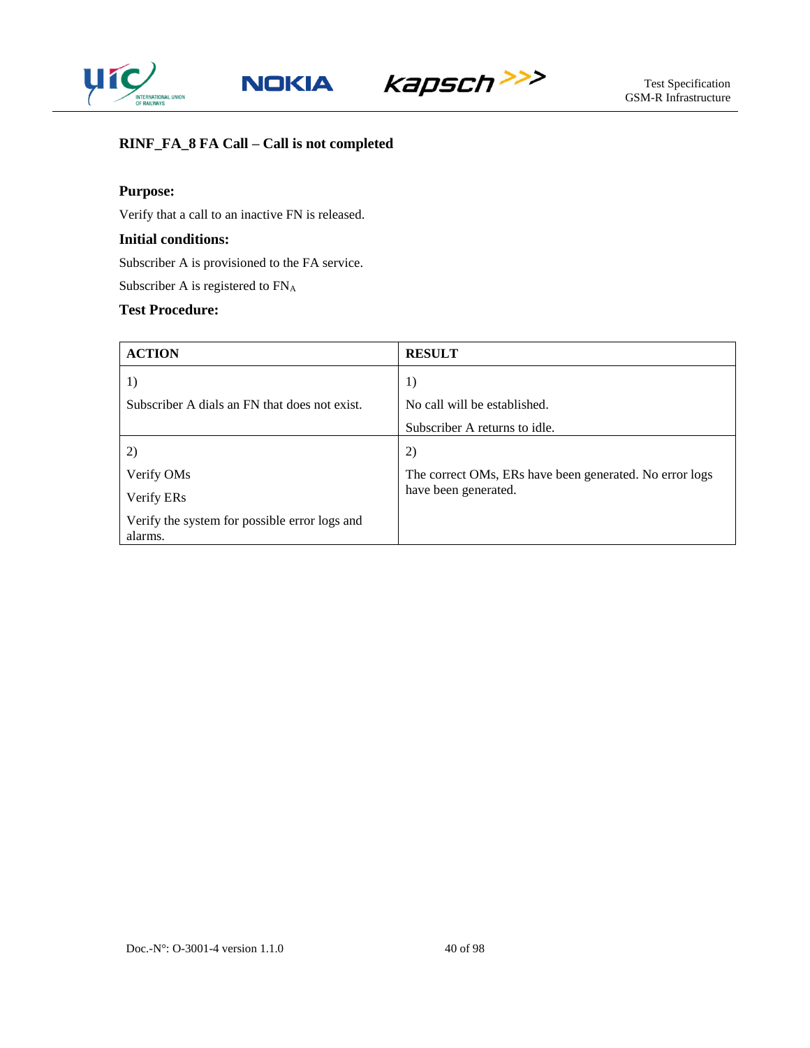### RINF_FA_8 FA Call – Call is not completed

**Purpose:**

Verify that a call to an inactive FN is released.

**Initial conditions:**

Subscriber A is provisioned to the FA service.

Subscriber A is registered to $FN_A$

**Test Procedure:**

| ACTION | RESULT |
|---|---|
| 1)<br><br>Subscriber A dials an FN that does not exist. | 1)<br><br>No call will be established.<br><br>Subscriber A returns to idle. |
| 2)<br><br>Verify OMs<br><br>Verify ERs<br><br>Verify the system for possible error logs and alarms. | 2)<br><br>The correct OMs, ERs have been generated. No error logs have been generated. |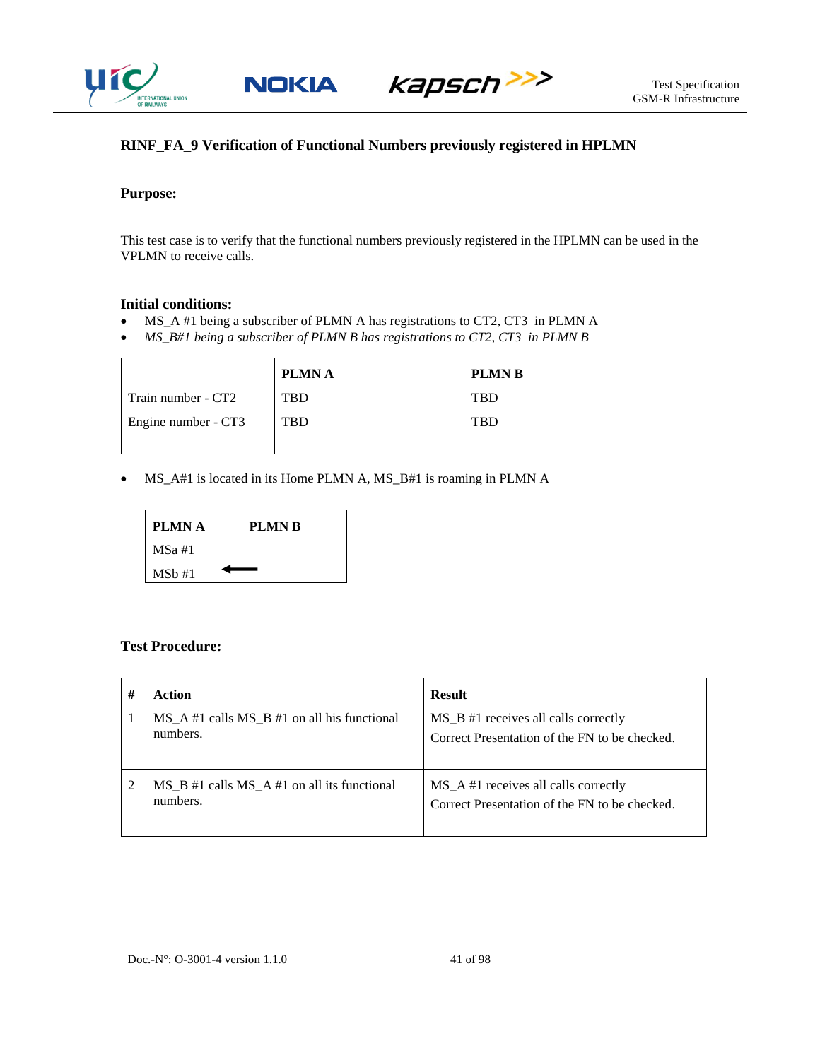### RINF_FA_9 Verification of Functional Numbers previously registered in HPLMN

**Purpose:**

This test case is to verify that the functional numbers previously registered in the HPLMN can be used in the VPLMN to receive calls.

**Initial conditions:**

- MS_A #1 being a subscriber of PLMN A has registrations to CT2, CT3 in PLMN A
- *MS_B#1 being a subscriber of PLMN B has registrations to CT2, CT3 in PLMN B*

| | PLMN A | PLMN B |
|---|---|---|
| Train number - CT2 | TBD | TBD |
| Engine number - CT3 | TBD | TBD |
| | | |

- MS_A#1 is located in its Home PLMN A, MS_B#1 is roaming in PLMN A

| PLMN A | PLMN B |
|---|---|
| MSa #1 | |
| MSb #1 | ← |

**Test Procedure:**

| # | Action | Result |
|---|---|---|
| 1 | MS_A #1 calls MS_B #1 on all his functional numbers. | MS_B #1 receives all calls correctly<br>Correct Presentation of the FN to be checked. |
| 2 | MS_B #1 calls MS_A #1 on all its functional numbers. | MS_A #1 receives all calls correctly<br>Correct Presentation of the FN to be checked. |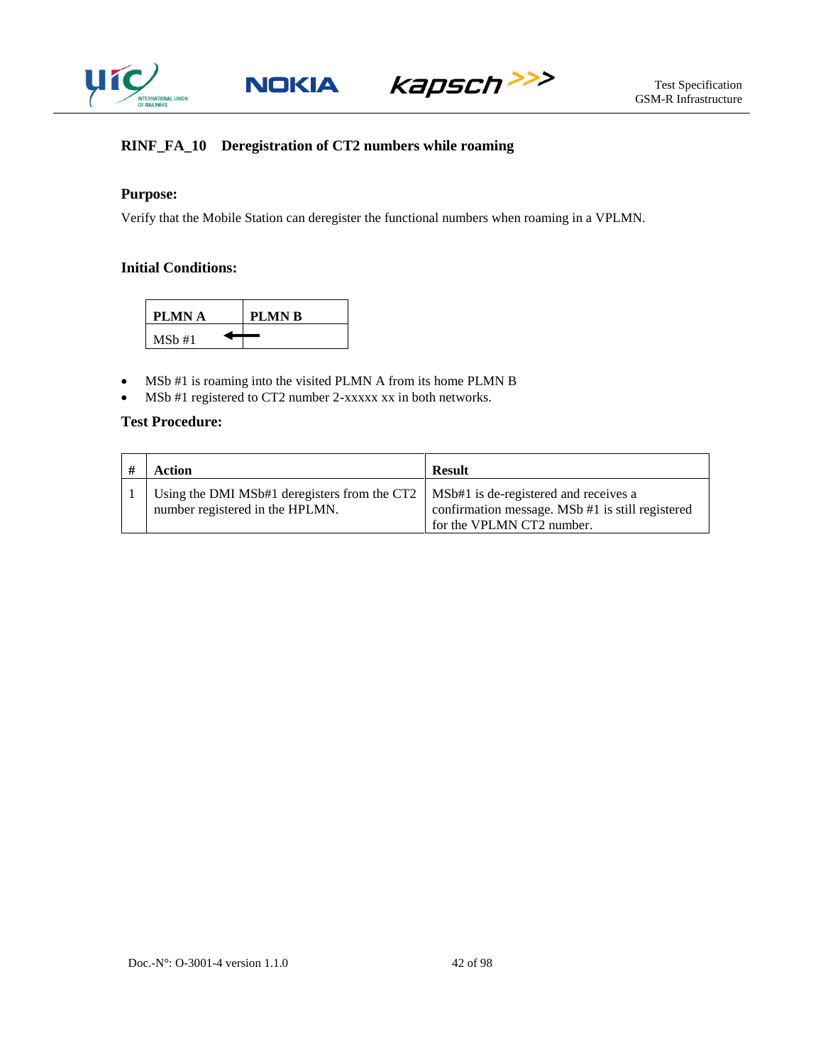### RINF_FA_10 Deregistration of CT2 numbers while roaming

**Purpose:**

Verify that the Mobile Station can deregister the functional numbers when roaming in a VPLMN.

**Initial Conditions:**

| PLMN A | PLMN B |
|---|---|
| MSb #1 ← | |

- MSb #1 is roaming into the visited PLMN A from its home PLMN B
- MSb #1 registered to CT2 number 2-xxxxx xx in both networks.

**Test Procedure:**

| # | Action | Result |
|---|---|---|
| 1 | Using the DMI MSb#1 deregisters from the CT2 number registered in the HPLMN. | MSb#1 is de-registered and receives a confirmation message. MSb #1 is still registered for the VPLMN CT2 number. |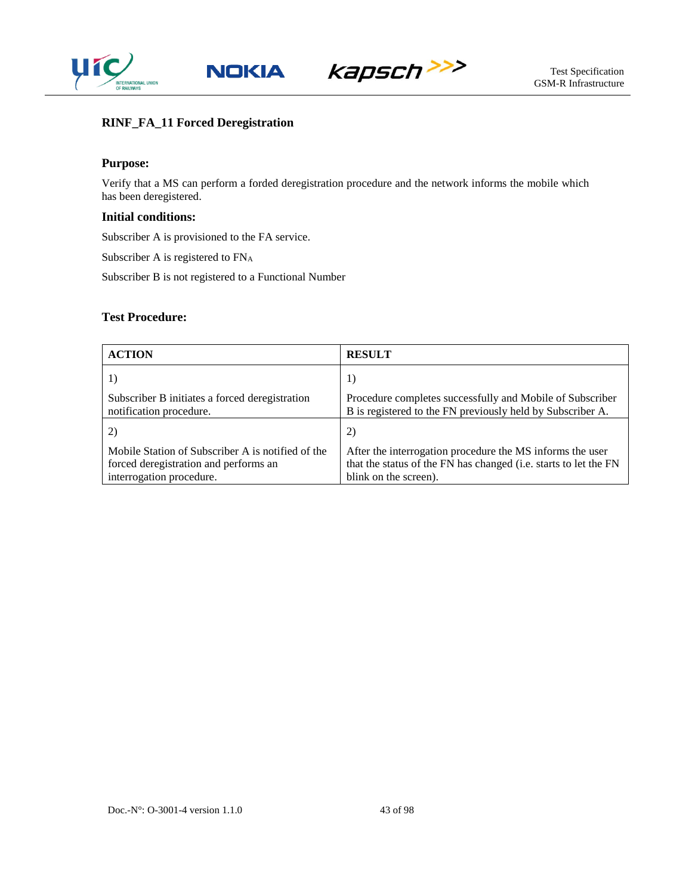### RINF_FA_11 Forced Deregistration

#### Purpose:

Verify that a MS can perform a forded deregistration procedure and the network informs the mobile which has been deregistered.

#### Initial conditions:

Subscriber A is provisioned to the FA service.

Subscriber A is registered to $FN_A$

Subscriber B is not registered to a Functional Number

#### Test Procedure:

| ACTION | RESULT |
|---|---|
| 1)<br><br>Subscriber B initiates a forced deregistration notification procedure. | 1)<br><br>Procedure completes successfully and Mobile of Subscriber B is registered to the FN previously held by Subscriber A. |
| 2)<br><br>Mobile Station of Subscriber A is notified of the forced deregistration and performs an interrogation procedure. | 2)<br><br>After the interrogation procedure the MS informs the user that the status of the FN has changed (i.e. starts to let the FN blink on the screen). |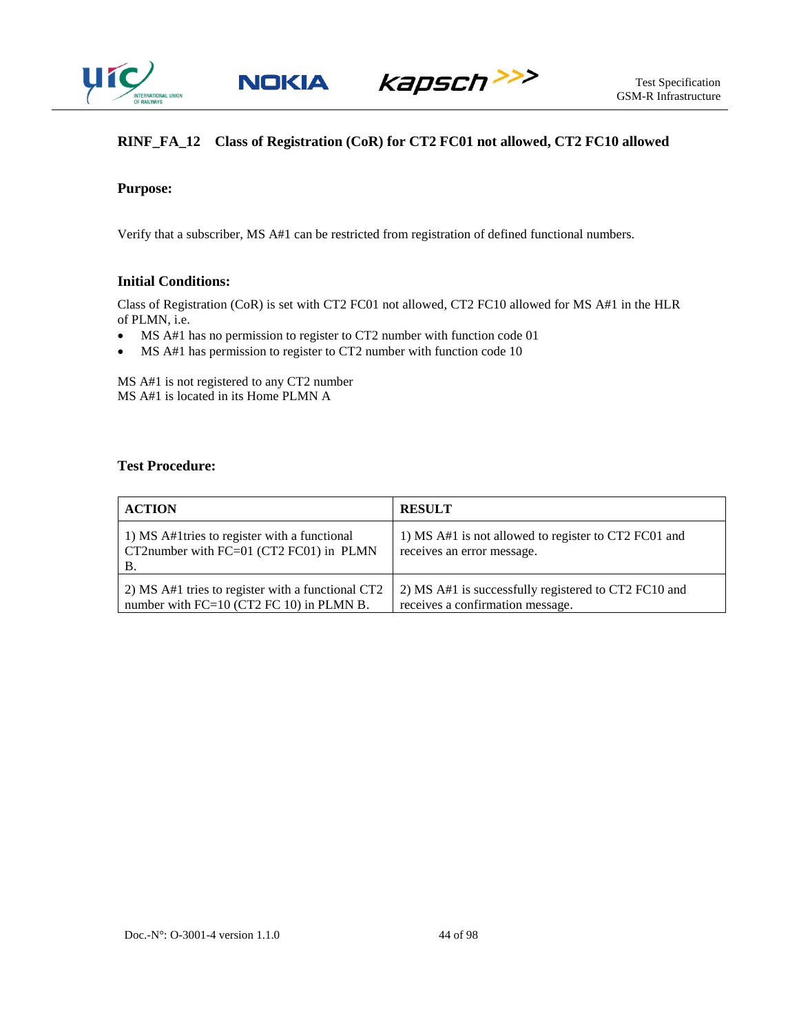### RINF_FA_12 Class of Registration (CoR) for CT2 FC01 not allowed, CT2 FC10 allowed

**Purpose:**

Verify that a subscriber, MS A#1 can be restricted from registration of defined functional numbers.

**Initial Conditions:**

Class of Registration (CoR) is set with CT2 FC01 not allowed, CT2 FC10 allowed for MS A#1 in the HLR of PLMN, i.e.

- MS A#1 has no permission to register to CT2 number with function code 01
- MS A#1 has permission to register to CT2 number with function code 10

MS A#1 is not registered to any CT2 number
MS A#1 is located in its Home PLMN A

**Test Procedure:**

| ACTION | RESULT |
|---|---|
| 1) MS A#1tries to register with a functional CT2number with FC=01 (CT2 FC01) in PLMN B. | 1) MS A#1 is not allowed to register to CT2 FC01 and receives an error message. |
| 2) MS A#1 tries to register with a functional CT2 number with FC=10 (CT2 FC 10) in PLMN B. | 2) MS A#1 is successfully registered to CT2 FC10 and receives a confirmation message. |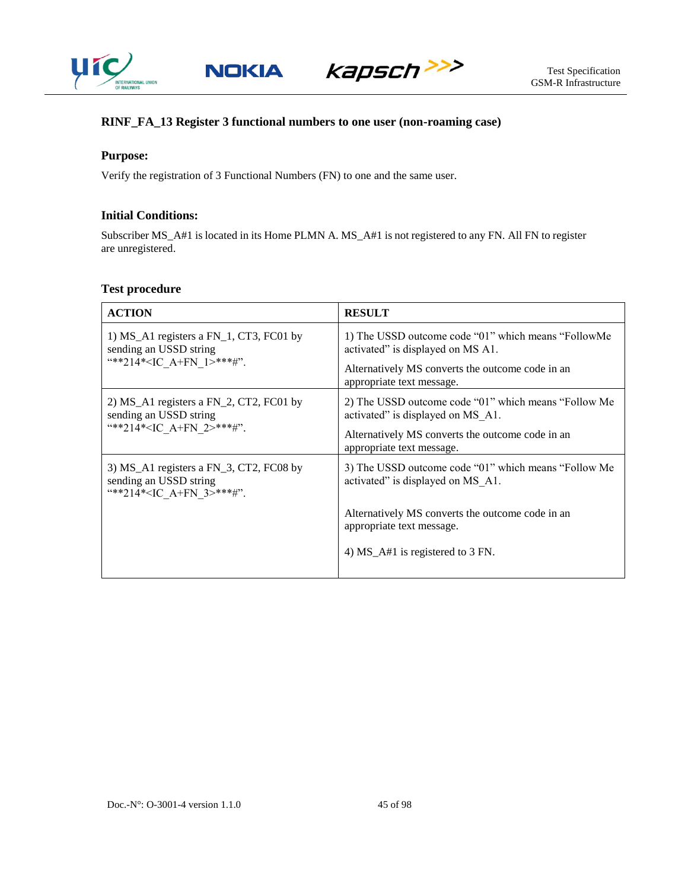### RINF_FA_13 Register 3 functional numbers to one user (non-roaming case)

**Purpose:**

Verify the registration of 3 Functional Numbers (FN) to one and the same user.

**Initial Conditions:**

Subscriber MS_A#1 is located in its Home PLMN A. MS_A#1 is not registered to any FN. All FN to register are unregistered.

**Test procedure**

| ACTION | RESULT |
|---|---|
| 1) MS_A1 registers a FN_1, CT3, FC01 by sending an USSD string "**214*<IC_A+FN_1>***#". | 1) The USSD outcome code "01" which means "FollowMe activated" is displayed on MS A1.<br><br>Alternatively MS converts the outcome code in an appropriate text message. |
| 2) MS_A1 registers a FN_2, CT2, FC01 by sending an USSD string "**214*<IC_A+FN_2>***#". | 2) The USSD outcome code "01" which means "Follow Me activated" is displayed on MS_A1.<br><br>Alternatively MS converts the outcome code in an appropriate text message. |
| 3) MS_A1 registers a FN_3, CT2, FC08 by sending an USSD string "**214*<IC_A+FN_3>***#". | 3) The USSD outcome code "01" which means "Follow Me activated" is displayed on MS_A1.<br><br>Alternatively MS converts the outcome code in an appropriate text message.<br><br>4) MS_A#1 is registered to 3 FN. |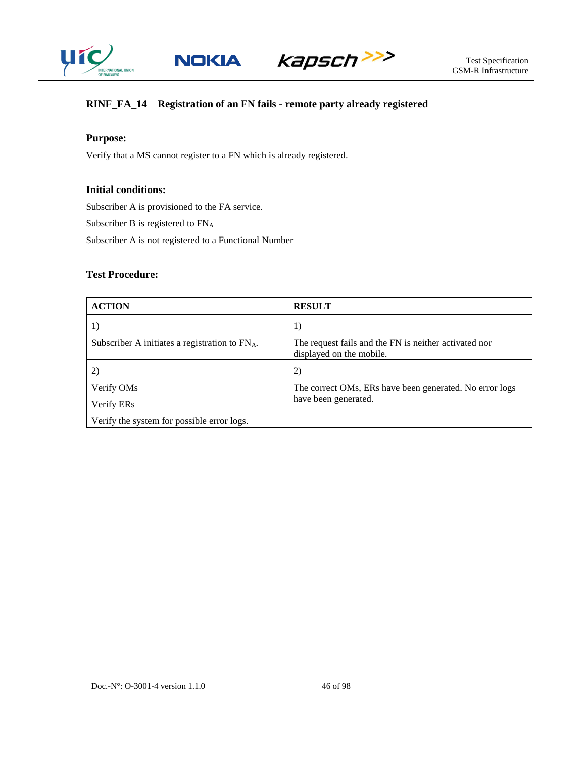### RINF_FA_14 Registration of an FN fails - remote party already registered

**Purpose:**

Verify that a MS cannot register to a FN which is already registered.

**Initial conditions:**

Subscriber A is provisioned to the FA service.

Subscriber B is registered to $FN_A$

Subscriber A is not registered to a Functional Number

**Test Procedure:**

| ACTION | RESULT |
|---|---|
| 1)<br><br>Subscriber A initiates a registration to $FN_A$. | 1)<br><br>The request fails and the FN is neither activated nor displayed on the mobile. |
| 2)<br><br>Verify OMs<br><br>Verify ERs<br><br>Verify the system for possible error logs. | 2)<br><br>The correct OMs, ERs have been generated. No error logs have been generated. |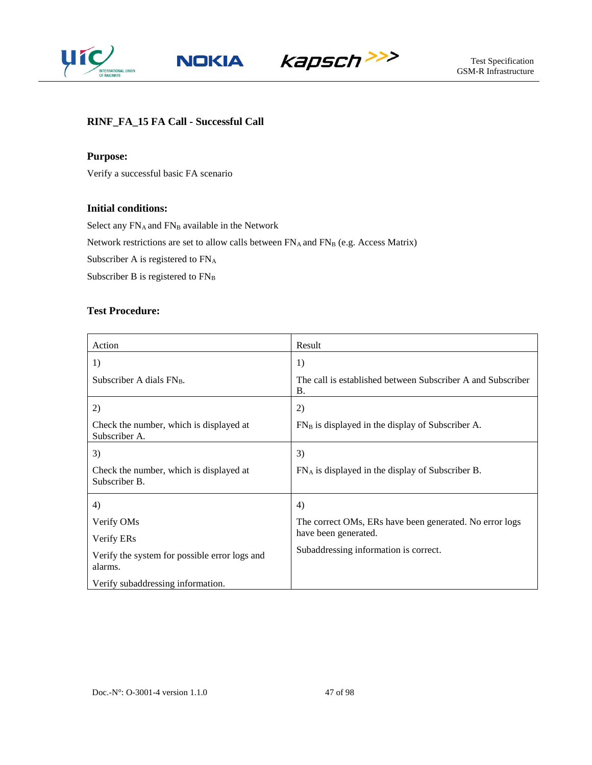### RINF_FA_15 FA Call - Successful Call

#### Purpose:

Verify a successful basic FA scenario

#### Initial conditions:

Select any $FN_A$ and $FN_B$ available in the Network

Network restrictions are set to allow calls between $FN_A$ and $FN_B$ (e.g. Access Matrix)

Subscriber A is registered to $FN_A$

Subscriber B is registered to $FN_B$

#### Test Procedure:

| Action | Result |
|---|---|
| 1)<br><br>Subscriber A dials $FN_B$. | 1)<br><br>The call is established between Subscriber A and Subscriber B. |
| 2)<br><br>Check the number, which is displayed at Subscriber A. | 2)<br><br>$FN_B$ is displayed in the display of Subscriber A. |
| 3)<br><br>Check the number, which is displayed at Subscriber B. | 3)<br><br>$FN_A$ is displayed in the display of Subscriber B. |
| 4)<br><br>Verify OMs<br><br>Verify ERs<br><br>Verify the system for possible error logs and alarms.<br><br>Verify subaddressing information. | 4)<br><br>The correct OMs, ERs have been generated. No error logs have been generated.<br><br>Subaddressing information is correct. |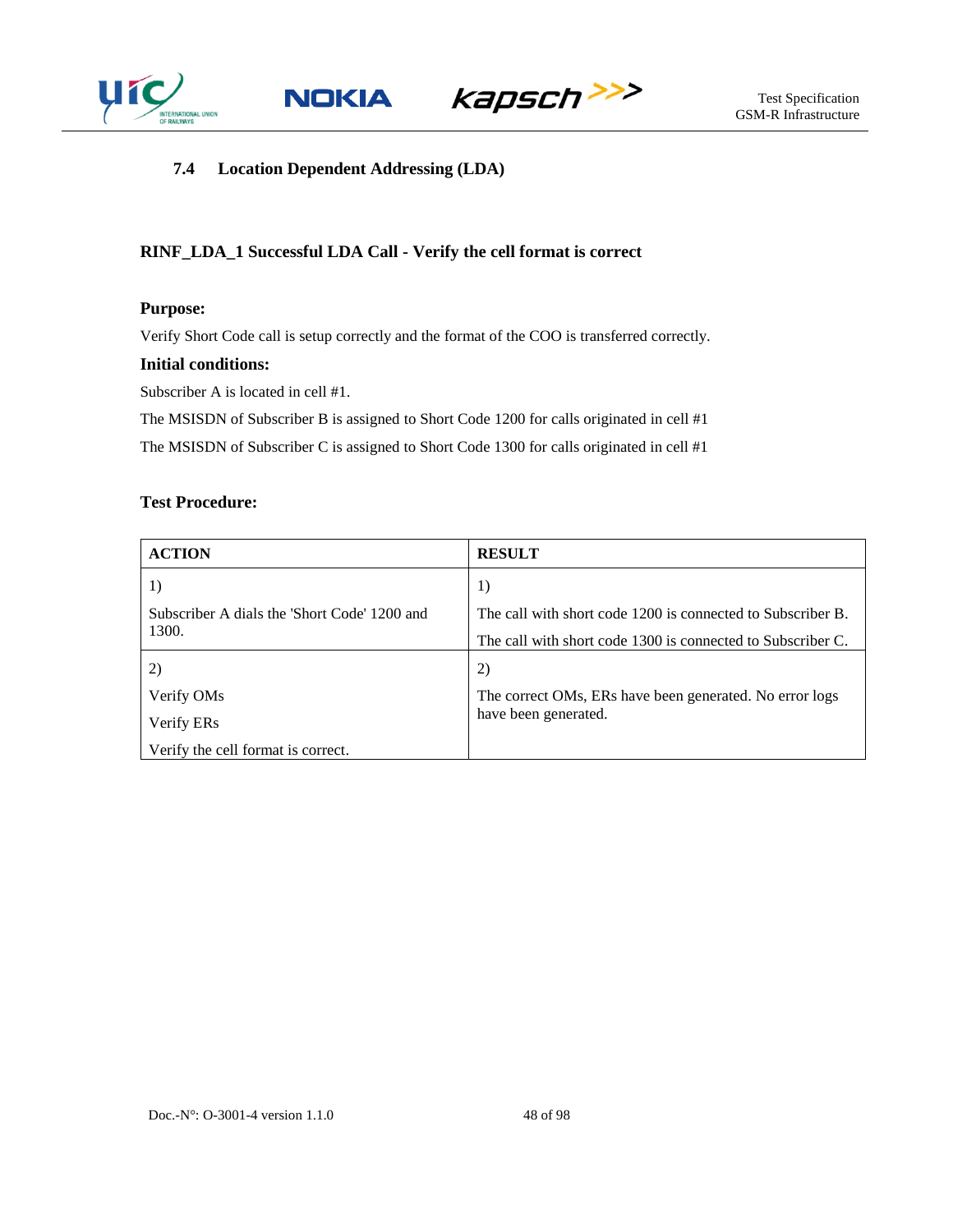## 7.4 Location Dependent Addressing (LDA)

### RINF_LDA_1 Successful LDA Call - Verify the cell format is correct

**Purpose:**

Verify Short Code call is setup correctly and the format of the COO is transferred correctly.

**Initial conditions:**

Subscriber A is located in cell #1.

The MSISDN of Subscriber B is assigned to Short Code 1200 for calls originated in cell #1

The MSISDN of Subscriber C is assigned to Short Code 1300 for calls originated in cell #1

**Test Procedure:**

| ACTION | RESULT |
|---|---|
| 1)<br><br>Subscriber A dials the 'Short Code' 1200 and 1300. | 1)<br><br>The call with short code 1200 is connected to Subscriber B.<br><br>The call with short code 1300 is connected to Subscriber C. |
| 2)<br><br>Verify OMs<br><br>Verify ERs<br><br>Verify the cell format is correct. | 2)<br><br>The correct OMs, ERs have been generated. No error logs have been generated. |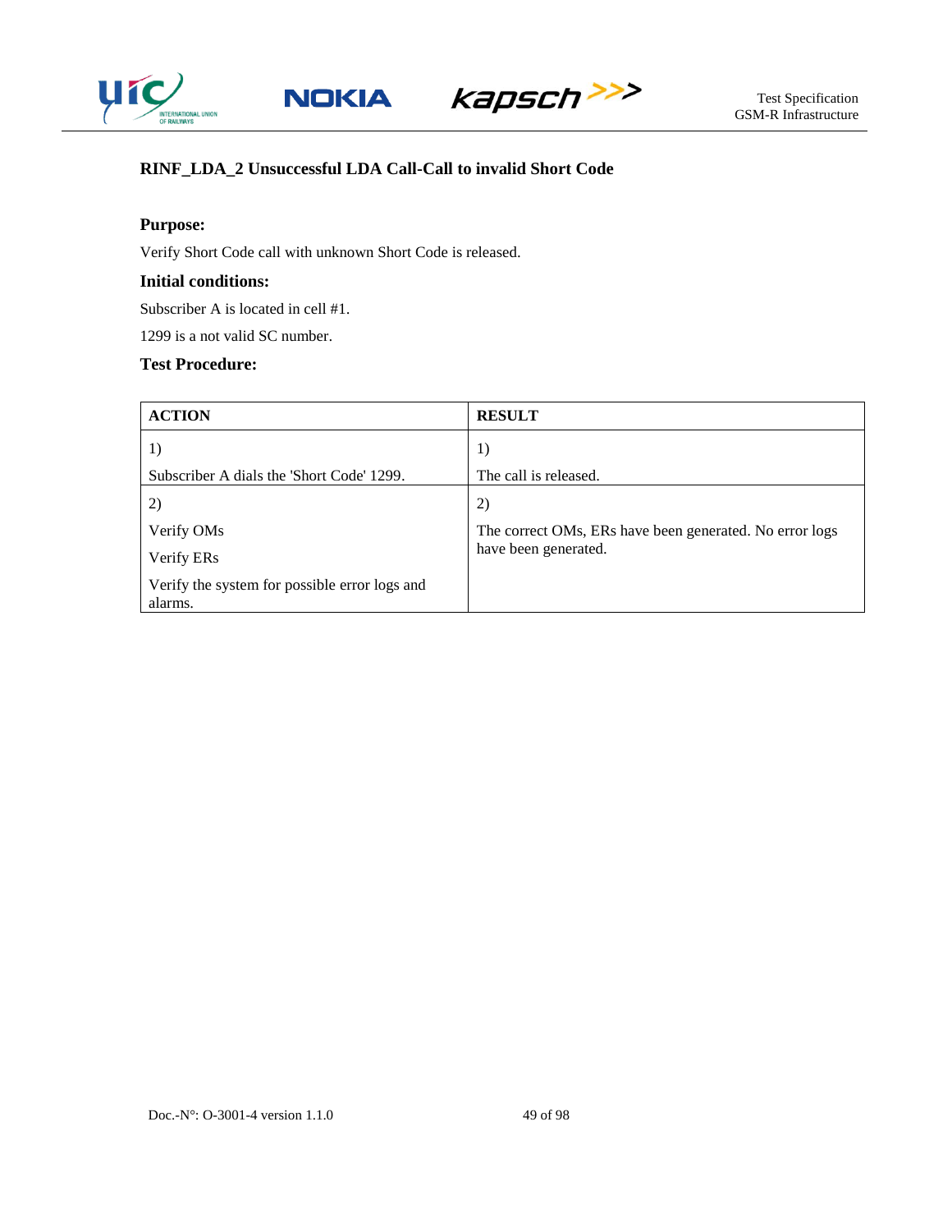### RINF_LDA_2 Unsuccessful LDA Call-Call to invalid Short Code

**Purpose:**

Verify Short Code call with unknown Short Code is released.

**Initial conditions:**

Subscriber A is located in cell #1.

1299 is a not valid SC number.

**Test Procedure:**

| ACTION | RESULT |
|---|---|
| 1)<br><br>Subscriber A dials the 'Short Code' 1299. | 1)<br><br>The call is released. |
| 2)<br><br>Verify OMs<br><br>Verify ERs<br><br>Verify the system for possible error logs and alarms. | 2)<br><br>The correct OMs, ERs have been generated. No error logs have been generated. |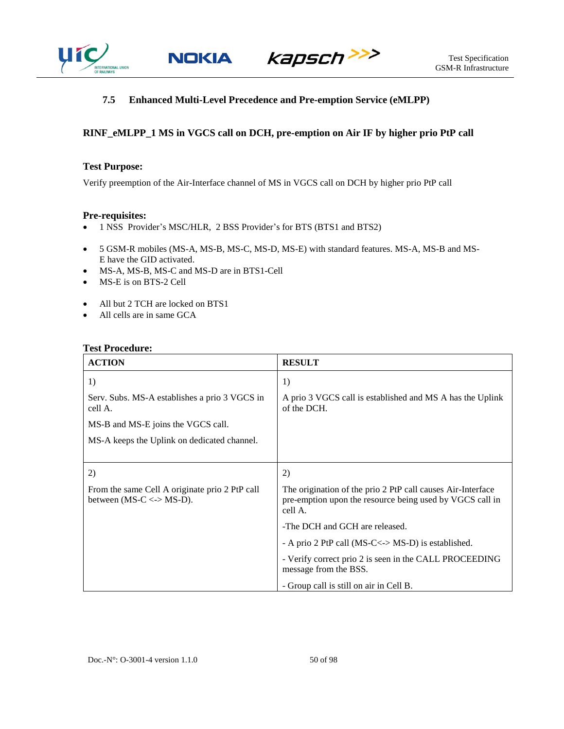## 7.5 Enhanced Multi-Level Precedence and Pre-emption Service (eMLPP)

### RINF_eMLPP_1 MS in VGCS call on DCH, pre-emption on Air IF by higher prio PtP call

**Test Purpose:**

Verify preemption of the Air-Interface channel of MS in VGCS call on DCH by higher prio PtP call

**Pre-requisites:**

- 1 NSS Provider's MSC/HLR, 2 BSS Provider's for BTS (BTS1 and BTS2)
- 5 GSM-R mobiles (MS-A, MS-B, MS-C, MS-D, MS-E) with standard features. MS-A, MS-B and MS-E have the GID activated.
- MS-A, MS-B, MS-C and MS-D are in BTS1-Cell
- MS-E is on BTS-2 Cell
- All but 2 TCH are locked on BTS1
- All cells are in same GCA

**Test Procedure:**

| ACTION | RESULT |
|---|---|
| 1)<br>Serv. Subs. MS-A establishes a prio 3 VGCS in cell A.<br>MS-B and MS-E joins the VGCS call.<br>MS-A keeps the Uplink on dedicated channel. | 1)<br>A prio 3 VGCS call is established and MS A has the Uplink of the DCH. |
| 2)<br>From the same Cell A originate prio 2 PtP call between (MS-C <-> MS-D). | 2)<br>The origination of the prio 2 PtP call causes Air-Interface pre-emption upon the resource being used by VGCS call in cell A.<br>-The DCH and GCH are released.<br>- A prio 2 PtP call (MS-C<-> MS-D) is established.<br>- Verify correct prio 2 is seen in the CALL PROCEEDING message from the BSS.<br>- Group call is still on air in Cell B. |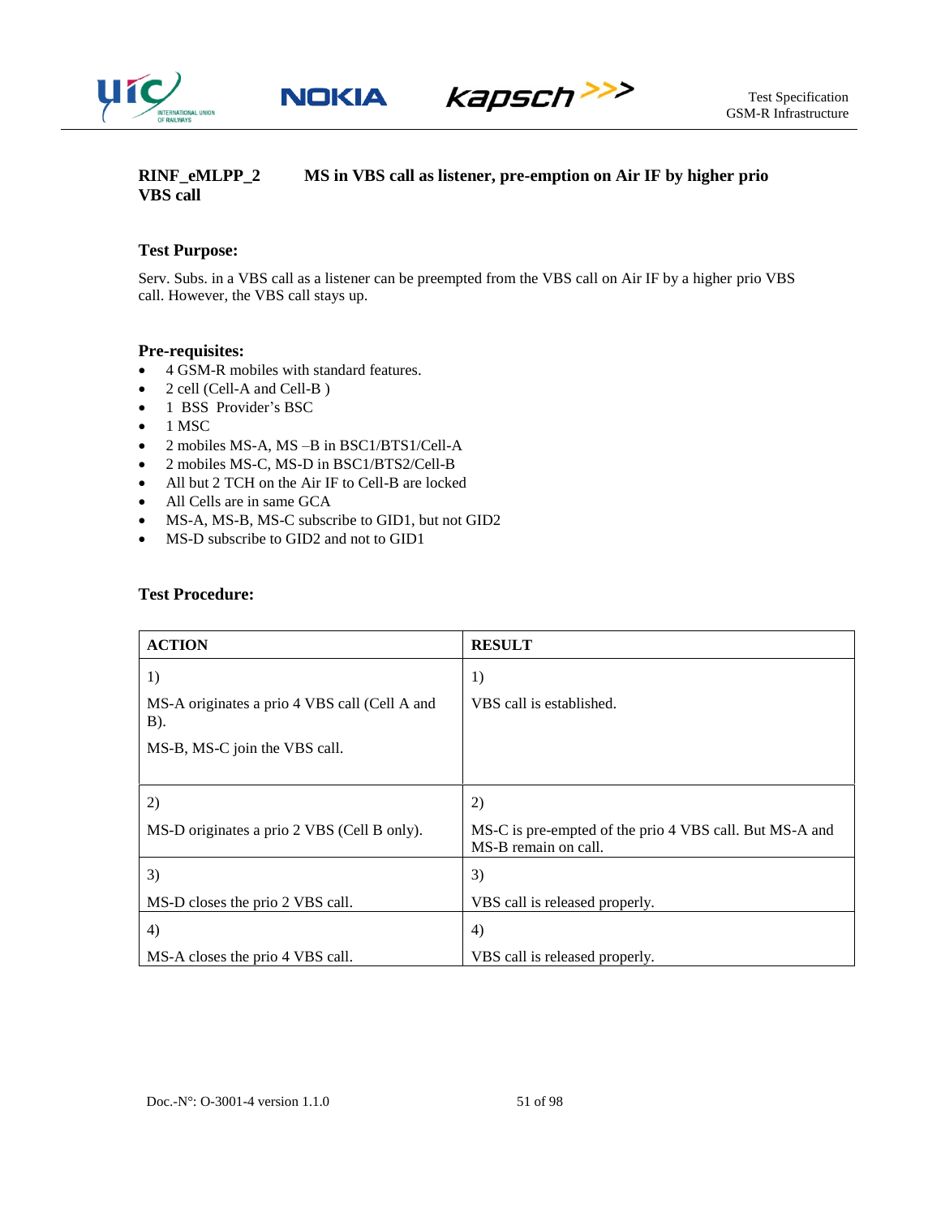**RINF_eMLPP_2 MS in VBS call as listener, pre-emption on Air IF by higher prio VBS call**

**Test Purpose:**

Serv. Subs. in a VBS call as a listener can be preempted from the VBS call on Air IF by a higher prio VBS call. However, the VBS call stays up.

**Pre-requisites:**

- 4 GSM-R mobiles with standard features.
- 2 cell (Cell-A and Cell-B )
- 1 BSS Provider's BSC
- 1 MSC
- 2 mobiles MS-A, MS –B in BSC1/BTS1/Cell-A
- 2 mobiles MS-C, MS-D in BSC1/BTS2/Cell-B
- All but 2 TCH on the Air IF to Cell-B are locked
- All Cells are in same GCA
- MS-A, MS-B, MS-C subscribe to GID1, but not GID2
- MS-D subscribe to GID2 and not to GID1

**Test Procedure:**

| **ACTION** | **RESULT** |
|---|---|
| 1)<br><br>MS-A originates a prio 4 VBS call (Cell A and B).<br><br>MS-B, MS-C join the VBS call. | 1)<br><br>VBS call is established. |
| 2)<br><br>MS-D originates a prio 2 VBS (Cell B only). | 2)<br><br>MS-C is pre-empted of the prio 4 VBS call. But MS-A and MS-B remain on call. |
| 3)<br><br>MS-D closes the prio 2 VBS call. | 3)<br><br>VBS call is released properly. |
| 4)<br><br>MS-A closes the prio 4 VBS call. | 4)<br><br>VBS call is released properly. |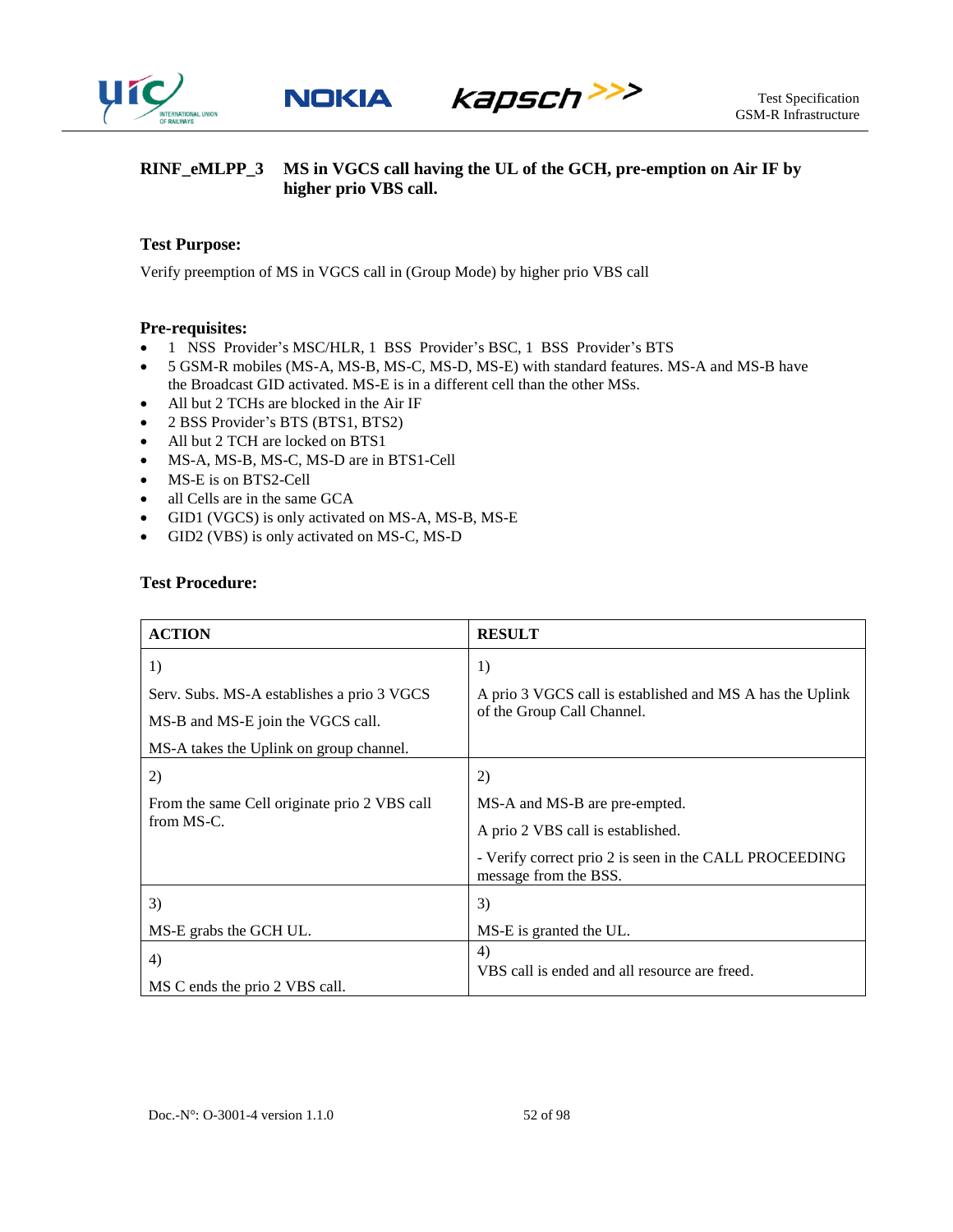## RINF_eMLPP_3 MS in VGCS call having the UL of the GCH, pre-emption on Air IF by higher prio VBS call.

**Test Purpose:**

Verify preemption of MS in VGCS call in (Group Mode) by higher prio VBS call

**Pre-requisites:**

- 1 NSS Provider's MSC/HLR, 1 BSS Provider's BSC, 1 BSS Provider's BTS
- 5 GSM-R mobiles (MS-A, MS-B, MS-C, MS-D, MS-E) with standard features. MS-A and MS-B have the Broadcast GID activated. MS-E is in a different cell than the other MSs.
- All but 2 TCHs are blocked in the Air IF
- 2 BSS Provider's BTS (BTS1, BTS2)
- All but 2 TCH are locked on BTS1
- MS-A, MS-B, MS-C, MS-D are in BTS1-Cell
- MS-E is on BTS2-Cell
- all Cells are in the same GCA
- GID1 (VGCS) is only activated on MS-A, MS-B, MS-E
- GID2 (VBS) is only activated on MS-C, MS-D

**Test Procedure:**

| ACTION | RESULT |
|---|---|
| 1)<br><br>Serv. Subs. MS-A establishes a prio 3 VGCS<br><br>MS-B and MS-E join the VGCS call.<br><br>MS-A takes the Uplink on group channel. | 1)<br><br>A prio 3 VGCS call is established and MS A has the Uplink of the Group Call Channel. |
| 2)<br><br>From the same Cell originate prio 2 VBS call from MS-C. | 2)<br><br>MS-A and MS-B are pre-empted.<br><br>A prio 2 VBS call is established.<br><br>- Verify correct prio 2 is seen in the CALL PROCEEDING message from the BSS. |
| 3)<br><br>MS-E grabs the GCH UL. | 3)<br><br>MS-E is granted the UL. |
| 4)<br><br>MS C ends the prio 2 VBS call. | 4)<br>VBS call is ended and all resource are freed. |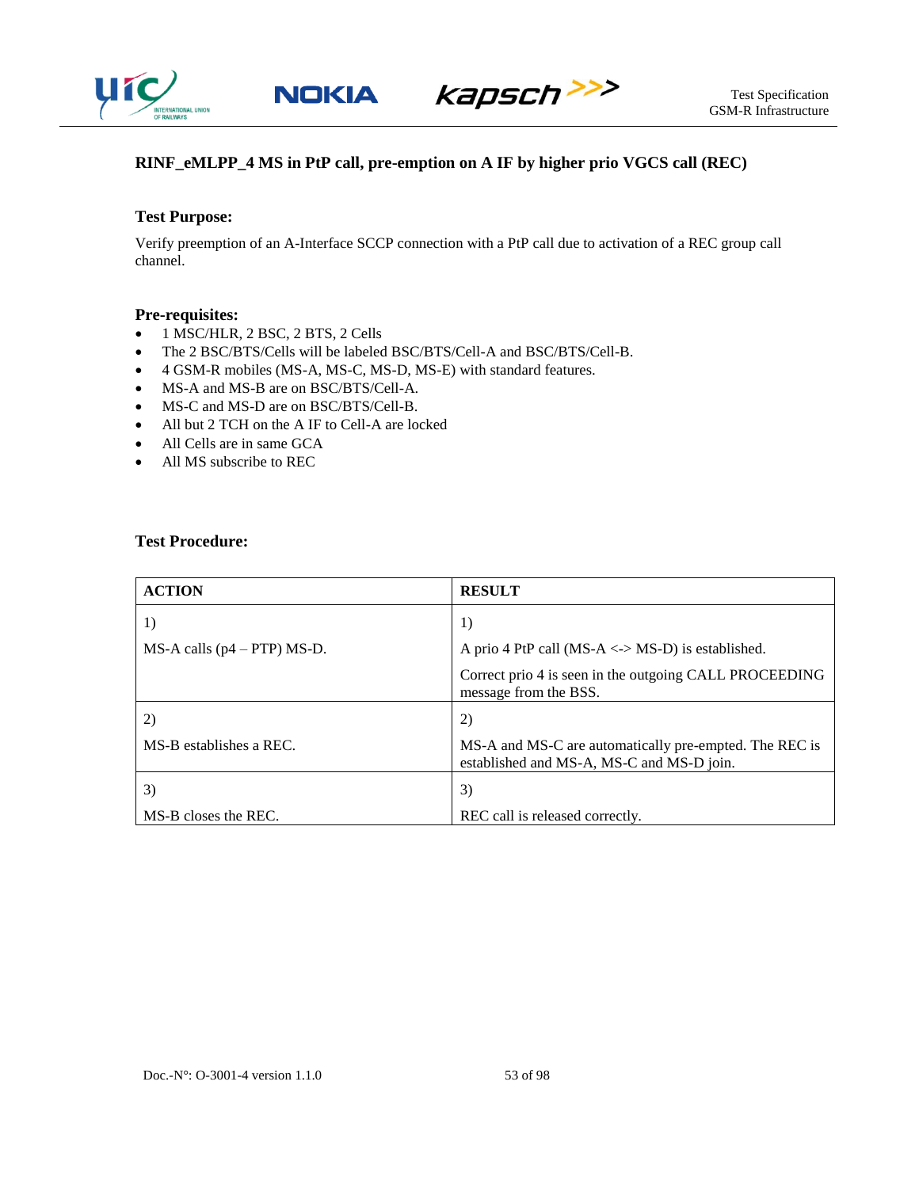## RINF_eMLPP_4 MS in PtP call, pre-emption on A IF by higher prio VGCS call (REC)

### Test Purpose:

Verify preemption of an A-Interface SCCP connection with a PtP call due to activation of a REC group call channel.

### Pre-requisites:

- 1 MSC/HLR, 2 BSC, 2 BTS, 2 Cells
- The 2 BSC/BTS/Cells will be labeled BSC/BTS/Cell-A and BSC/BTS/Cell-B.
- 4 GSM-R mobiles (MS-A, MS-C, MS-D, MS-E) with standard features.
- MS-A and MS-B are on BSC/BTS/Cell-A.
- MS-C and MS-D are on BSC/BTS/Cell-B.
- All but 2 TCH on the A IF to Cell-A are locked
- All Cells are in same GCA
- All MS subscribe to REC

### Test Procedure:

| ACTION | RESULT |
|---|---|
| 1)<br><br>MS-A calls (p4 – PTP) MS-D. | 1)<br><br>A prio 4 PtP call (MS-A <-> MS-D) is established.<br><br>Correct prio 4 is seen in the outgoing CALL PROCEEDING message from the BSS. |
| 2)<br><br>MS-B establishes a REC. | 2)<br><br>MS-A and MS-C are automatically pre-empted. The REC is established and MS-A, MS-C and MS-D join. |
| 3)<br><br>MS-B closes the REC. | 3)<br><br>REC call is released correctly. |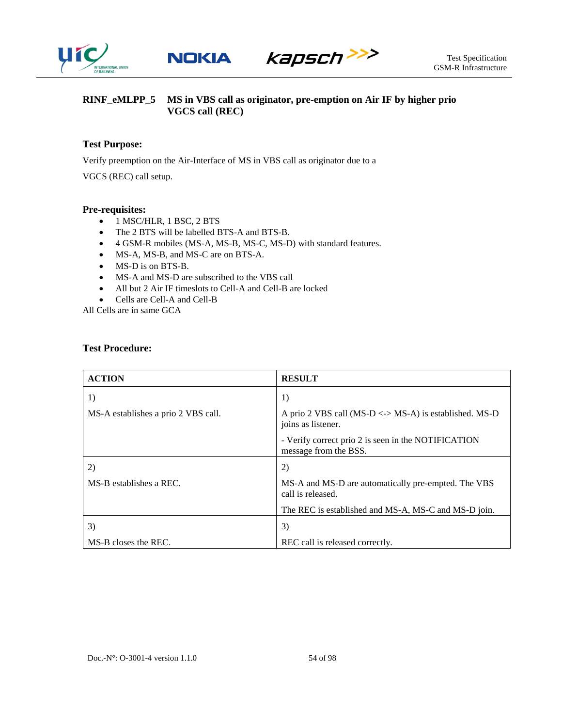## RINF_eMLPP_5 MS in VBS call as originator, pre-emption on Air IF by higher prio VGCS call (REC)

### Test Purpose:

Verify preemption on the Air-Interface of MS in VBS call as originator due to a

VGCS (REC) call setup.

### Pre-requisites:

- 1 MSC/HLR, 1 BSC, 2 BTS
- The 2 BTS will be labelled BTS-A and BTS-B.
- 4 GSM-R mobiles (MS-A, MS-B, MS-C, MS-D) with standard features.
- MS-A, MS-B, and MS-C are on BTS-A.
- MS-D is on BTS-B.
- MS-A and MS-D are subscribed to the VBS call
- All but 2 Air IF timeslots to Cell-A and Cell-B are locked
- Cells are Cell-A and Cell-B

All Cells are in same GCA

### Test Procedure:

| ACTION | RESULT |
|---|---|
| 1)<br><br>MS-A establishes a prio 2 VBS call. | 1)<br><br>A prio 2 VBS call (MS-D <-> MS-A) is established. MS-D joins as listener.<br><br>- Verify correct prio 2 is seen in the NOTIFICATION message from the BSS. |
| 2)<br><br>MS-B establishes a REC. | 2)<br><br>MS-A and MS-D are automatically pre-empted. The VBS call is released.<br><br>The REC is established and MS-A, MS-C and MS-D join. |
| 3)<br><br>MS-B closes the REC. | 3)<br><br>REC call is released correctly. |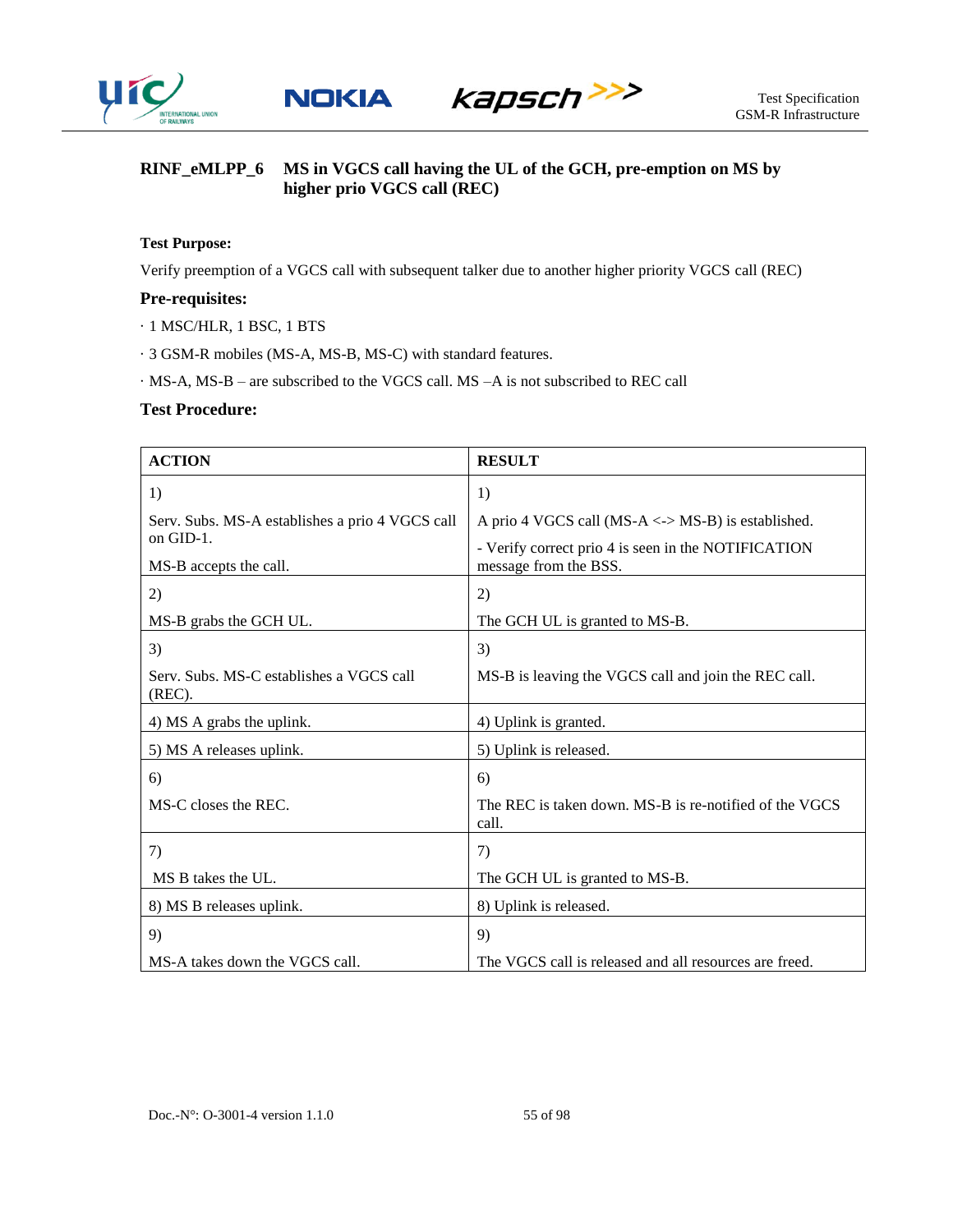## RINF_eMLPP_6 MS in VGCS call having the UL of the GCH, pre-emption on MS by higher prio VGCS call (REC)

**Test Purpose:**

Verify preemption of a VGCS call with subsequent talker due to another higher priority VGCS call (REC)

**Pre-requisites:**

· 1 MSC/HLR, 1 BSC, 1 BTS

· 3 GSM-R mobiles (MS-A, MS-B, MS-C) with standard features.

· MS-A, MS-B – are subscribed to the VGCS call. MS –A is not subscribed to REC call

**Test Procedure:**

| ACTION | RESULT |
|---|---|
| 1)<br><br>Serv. Subs. MS-A establishes a prio 4 VGCS call on GID-1.<br><br>MS-B accepts the call. | 1)<br><br>A prio 4 VGCS call (MS-A <-> MS-B) is established.<br><br>- Verify correct prio 4 is seen in the NOTIFICATION message from the BSS. |
| 2)<br><br>MS-B grabs the GCH UL. | 2)<br><br>The GCH UL is granted to MS-B. |
| 3)<br><br>Serv. Subs. MS-C establishes a VGCS call (REC). | 3)<br><br>MS-B is leaving the VGCS call and join the REC call. |
| 4) MS A grabs the uplink. | 4) Uplink is granted. |
| 5) MS A releases uplink. | 5) Uplink is released. |
| 6)<br><br>MS-C closes the REC. | 6)<br><br>The REC is taken down. MS-B is re-notified of the VGCS call. |
| 7)<br><br>MS B takes the UL. | 7)<br><br>The GCH UL is granted to MS-B. |
| 8) MS B releases uplink. | 8) Uplink is released. |
| 9)<br><br>MS-A takes down the VGCS call. | 9)<br><br>The VGCS call is released and all resources are freed. |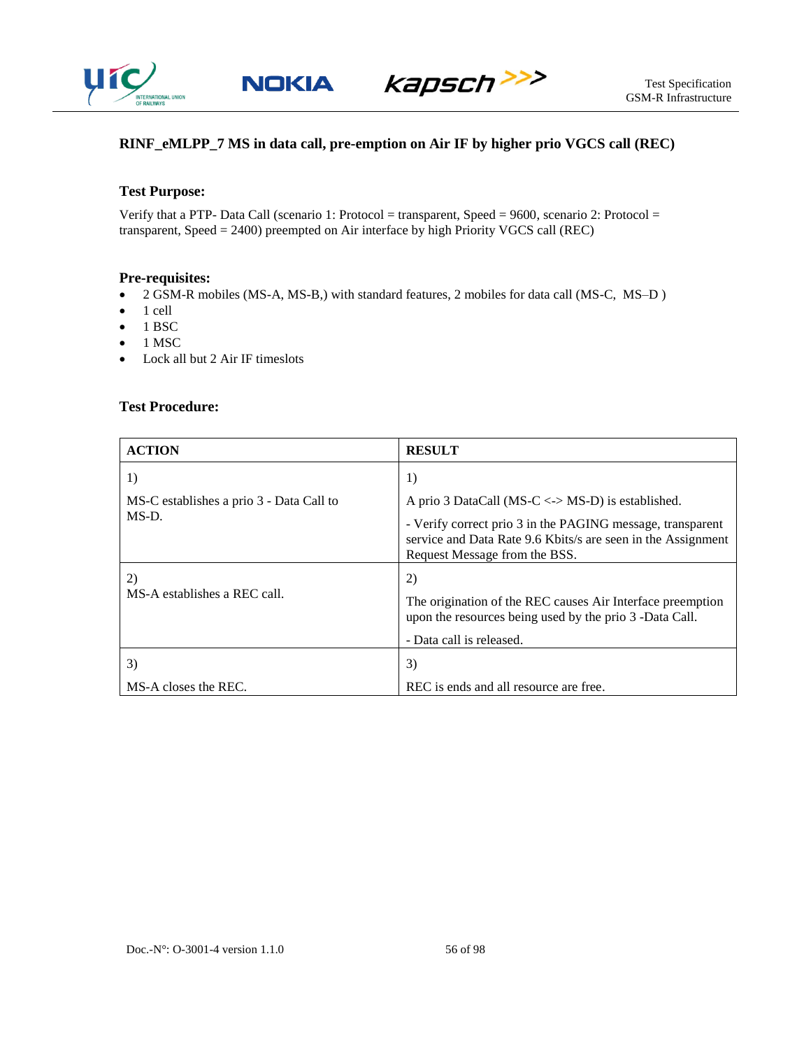### RINF_eMLPP_7 MS in data call, pre-emption on Air IF by higher prio VGCS call (REC)

**Test Purpose:**

Verify that a PTP- Data Call (scenario 1: Protocol = transparent, Speed = 9600, scenario 2: Protocol = transparent, Speed = 2400) preempted on Air interface by high Priority VGCS call (REC)

**Pre-requisites:**

- 2 GSM-R mobiles (MS-A, MS-B,) with standard features, 2 mobiles for data call (MS-C, MS–D )
- 1 cell
- 1 BSC
- 1 MSC
- Lock all but 2 Air IF timeslots

**Test Procedure:**

| ACTION | RESULT |
|---|---|
| 1)<br><br>MS-C establishes a prio 3 - Data Call to MS-D. | 1)<br><br>A prio 3 DataCall (MS-C <-> MS-D) is established.<br><br>- Verify correct prio 3 in the PAGING message, transparent service and Data Rate 9.6 Kbits/s are seen in the Assignment Request Message from the BSS. |
| 2)<br>MS-A establishes a REC call. | 2)<br><br>The origination of the REC causes Air Interface preemption upon the resources being used by the prio 3 -Data Call.<br><br>- Data call is released. |
| 3)<br><br>MS-A closes the REC. | 3)<br><br>REC is ends and all resource are free. |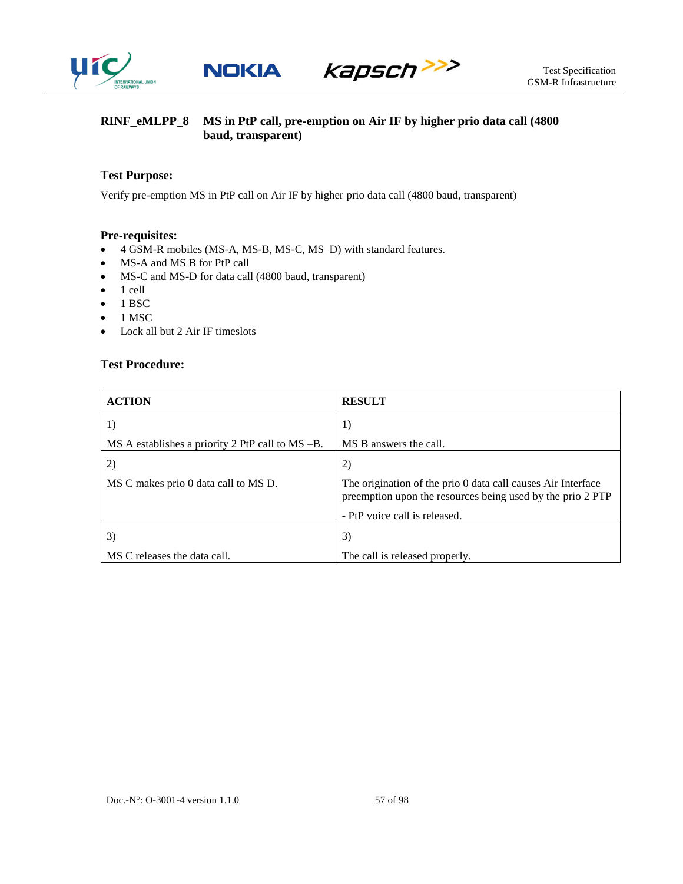## RINF_eMLPP_8 MS in PtP call, pre-emption on Air IF by higher prio data call (4800 baud, transparent)

**Test Purpose:**

Verify pre-emption MS in PtP call on Air IF by higher prio data call (4800 baud, transparent)

**Pre-requisites:**

- 4 GSM-R mobiles (MS-A, MS-B, MS-C, MS–D) with standard features.
- MS-A and MS B for PtP call
- MS-C and MS-D for data call (4800 baud, transparent)
- 1 cell
- 1 BSC
- 1 MSC
- Lock all but 2 Air IF timeslots

**Test Procedure:**

| ACTION | RESULT |
|---|---|
| 1)<br><br>MS A establishes a priority 2 PtP call to MS –B. | 1)<br><br>MS B answers the call. |
| 2)<br><br>MS C makes prio 0 data call to MS D. | 2)<br><br>The origination of the prio 0 data call causes Air Interface preemption upon the resources being used by the prio 2 PTP<br><br>- PtP voice call is released. |
| 3)<br><br>MS C releases the data call. | 3)<br><br>The call is released properly. |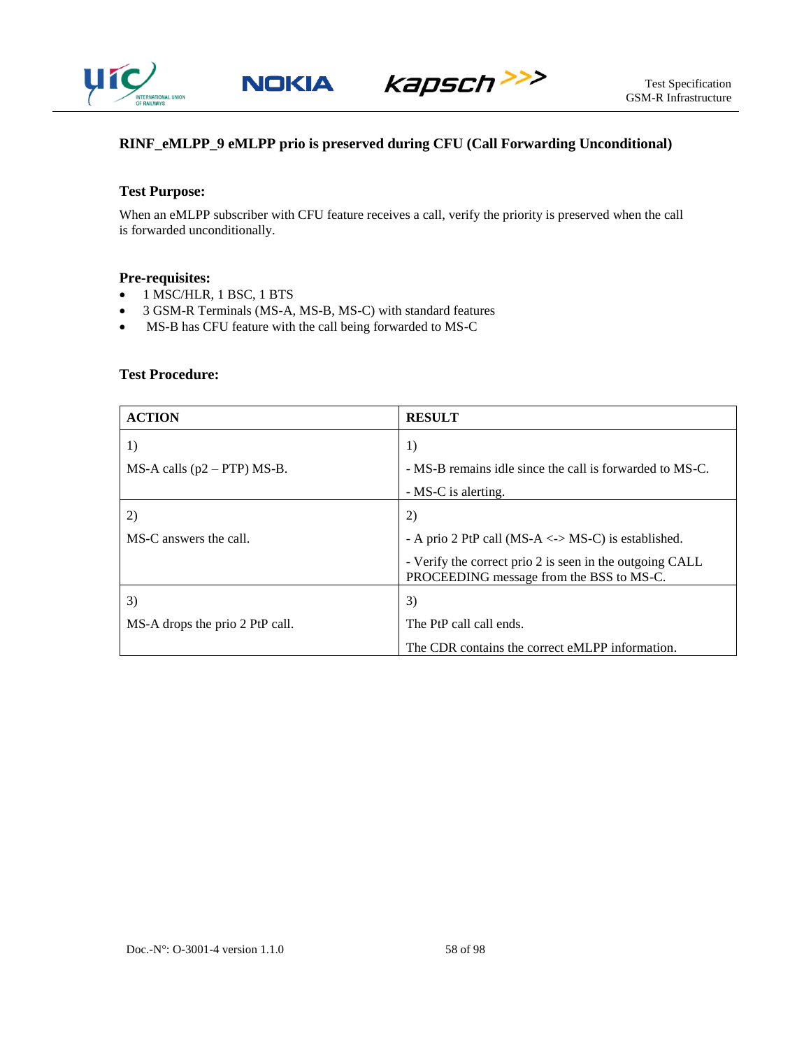### RINF_eMLPP_9 eMLPP prio is preserved during CFU (Call Forwarding Unconditional)

**Test Purpose:**

When an eMLPP subscriber with CFU feature receives a call, verify the priority is preserved when the call is forwarded unconditionally.

**Pre-requisites:**

- 1 MSC/HLR, 1 BSC, 1 BTS
- 3 GSM-R Terminals (MS-A, MS-B, MS-C) with standard features
- MS-B has CFU feature with the call being forwarded to MS-C

**Test Procedure:**

| ACTION | RESULT |
|---|---|
| 1)<br><br>MS-A calls (p2 – PTP) MS-B. | 1)<br><br>- MS-B remains idle since the call is forwarded to MS-C.<br><br>- MS-C is alerting. |
| 2)<br><br>MS-C answers the call. | 2)<br><br>- A prio 2 PtP call (MS-A <-> MS-C) is established.<br><br>- Verify the correct prio 2 is seen in the outgoing CALL PROCEEDING message from the BSS to MS-C. |
| 3)<br><br>MS-A drops the prio 2 PtP call. | 3)<br><br>The PtP call call ends.<br><br>The CDR contains the correct eMLPP information. |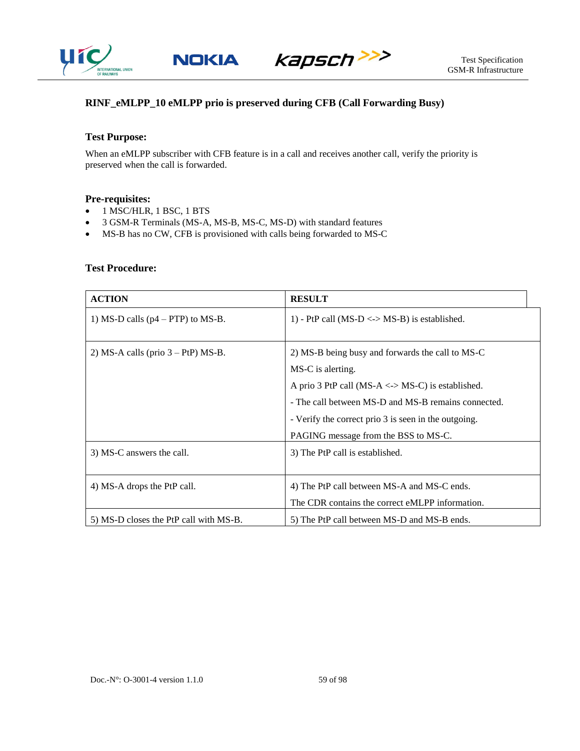### RINF_eMLPP_10 eMLPP prio is preserved during CFB (Call Forwarding Busy)

#### Test Purpose:

When an eMLPP subscriber with CFB feature is in a call and receives another call, verify the priority is preserved when the call is forwarded.

#### Pre-requisites:

- 1 MSC/HLR, 1 BSC, 1 BTS
- 3 GSM-R Terminals (MS-A, MS-B, MS-C, MS-D) with standard features
- MS-B has no CW, CFB is provisioned with calls being forwarded to MS-C

#### Test Procedure:

| ACTION | RESULT |
|---|---|
| 1) MS-D calls (p4 – PTP) to MS-B. | 1) - PtP call (MS-D <-> MS-B) is established. |
| 2) MS-A calls (prio 3 – PtP) MS-B. | 2) MS-B being busy and forwards the call to MS-C<br>MS-C is alerting.<br>A prio 3 PtP call (MS-A <-> MS-C) is established.<br>- The call between MS-D and MS-B remains connected.<br>- Verify the correct prio 3 is seen in the outgoing.<br>PAGING message from the BSS to MS-C. |
| 3) MS-C answers the call. | 3) The PtP call is established. |
| 4) MS-A drops the PtP call. | 4) The PtP call between MS-A and MS-C ends.<br>The CDR contains the correct eMLPP information. |
| 5) MS-D closes the PtP call with MS-B. | 5) The PtP call between MS-D and MS-B ends. |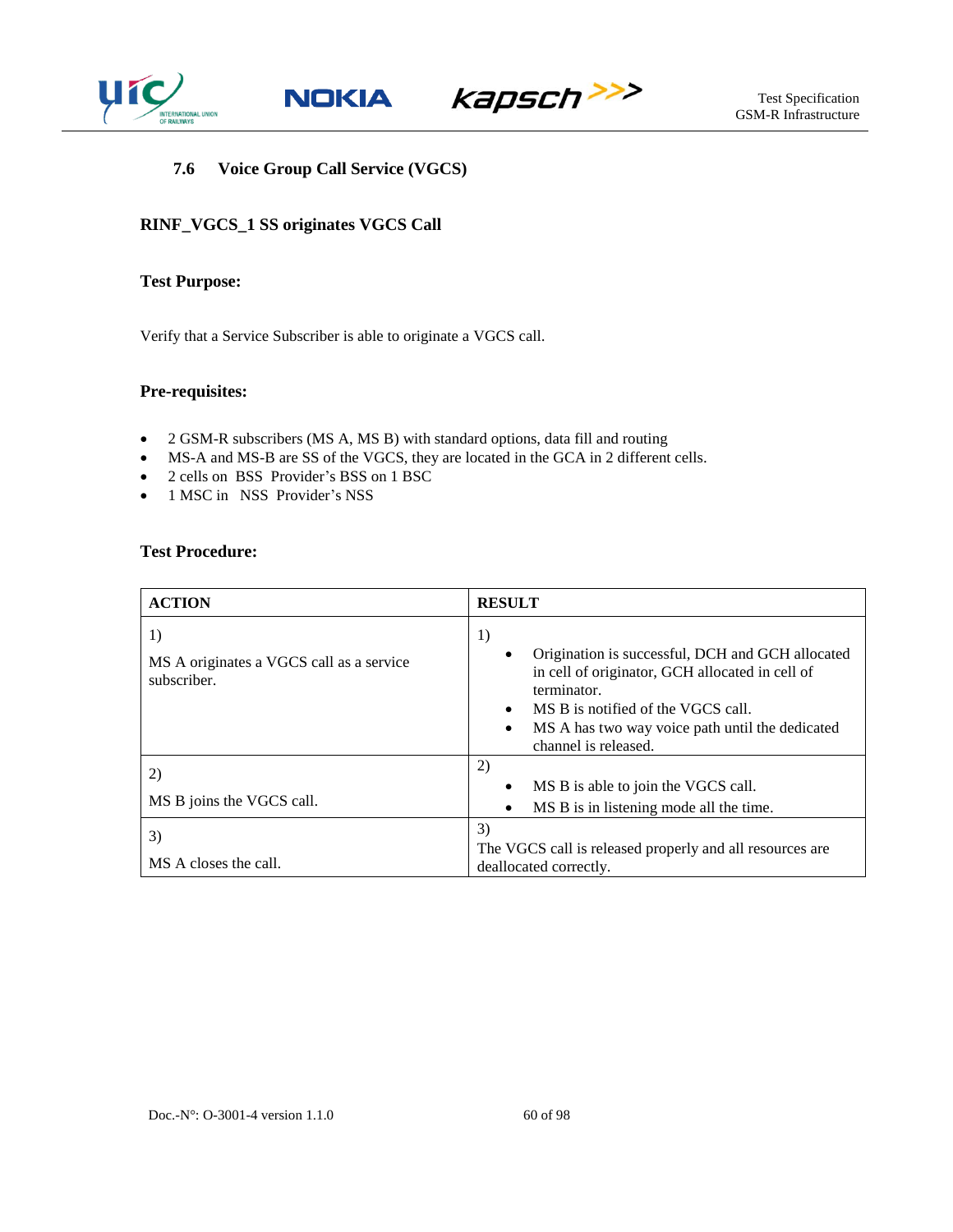### 7.6 Voice Group Call Service (VGCS)

**RINF_VGCS_1 SS originates VGCS Call**

**Test Purpose:**

Verify that a Service Subscriber is able to originate a VGCS call.

**Pre-requisites:**

- 2 GSM-R subscribers (MS A, MS B) with standard options, data fill and routing
- MS-A and MS-B are SS of the VGCS, they are located in the GCA in 2 different cells.
- 2 cells on BSS Provider's BSS on 1 BSC
- 1 MSC in NSS Provider's NSS

**Test Procedure:**

| ACTION | RESULT |
|---|---|
| 1) MS A originates a VGCS call as a service subscriber. | 1) <br>• Origination is successful, DCH and GCH allocated in cell of originator, GCH allocated in cell of terminator.<br>• MS B is notified of the VGCS call.<br>• MS A has two way voice path until the dedicated channel is released. |
| 2) MS B joins the VGCS call. | 2) <br>• MS B is able to join the VGCS call.<br>• MS B is in listening mode all the time. |
| 3) MS A closes the call. | 3) The VGCS call is released properly and all resources are deallocated correctly. |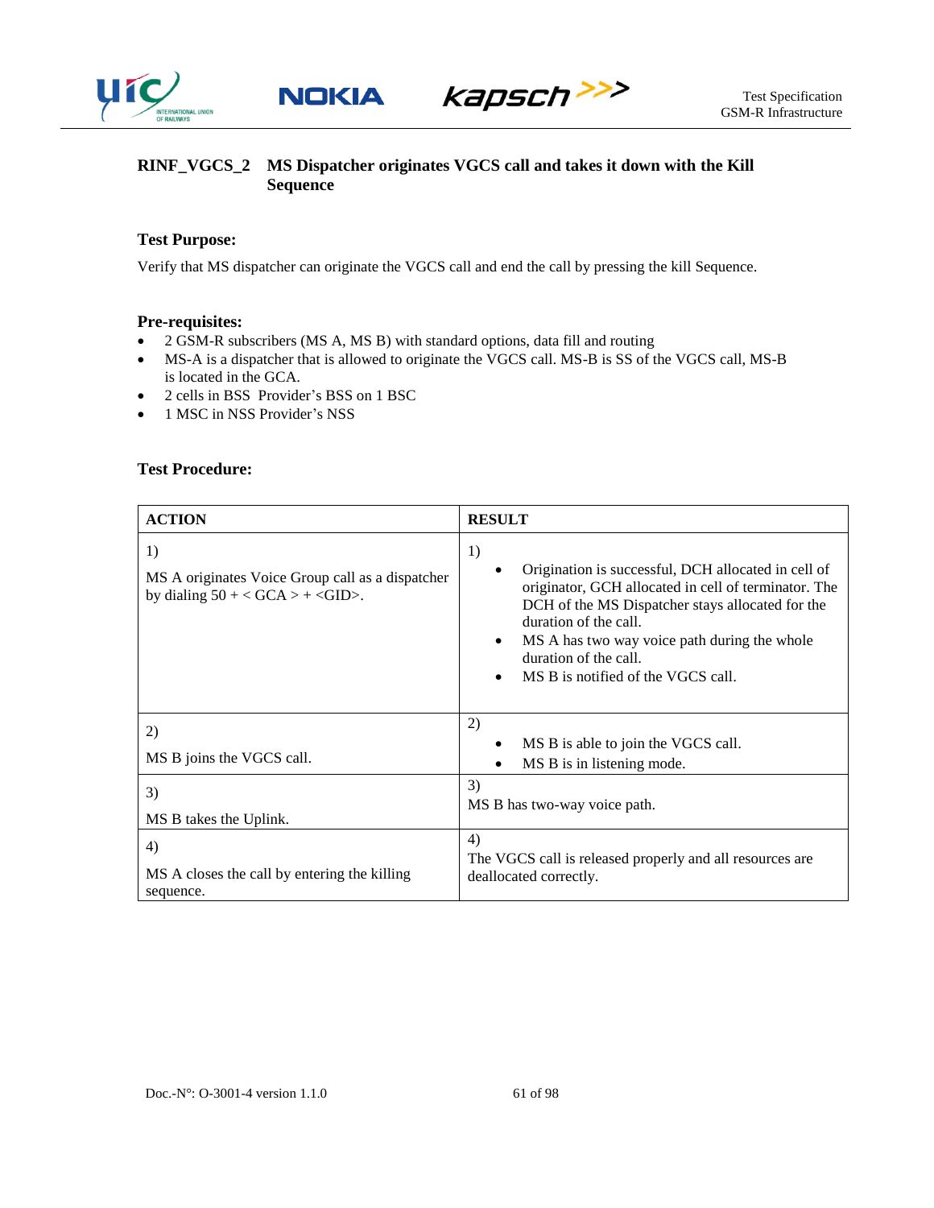## RINF_VGCS_2 MS Dispatcher originates VGCS call and takes it down with the Kill Sequence

### Test Purpose:

Verify that MS dispatcher can originate the VGCS call and end the call by pressing the kill Sequence.

### Pre-requisites:

- 2 GSM-R subscribers (MS A, MS B) with standard options, data fill and routing
- MS-A is a dispatcher that is allowed to originate the VGCS call. MS-B is SS of the VGCS call, MS-B is located in the GCA.
- 2 cells in BSS Provider's BSS on 1 BSC
- 1 MSC in NSS Provider's NSS

### Test Procedure:

| ACTION | RESULT |
|---|---|
| 1)<br>MS A originates Voice Group call as a dispatcher by dialing 50 + < GCA > + <GID>. | 1)<br>• Origination is successful, DCH allocated in cell of originator, GCH allocated in cell of terminator. The DCH of the MS Dispatcher stays allocated for the duration of the call.<br>• MS A has two way voice path during the whole duration of the call.<br>• MS B is notified of the VGCS call. |
| 2)<br>MS B joins the VGCS call. | 2)<br>• MS B is able to join the VGCS call.<br>• MS B is in listening mode. |
| 3)<br>MS B takes the Uplink. | 3)<br>MS B has two-way voice path. |
| 4)<br>MS A closes the call by entering the killing sequence. | 4)<br>The VGCS call is released properly and all resources are deallocated correctly. |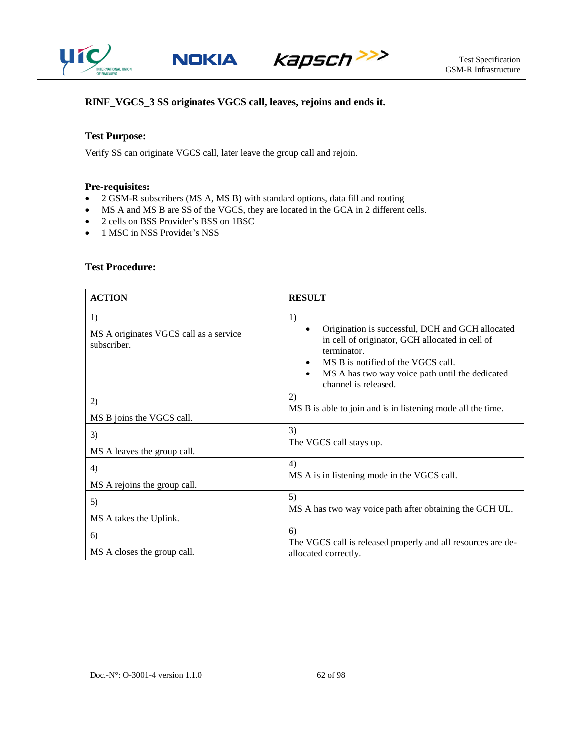### RINF_VGCS_3 SS originates VGCS call, leaves, rejoins and ends it.

#### Test Purpose:

Verify SS can originate VGCS call, later leave the group call and rejoin.

#### Pre-requisites:

- 2 GSM-R subscribers (MS A, MS B) with standard options, data fill and routing
- MS A and MS B are SS of the VGCS, they are located in the GCA in 2 different cells.
- 2 cells on BSS Provider's BSS on 1BSC
- 1 MSC in NSS Provider's NSS

#### Test Procedure:

| ACTION | RESULT |
|---|---|
| 1)<br>MS A originates VGCS call as a service subscriber. | 1)<br>• Origination is successful, DCH and GCH allocated in cell of originator, GCH allocated in cell of terminator.<br>• MS B is notified of the VGCS call.<br>• MS A has two way voice path until the dedicated channel is released. |
| 2)<br>MS B joins the VGCS call. | 2)<br>MS B is able to join and is in listening mode all the time. |
| 3)<br>MS A leaves the group call. | 3)<br>The VGCS call stays up. |
| 4)<br>MS A rejoins the group call. | 4)<br>MS A is in listening mode in the VGCS call. |
| 5)<br>MS A takes the Uplink. | 5)<br>MS A has two way voice path after obtaining the GCH UL. |
| 6)<br>MS A closes the group call. | 6)<br>The VGCS call is released properly and all resources are de-allocated correctly. |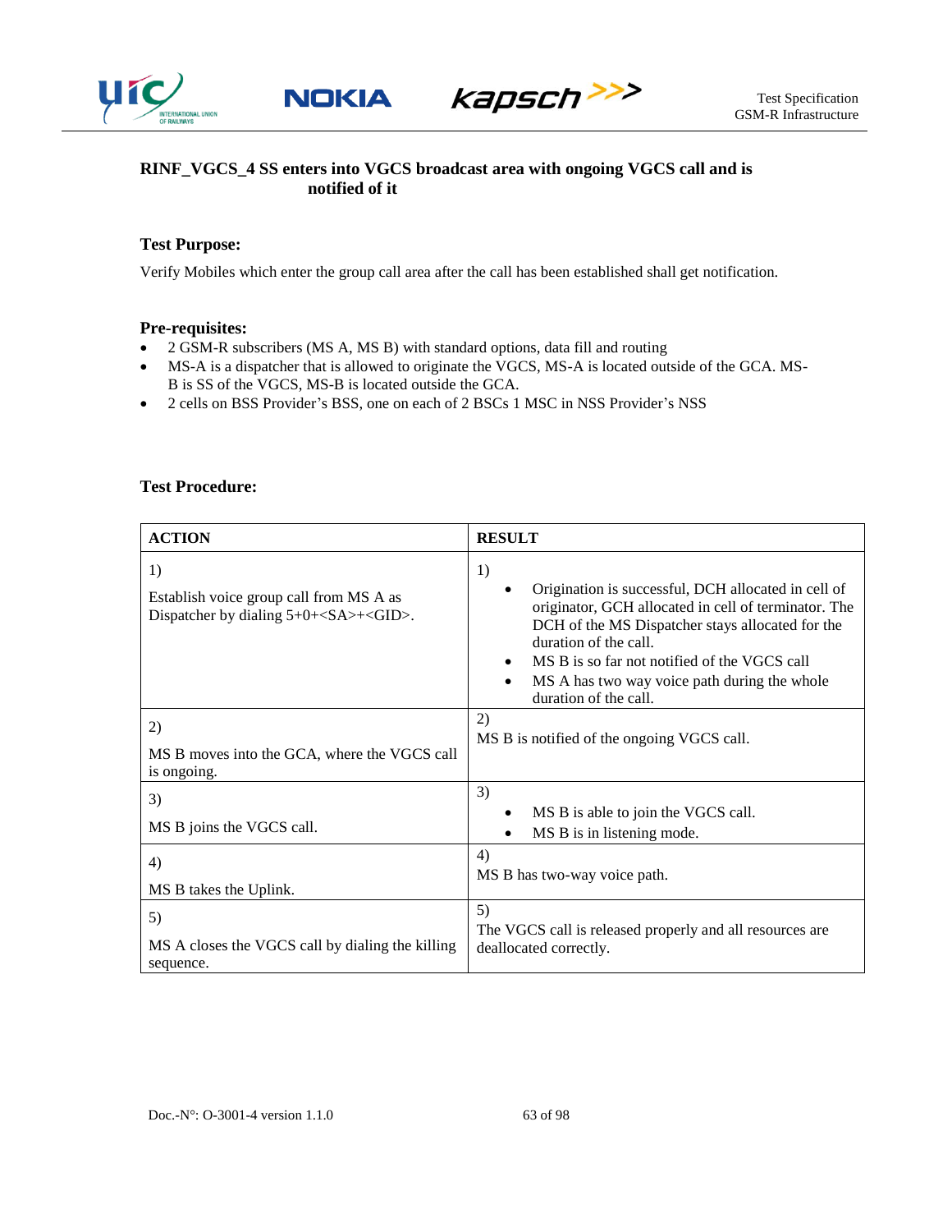### RINF_VGCS_4 SS enters into VGCS broadcast area with ongoing VGCS call and is notified of it

**Test Purpose:**

Verify Mobiles which enter the group call area after the call has been established shall get notification.

**Pre-requisites:**

- 2 GSM-R subscribers (MS A, MS B) with standard options, data fill and routing
- MS-A is a dispatcher that is allowed to originate the VGCS, MS-A is located outside of the GCA. MS-B is SS of the VGCS, MS-B is located outside the GCA.
- 2 cells on BSS Provider's BSS, one on each of 2 BSCs 1 MSC in NSS Provider's NSS

**Test Procedure:**

| ACTION | RESULT |
|---|---|
| 1)<br>Establish voice group call from MS A as Dispatcher by dialing 5+0+<SA>+<GID>. | 1)<br>• Origination is successful, DCH allocated in cell of originator, GCH allocated in cell of terminator. The DCH of the MS Dispatcher stays allocated for the duration of the call.<br>• MS B is so far not notified of the VGCS call<br>• MS A has two way voice path during the whole duration of the call. |
| 2)<br>MS B moves into the GCA, where the VGCS call is ongoing. | 2)<br>MS B is notified of the ongoing VGCS call. |
| 3)<br>MS B joins the VGCS call. | 3)<br>• MS B is able to join the VGCS call.<br>• MS B is in listening mode. |
| 4)<br>MS B takes the Uplink. | 4)<br>MS B has two-way voice path. |
| 5)<br>MS A closes the VGCS call by dialing the killing sequence. | 5)<br>The VGCS call is released properly and all resources are deallocated correctly. |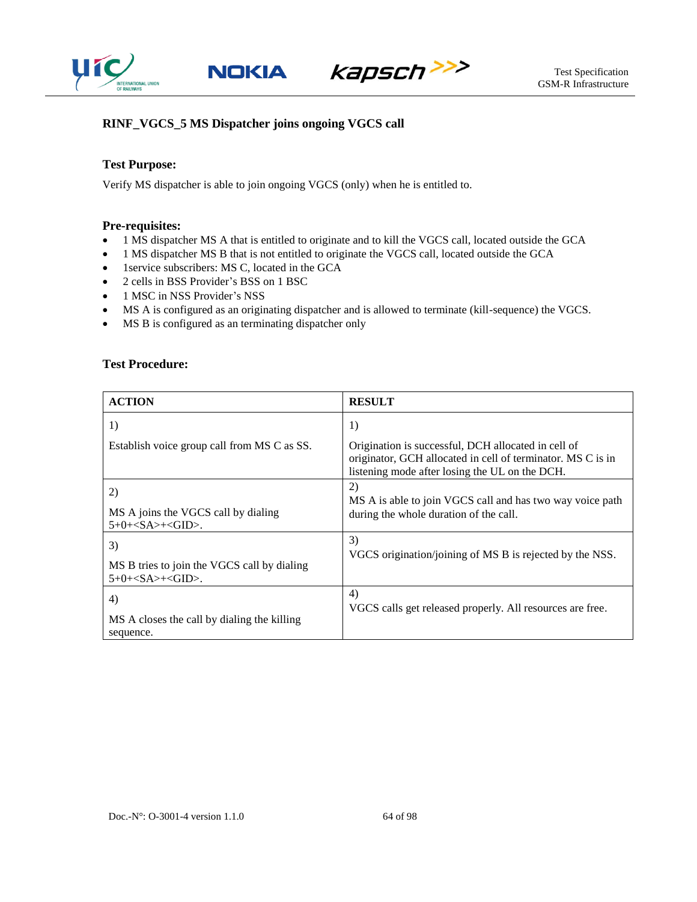### RINF_VGCS_5 MS Dispatcher joins ongoing VGCS call

#### Test Purpose:

Verify MS dispatcher is able to join ongoing VGCS (only) when he is entitled to.

#### Pre-requisites:

- 1 MS dispatcher MS A that is entitled to originate and to kill the VGCS call, located outside the GCA
- 1 MS dispatcher MS B that is not entitled to originate the VGCS call, located outside the GCA
- 1service subscribers: MS C, located in the GCA
- 2 cells in BSS Provider's BSS on 1 BSC
- 1 MSC in NSS Provider's NSS
- MS A is configured as an originating dispatcher and is allowed to terminate (kill-sequence) the VGCS.
- MS B is configured as an terminating dispatcher only

#### Test Procedure:

| ACTION | RESULT |
|---|---|
| 1)<br><br>Establish voice group call from MS C as SS. | 1)<br><br>Origination is successful, DCH allocated in cell of originator, GCH allocated in cell of terminator. MS C is in listening mode after losing the UL on the DCH. |
| 2)<br><br>MS A joins the VGCS call by dialing 5+0+<SA>+<GID>. | 2)<br>MS A is able to join VGCS call and has two way voice path during the whole duration of the call. |
| 3)<br><br>MS B tries to join the VGCS call by dialing 5+0+<SA>+<GID>. | 3)<br>VGCS origination/joining of MS B is rejected by the NSS. |
| 4)<br><br>MS A closes the call by dialing the killing sequence. | 4)<br>VGCS calls get released properly. All resources are free. |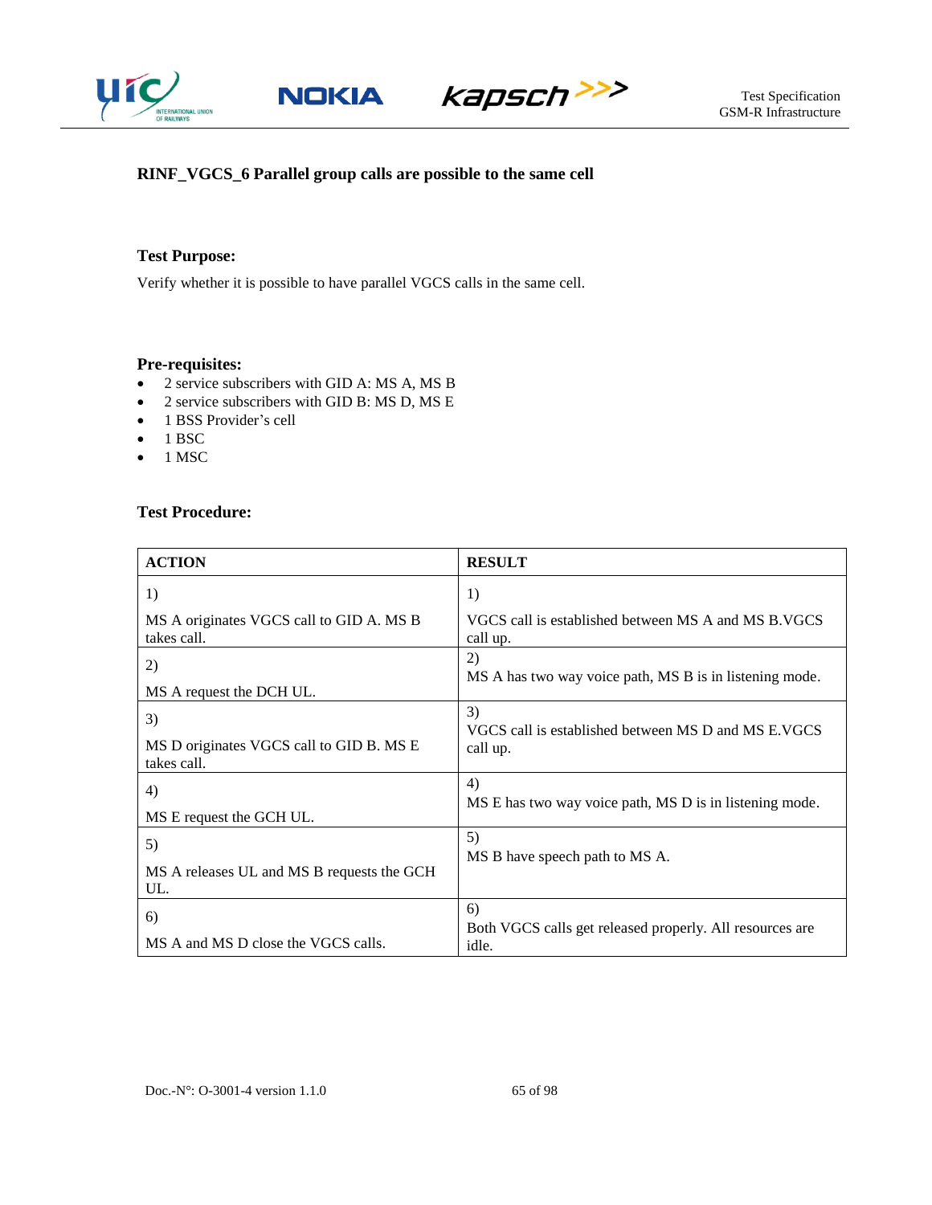### RINF_VGCS_6 Parallel group calls are possible to the same cell

**Test Purpose:**

Verify whether it is possible to have parallel VGCS calls in the same cell.

**Pre-requisites:**

- 2 service subscribers with GID A: MS A, MS B
- 2 service subscribers with GID B: MS D, MS E
- 1 BSS Provider's cell
- 1 BSC
- 1 MSC

**Test Procedure:**

| ACTION | RESULT |
|---|---|
| 1)<br><br>MS A originates VGCS call to GID A. MS B takes call. | 1)<br><br>VGCS call is established between MS A and MS B.VGCS call up. |
| 2)<br><br>MS A request the DCH UL. | 2)<br>MS A has two way voice path, MS B is in listening mode. |
| 3)<br><br>MS D originates VGCS call to GID B. MS E takes call. | 3)<br>VGCS call is established between MS D and MS E.VGCS call up. |
| 4)<br><br>MS E request the GCH UL. | 4)<br>MS E has two way voice path, MS D is in listening mode. |
| 5)<br><br>MS A releases UL and MS B requests the GCH UL. | 5)<br>MS B have speech path to MS A. |
| 6)<br><br>MS A and MS D close the VGCS calls. | 6)<br>Both VGCS calls get released properly. All resources are idle. |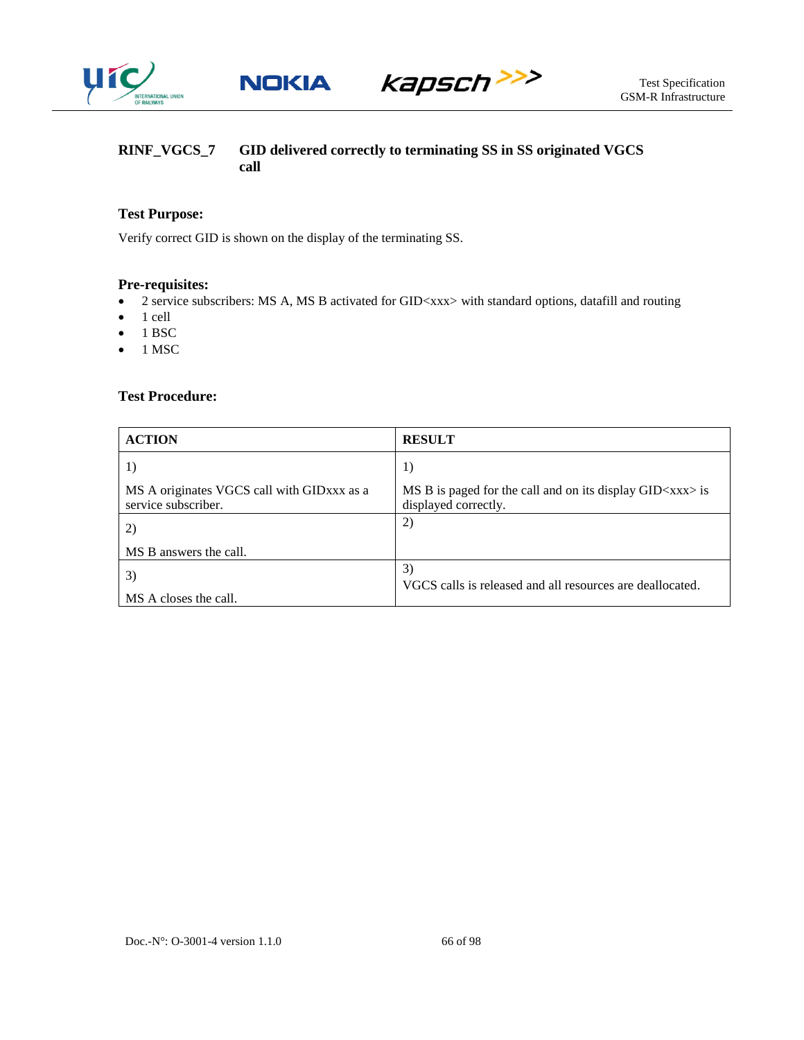### RINF_VGCS_7 GID delivered correctly to terminating SS in SS originated VGCS call

**Test Purpose:**

Verify correct GID is shown on the display of the terminating SS.

**Pre-requisites:**

- 2 service subscribers: MS A, MS B activated for GID<xxx> with standard options, datafill and routing
- 1 cell
- 1 BSC
- 1 MSC

**Test Procedure:**

| ACTION | RESULT |
|---|---|
| 1)<br><br>MS A originates VGCS call with GIDxxx as a service subscriber. | 1)<br><br>MS B is paged for the call and on its display GID<xxx> is displayed correctly. |
| 2)<br><br>MS B answers the call. | 2) |
| 3)<br><br>MS A closes the call. | 3)<br>VGCS calls is released and all resources are deallocated. |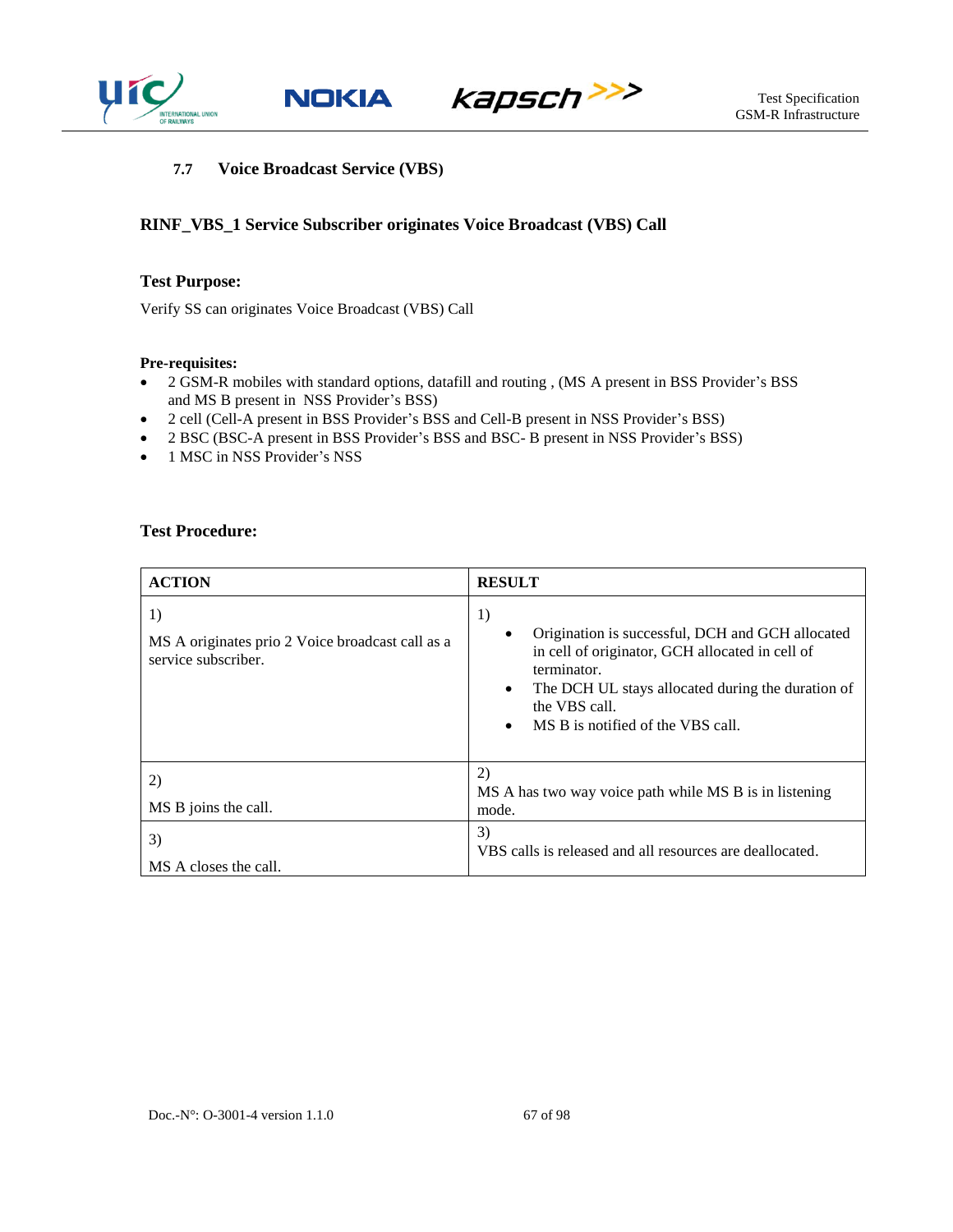### 7.7 Voice Broadcast Service (VBS)

**RINF_VBS_1 Service Subscriber originates Voice Broadcast (VBS) Call**

**Test Purpose:**

Verify SS can originates Voice Broadcast (VBS) Call

**Pre-requisites:**

- 2 GSM-R mobiles with standard options, datafill and routing , (MS A present in BSS Provider's BSS and MS B present in NSS Provider's BSS)
- 2 cell (Cell-A present in BSS Provider's BSS and Cell-B present in NSS Provider's BSS)
- 2 BSC (BSC-A present in BSS Provider's BSS and BSC- B present in NSS Provider's BSS)
- 1 MSC in NSS Provider's NSS

**Test Procedure:**

| ACTION | RESULT |
|---|---|
| 1)<br>MS A originates prio 2 Voice broadcast call as a service subscriber. | 1)<br>• Origination is successful, DCH and GCH allocated in cell of originator, GCH allocated in cell of terminator.<br>• The DCH UL stays allocated during the duration of the VBS call.<br>• MS B is notified of the VBS call. |
| 2)<br>MS B joins the call. | 2)<br>MS A has two way voice path while MS B is in listening mode. |
| 3)<br>MS A closes the call. | 3)<br>VBS calls is released and all resources are deallocated. |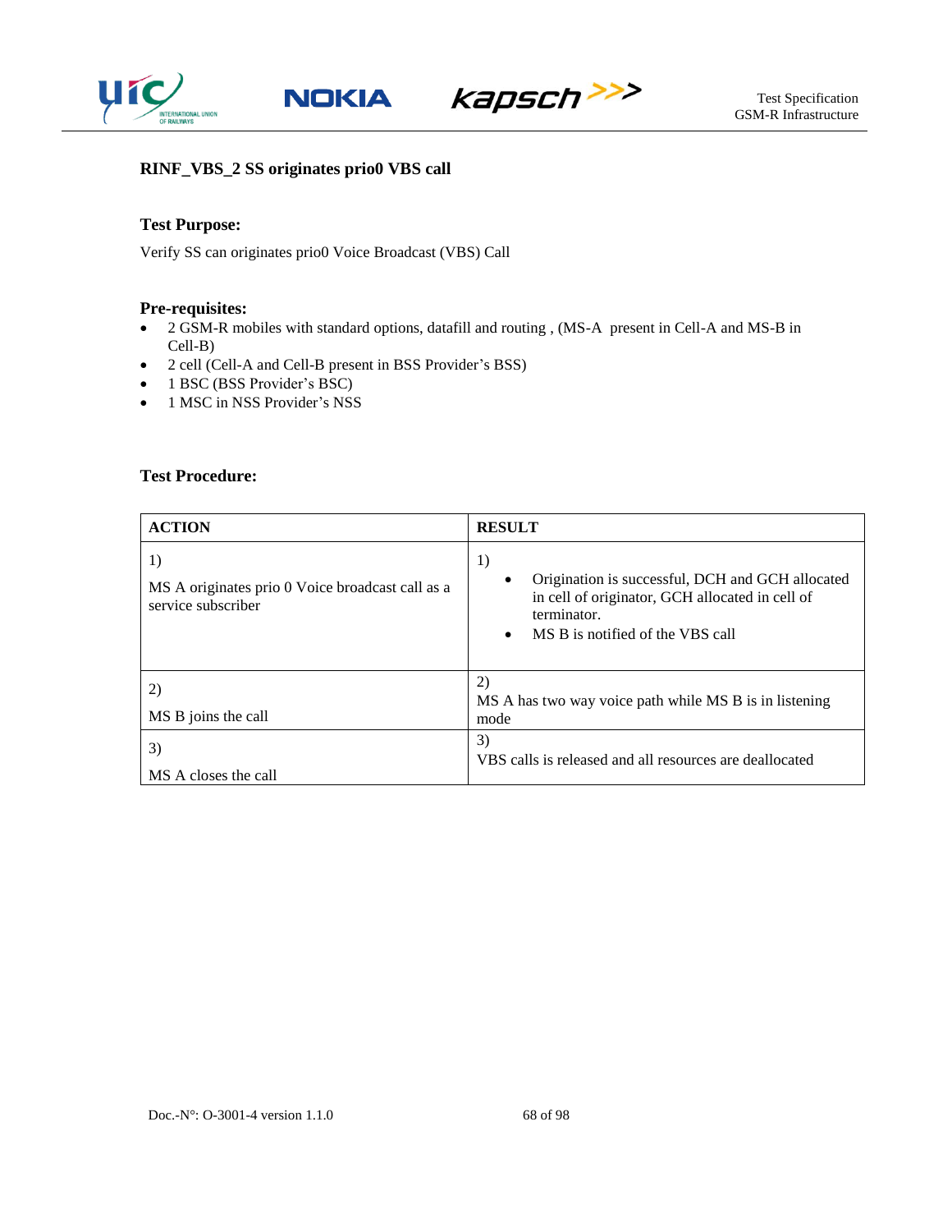### RINF_VBS_2 SS originates prio0 VBS call

#### Test Purpose:

Verify SS can originates prio0 Voice Broadcast (VBS) Call

#### Pre-requisites:

- 2 GSM-R mobiles with standard options, datafill and routing , (MS-A present in Cell-A and MS-B in Cell-B)
- 2 cell (Cell-A and Cell-B present in BSS Provider's BSS)
- 1 BSC (BSS Provider's BSC)
- 1 MSC in NSS Provider's NSS

#### Test Procedure:

| ACTION | RESULT |
|---|---|
| 1)<br>MS A originates prio 0 Voice broadcast call as a service subscriber | 1)<br>• Origination is successful, DCH and GCH allocated in cell of originator, GCH allocated in cell of terminator.<br>• MS B is notified of the VBS call |
| 2)<br>MS B joins the call | 2)<br>MS A has two way voice path while MS B is in listening mode |
| 3)<br>MS A closes the call | 3)<br>VBS calls is released and all resources are deallocated |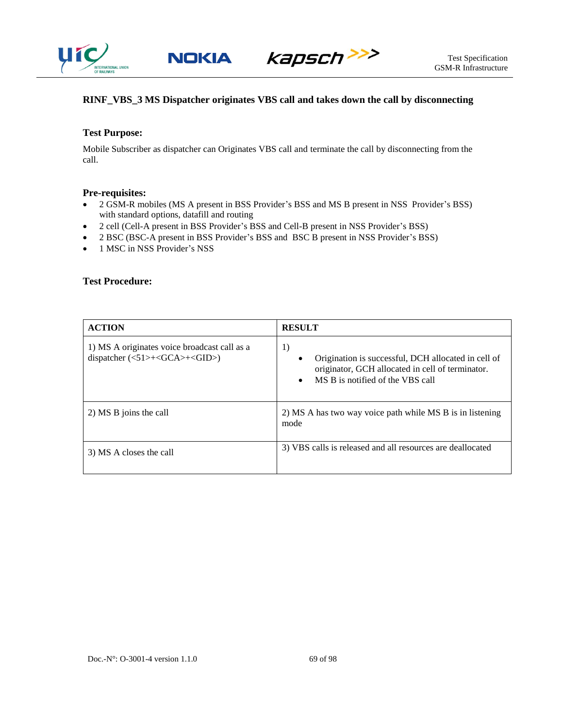### RINF_VBS_3 MS Dispatcher originates VBS call and takes down the call by disconnecting

**Test Purpose:**

Mobile Subscriber as dispatcher can Originates VBS call and terminate the call by disconnecting from the call.

**Pre-requisites:**

- 2 GSM-R mobiles (MS A present in BSS Provider's BSS and MS B present in NSS Provider's BSS) with standard options, datafill and routing
- 2 cell (Cell-A present in BSS Provider's BSS and Cell-B present in NSS Provider's BSS)
- 2 BSC (BSC-A present in BSS Provider's BSS and BSC B present in NSS Provider's BSS)
- 1 MSC in NSS Provider's NSS

**Test Procedure:**

| ACTION | RESULT |
|---|---|
| 1) MS A originates voice broadcast call as a dispatcher (<51>+<GCA>+<GID>) | 1)<br>• Origination is successful, DCH allocated in cell of originator, GCH allocated in cell of terminator.<br>• MS B is notified of the VBS call |
| 2) MS B joins the call | 2) MS A has two way voice path while MS B is in listening mode |
| 3) MS A closes the call | 3) VBS calls is released and all resources are deallocated |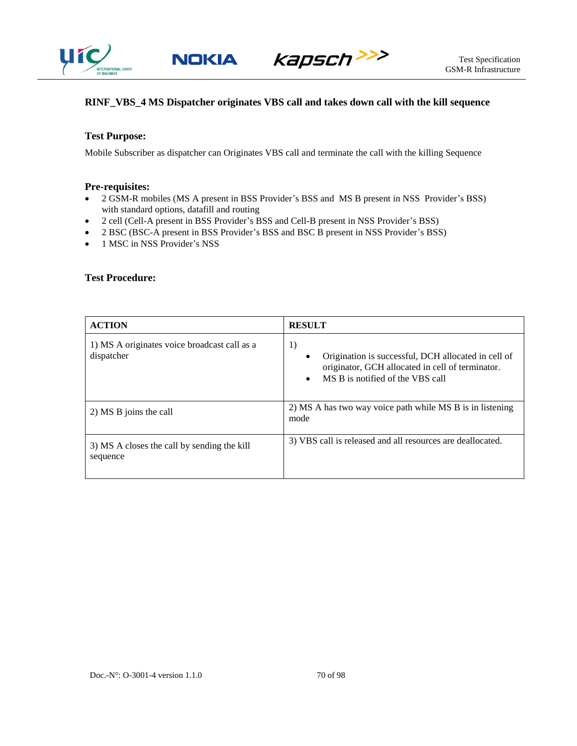### RINF_VBS_4 MS Dispatcher originates VBS call and takes down call with the kill sequence

**Test Purpose:**

Mobile Subscriber as dispatcher can Originates VBS call and terminate the call with the killing Sequence

**Pre-requisites:**

- 2 GSM-R mobiles (MS A present in BSS Provider's BSS and MS B present in NSS Provider's BSS) with standard options, datafill and routing
- 2 cell (Cell-A present in BSS Provider's BSS and Cell-B present in NSS Provider's BSS)
- 2 BSC (BSC-A present in BSS Provider's BSS and BSC B present in NSS Provider's BSS)
- 1 MSC in NSS Provider's NSS

**Test Procedure:**

| ACTION | RESULT |
|---|---|
| 1) MS A originates voice broadcast call as a dispatcher | 1)<br>• Origination is successful, DCH allocated in cell of originator, GCH allocated in cell of terminator.<br>• MS B is notified of the VBS call |
| 2) MS B joins the call | 2) MS A has two way voice path while MS B is in listening mode |
| 3) MS A closes the call by sending the kill sequence | 3) VBS call is released and all resources are deallocated. |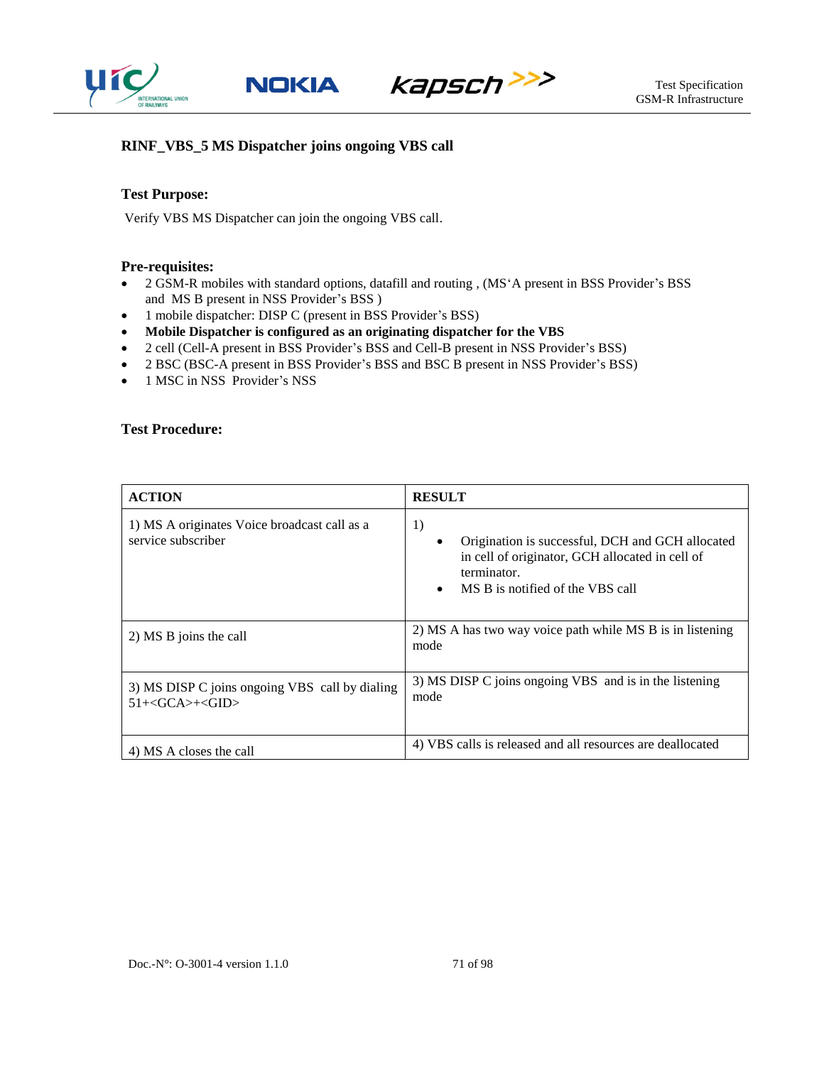### RINF_VBS_5 MS Dispatcher joins ongoing VBS call

**Test Purpose:**

Verify VBS MS Dispatcher can join the ongoing VBS call.

**Pre-requisites:**

- 2 GSM-R mobiles with standard options, datafill and routing , (MS'A present in BSS Provider's BSS and MS B present in NSS Provider's BSS )
- 1 mobile dispatcher: DISP C (present in BSS Provider's BSS)
- **Mobile Dispatcher is configured as an originating dispatcher for the VBS**
- 2 cell (Cell-A present in BSS Provider's BSS and Cell-B present in NSS Provider's BSS)
- 2 BSC (BSC-A present in BSS Provider's BSS and BSC B present in NSS Provider's BSS)
- 1 MSC in NSS Provider's NSS

**Test Procedure:**

| ACTION | RESULT |
|---|---|
| 1) MS A originates Voice broadcast call as a service subscriber | 1)<br>• Origination is successful, DCH and GCH allocated in cell of originator, GCH allocated in cell of terminator.<br>• MS B is notified of the VBS call |
| 2) MS B joins the call | 2) MS A has two way voice path while MS B is in listening mode |
| 3) MS DISP C joins ongoing VBS call by dialing 51+<GCA>+<GID> | 3) MS DISP C joins ongoing VBS and is in the listening mode |
| 4) MS A closes the call | 4) VBS calls is released and all resources are deallocated |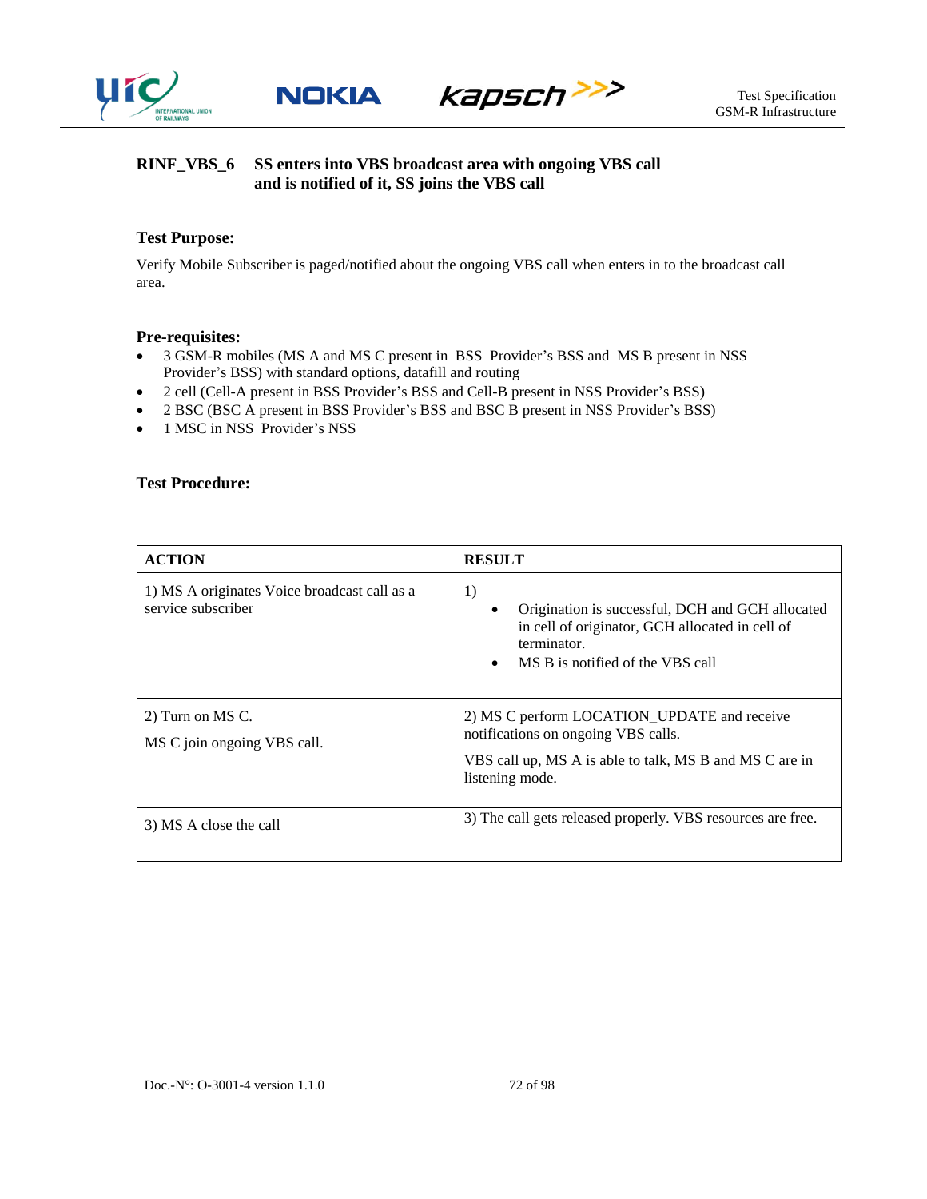## RINF_VBS_6 SS enters into VBS broadcast area with ongoing VBS call and is notified of it, SS joins the VBS call

### Test Purpose:

Verify Mobile Subscriber is paged/notified about the ongoing VBS call when enters in to the broadcast call area.

### Pre-requisites:

- 3 GSM-R mobiles (MS A and MS C present in BSS Provider's BSS and MS B present in NSS Provider's BSS) with standard options, datafill and routing
- 2 cell (Cell-A present in BSS Provider's BSS and Cell-B present in NSS Provider's BSS)
- 2 BSC (BSC A present in BSS Provider's BSS and BSC B present in NSS Provider's BSS)
- 1 MSC in NSS Provider's NSS

### Test Procedure:

| ACTION | RESULT |
|---|---|
| 1) MS A originates Voice broadcast call as a service subscriber | 1)<br>• Origination is successful, DCH and GCH allocated in cell of originator, GCH allocated in cell of terminator.<br>• MS B is notified of the VBS call |
| 2) Turn on MS C.<br><br>MS C join ongoing VBS call. | 2) MS C perform LOCATION_UPDATE and receive notifications on ongoing VBS calls.<br><br>VBS call up, MS A is able to talk, MS B and MS C are in listening mode. |
| 3) MS A close the call | 3) The call gets released properly. VBS resources are free. |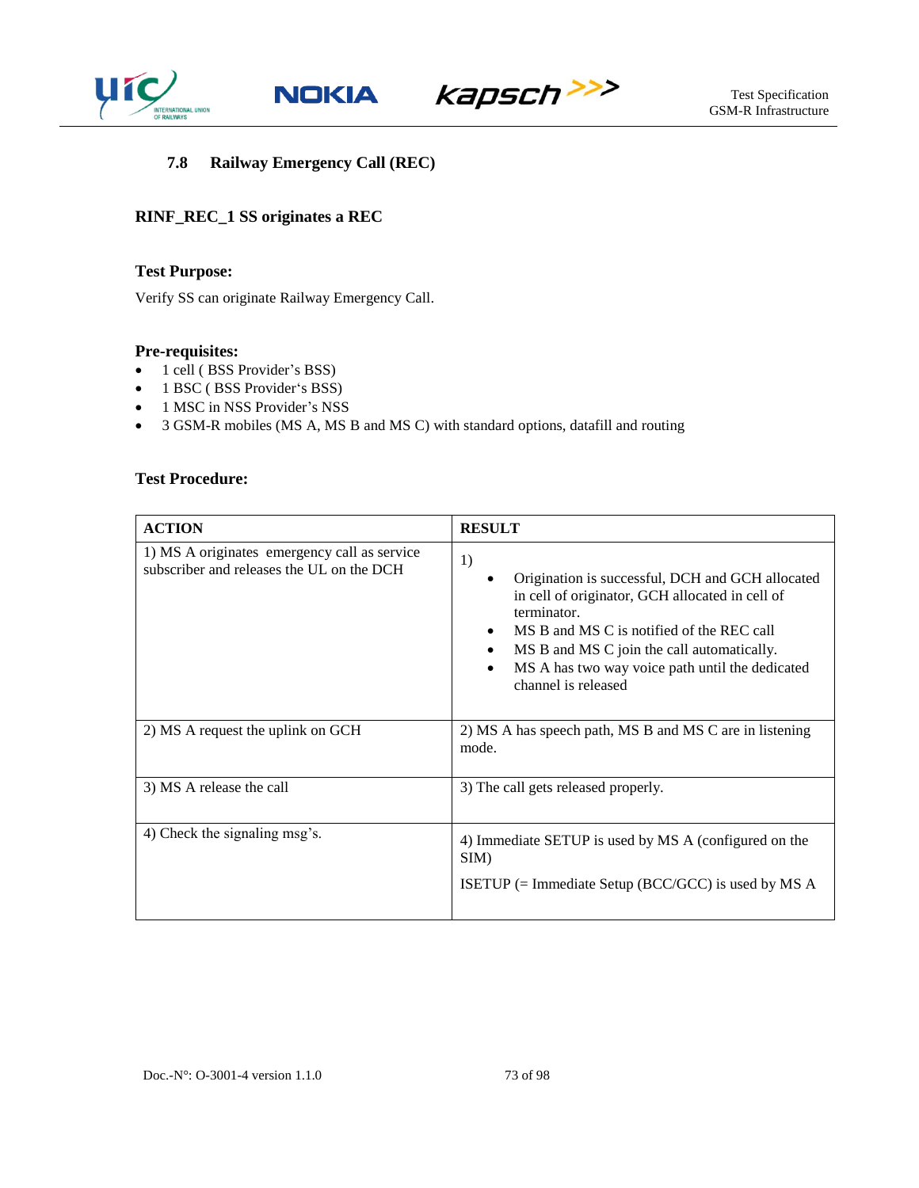### 7.8 Railway Emergency Call (REC)

**RINF_REC_1 SS originates a REC**

**Test Purpose:**

Verify SS can originate Railway Emergency Call.

**Pre-requisites:**

- 1 cell ( BSS Provider's BSS)
- 1 BSC ( BSS Provider's BSS)
- 1 MSC in NSS Provider's NSS
- 3 GSM-R mobiles (MS A, MS B and MS C) with standard options, datafill and routing

**Test Procedure:**

| ACTION | RESULT |
|---|---|
| 1) MS A originates emergency call as service subscriber and releases the UL on the DCH | 1)<br>• Origination is successful, DCH and GCH allocated in cell of originator, GCH allocated in cell of terminator.<br>• MS B and MS C is notified of the REC call<br>• MS B and MS C join the call automatically.<br>• MS A has two way voice path until the dedicated channel is released |
| 2) MS A request the uplink on GCH | 2) MS A has speech path, MS B and MS C are in listening mode. |
| 3) MS A release the call | 3) The call gets released properly. |
| 4) Check the signaling msg's. | 4) Immediate SETUP is used by MS A (configured on the SIM)<br>ISETUP (= Immediate Setup (BCC/GCC) is used by MS A |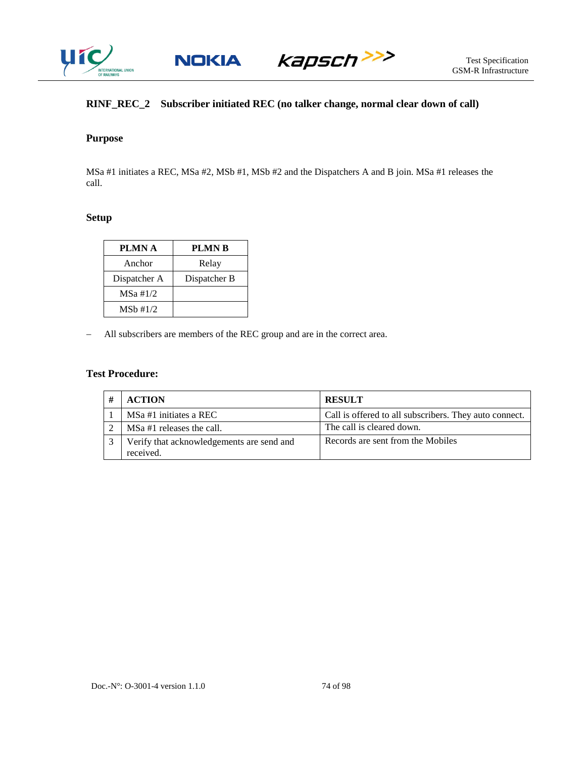### RINF_REC_2 Subscriber initiated REC (no talker change, normal clear down of call)

**Purpose**

MSa #1 initiates a REC, MSa #2, MSb #1, MSb #2 and the Dispatchers A and B join. MSa #1 releases the call.

**Setup**

| PLMN A | PLMN B |
|---|---|
| Anchor | Relay |
| Dispatcher A | Dispatcher B |
| MSa #1/2 | |
| MSb #1/2 | |

– All subscribers are members of the REC group and are in the correct area.

**Test Procedure:**

| # | ACTION | RESULT |
|---|---|---|
| 1 | MSa #1 initiates a REC | Call is offered to all subscribers. They auto connect. |
| 2 | MSa #1 releases the call. | The call is cleared down. |
| 3 | Verify that acknowledgements are send and received. | Records are sent from the Mobiles |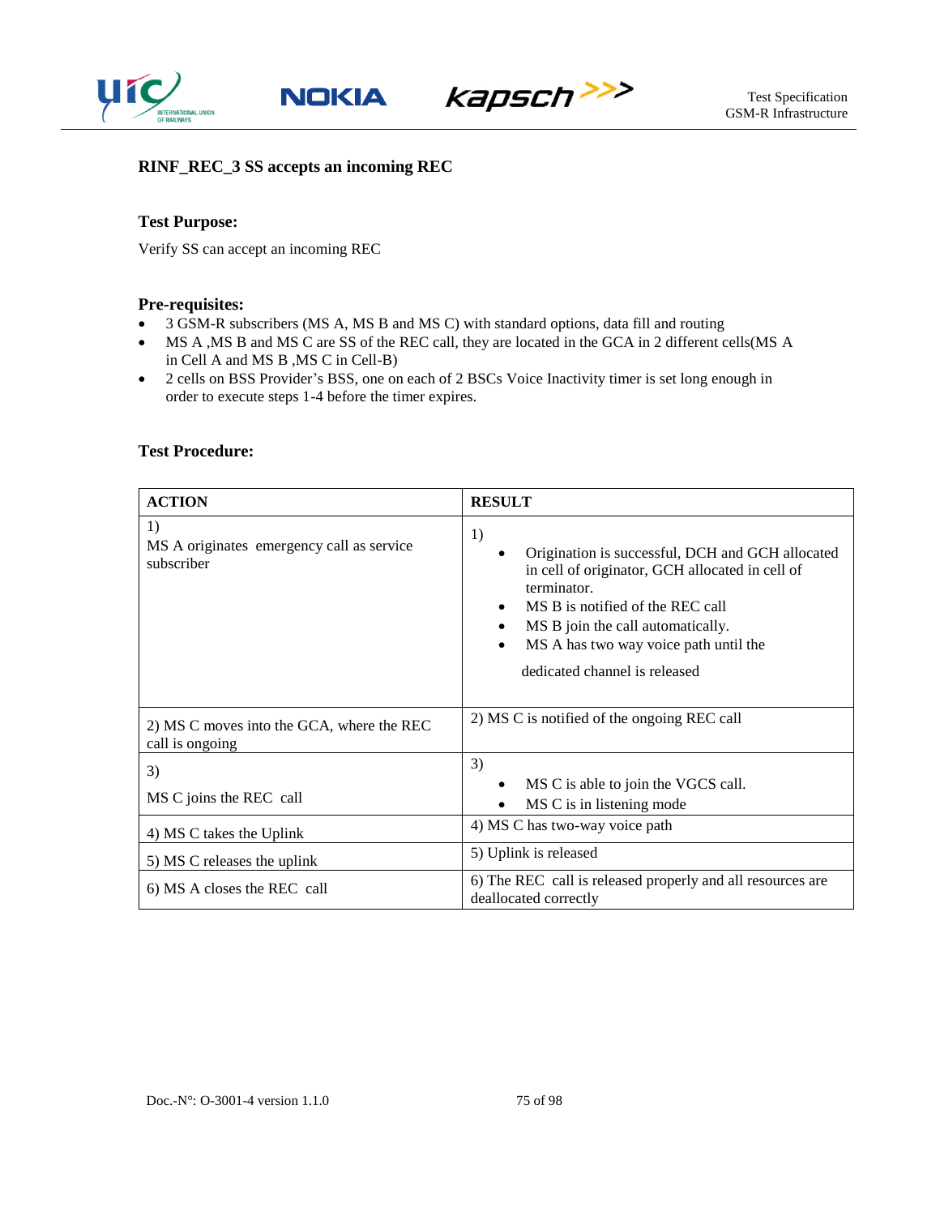### RINF_REC_3 SS accepts an incoming REC

#### Test Purpose:

Verify SS can accept an incoming REC

#### Pre-requisites:

- 3 GSM-R subscribers (MS A, MS B and MS C) with standard options, data fill and routing
- MS A ,MS B and MS C are SS of the REC call, they are located in the GCA in 2 different cells(MS A in Cell A and MS B ,MS C in Cell-B)
- 2 cells on BSS Provider's BSS, one on each of 2 BSCs Voice Inactivity timer is set long enough in order to execute steps 1-4 before the timer expires.

#### Test Procedure:

| ACTION | RESULT |
|---|---|
| 1)<br>MS A originates emergency call as service subscriber | 1)<br>• Origination is successful, DCH and GCH allocated in cell of originator, GCH allocated in cell of terminator.<br>• MS B is notified of the REC call<br>• MS B join the call automatically.<br>• MS A has two way voice path until the<br>dedicated channel is released |
| 2) MS C moves into the GCA, where the REC call is ongoing | 2) MS C is notified of the ongoing REC call |
| 3)<br>MS C joins the REC call | 3)<br>• MS C is able to join the VGCS call.<br>• MS C is in listening mode |
| 4) MS C takes the Uplink | 4) MS C has two-way voice path |
| 5) MS C releases the uplink | 5) Uplink is released |
| 6) MS A closes the REC call | 6) The REC call is released properly and all resources are deallocated correctly |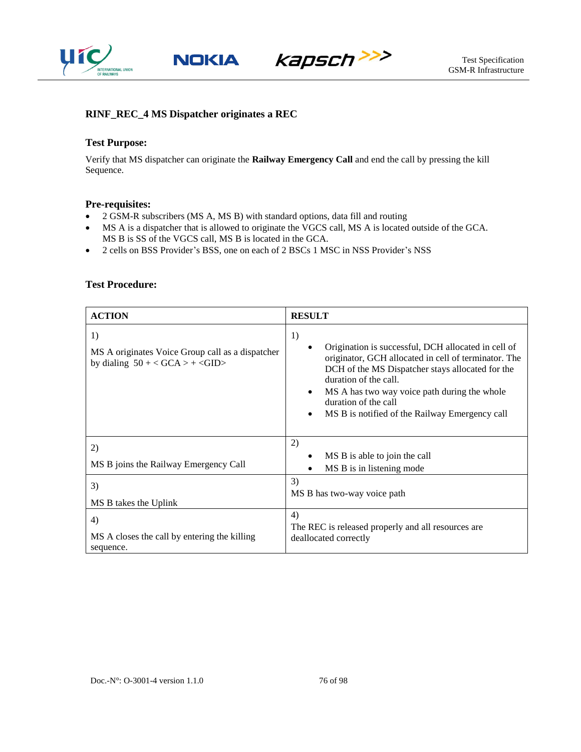## RINF_REC_4 MS Dispatcher originates a REC

### Test Purpose:

Verify that MS dispatcher can originate the **Railway Emergency Call** and end the call by pressing the kill Sequence.

### Pre-requisites:

- 2 GSM-R subscribers (MS A, MS B) with standard options, data fill and routing
- MS A is a dispatcher that is allowed to originate the VGCS call, MS A is located outside of the GCA. MS B is SS of the VGCS call, MS B is located in the GCA.
- 2 cells on BSS Provider's BSS, one on each of 2 BSCs 1 MSC in NSS Provider's NSS

### Test Procedure:

| ACTION | RESULT |
| --- | --- |
| 1)<br><br>MS A originates Voice Group call as a dispatcher by dialing 50 + < GCA > + <GID> | 1)<br>• Origination is successful, DCH allocated in cell of originator, GCH allocated in cell of terminator. The DCH of the MS Dispatcher stays allocated for the duration of the call.<br>• MS A has two way voice path during the whole duration of the call<br>• MS B is notified of the Railway Emergency call |
| 2)<br><br>MS B joins the Railway Emergency Call | 2)<br>• MS B is able to join the call<br>• MS B is in listening mode |
| 3)<br><br>MS B takes the Uplink | 3)<br>MS B has two-way voice path |
| 4)<br><br>MS A closes the call by entering the killing sequence. | 4)<br>The REC is released properly and all resources are deallocated correctly |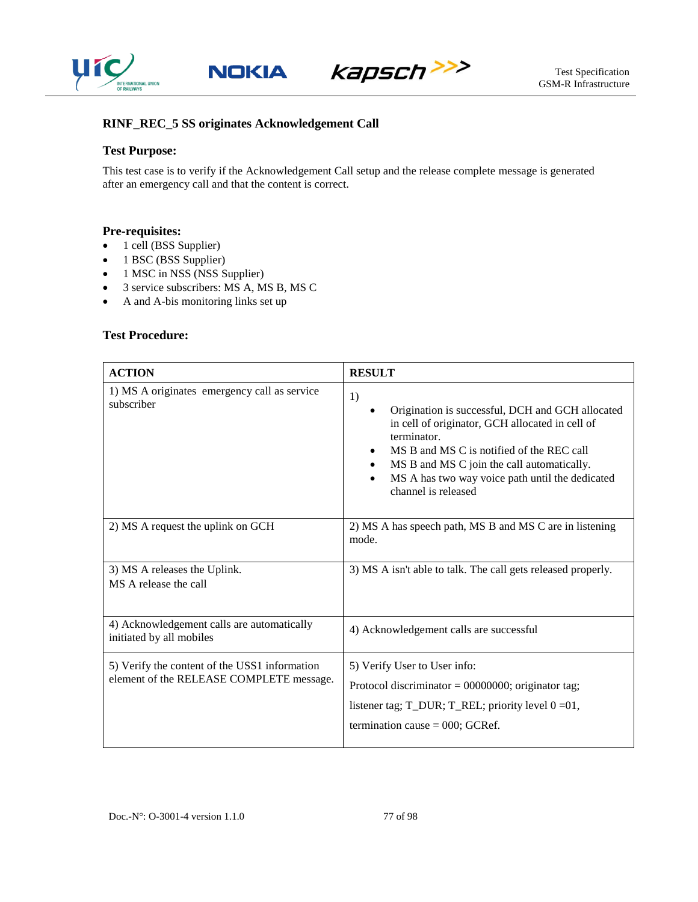### RINF_REC_5 SS originates Acknowledgement Call

#### Test Purpose:

This test case is to verify if the Acknowledgement Call setup and the release complete message is generated after an emergency call and that the content is correct.

#### Pre-requisites:

- 1 cell (BSS Supplier)
- 1 BSC (BSS Supplier)
- 1 MSC in NSS (NSS Supplier)
- 3 service subscribers: MS A, MS B, MS C
- A and A-bis monitoring links set up

#### Test Procedure:

| ACTION | RESULT |
|---|---|
| 1) MS A originates emergency call as service subscriber | 1)<br>• Origination is successful, DCH and GCH allocated in cell of originator, GCH allocated in cell of terminator.<br>• MS B and MS C is notified of the REC call<br>• MS B and MS C join the call automatically.<br>• MS A has two way voice path until the dedicated channel is released |
| 2) MS A request the uplink on GCH | 2) MS A has speech path, MS B and MS C are in listening mode. |
| 3) MS A releases the Uplink.<br>MS A release the call | 3) MS A isn't able to talk. The call gets released properly. |
| 4) Acknowledgement calls are automatically initiated by all mobiles | 4) Acknowledgement calls are successful |
| 5) Verify the content of the USS1 information element of the RELEASE COMPLETE message. | 5) Verify User to User info:<br>Protocol discriminator = 00000000; originator tag;<br>listener tag; T_DUR; T_REL; priority level 0 =01,<br>termination cause = 000; GCRef. |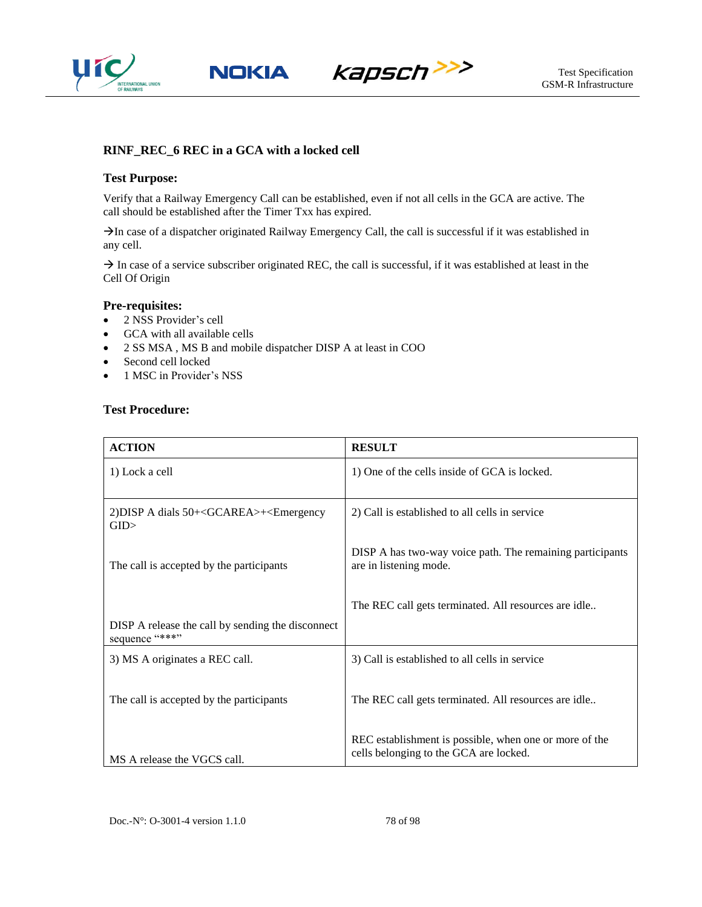### RINF_REC_6 REC in a GCA with a locked cell

**Test Purpose:**

Verify that a Railway Emergency Call can be established, even if not all cells in the GCA are active. The call should be established after the Timer Txx has expired.

→In case of a dispatcher originated Railway Emergency Call, the call is successful if it was established in any cell.

→ In case of a service subscriber originated REC, the call is successful, if it was established at least in the Cell Of Origin

**Pre-requisites:**

- 2 NSS Provider's cell
- GCA with all available cells
- 2 SS MSA , MS B and mobile dispatcher DISP A at least in COO
- Second cell locked
- 1 MSC in Provider's NSS

**Test Procedure:**

| ACTION | RESULT |
|---|---|
| 1) Lock a cell | 1) One of the cells inside of GCA is locked. |
| 2)DISP A dials 50+<GCAREA>+<Emergency GID><br><br>The call is accepted by the participants<br><br>DISP A release the call by sending the disconnect sequence "***" | 2) Call is established to all cells in service<br><br>DISP A has two-way voice path. The remaining participants are in listening mode.<br><br>The REC call gets terminated. All resources are idle.. |
| 3) MS A originates a REC call.<br><br>The call is accepted by the participants<br><br>MS A release the VGCS call. | 3) Call is established to all cells in service<br><br>The REC call gets terminated. All resources are idle..<br><br>REC establishment is possible, when one or more of the cells belonging to the GCA are locked. |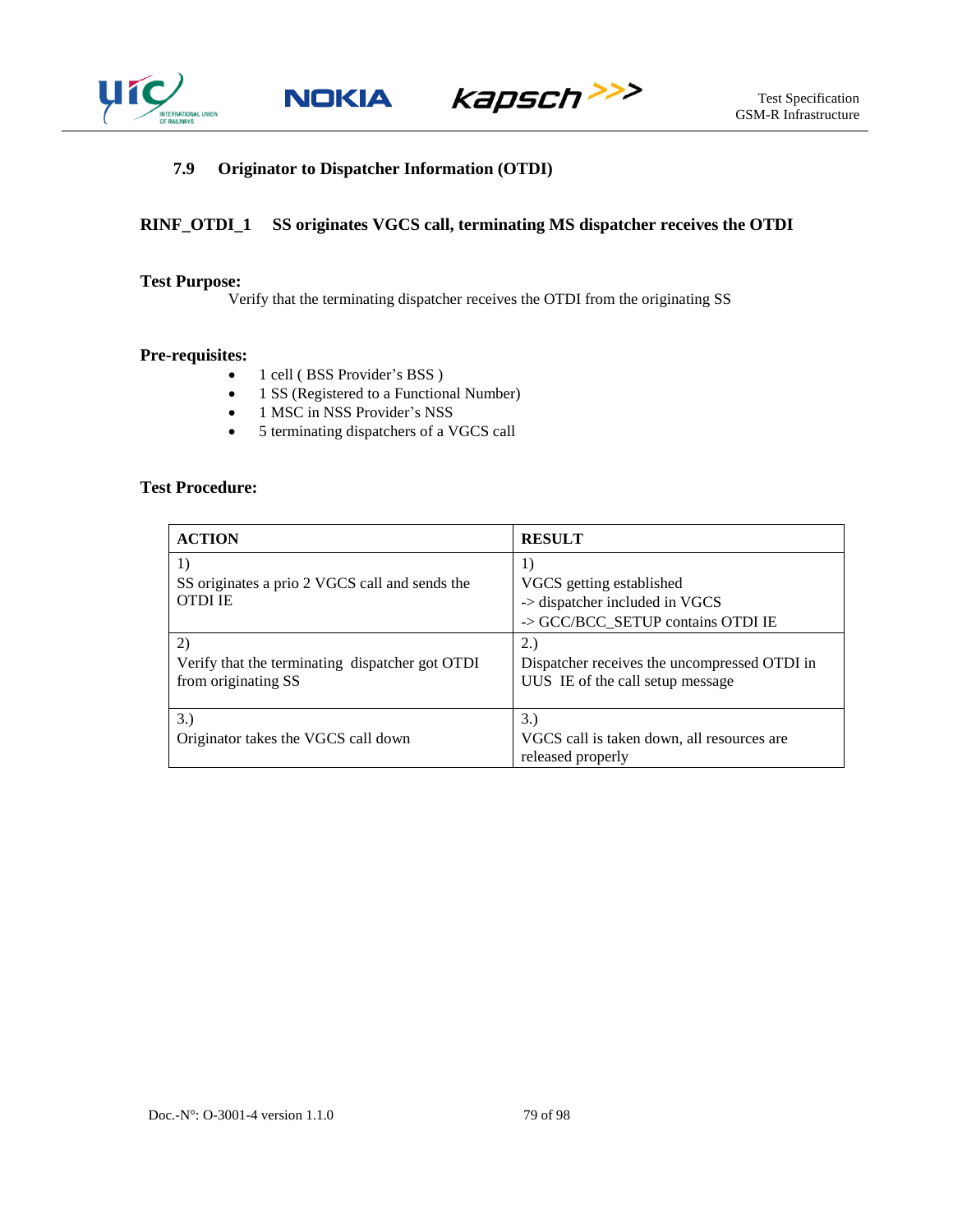## 7.9 Originator to Dispatcher Information (OTDI)

### RINF_OTDI_1 SS originates VGCS call, terminating MS dispatcher receives the OTDI

**Test Purpose:**

Verify that the terminating dispatcher receives the OTDI from the originating SS

**Pre-requisites:**

- 1 cell ( BSS Provider's BSS )
- 1 SS (Registered to a Functional Number)
- 1 MSC in NSS Provider's NSS
- 5 terminating dispatchers of a VGCS call

**Test Procedure:**

| ACTION | RESULT |
|---|---|
| 1)<br>SS originates a prio 2 VGCS call and sends the OTDI IE | 1)<br>VGCS getting established<br>-> dispatcher included in VGCS<br>-> GCC/BCC_SETUP contains OTDI IE |
| 2)<br>Verify that the terminating dispatcher got OTDI from originating SS | 2.)<br>Dispatcher receives the uncompressed OTDI in UUS IE of the call setup message |
| 3.)<br>Originator takes the VGCS call down | 3.)<br>VGCS call is taken down, all resources are released properly |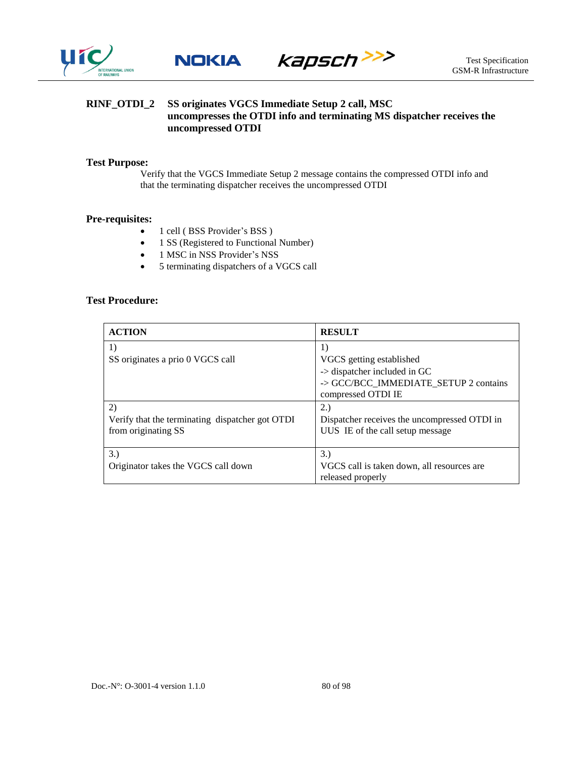**RINF_OTDI_2 SS originates VGCS Immediate Setup 2 call, MSC uncompresses the OTDI info and terminating MS dispatcher receives the uncompressed OTDI**

**Test Purpose:**

Verify that the VGCS Immediate Setup 2 message contains the compressed OTDI info and that the terminating dispatcher receives the uncompressed OTDI

**Pre-requisites:**

- 1 cell ( BSS Provider's BSS )
- 1 SS (Registered to Functional Number)
- 1 MSC in NSS Provider's NSS
- 5 terminating dispatchers of a VGCS call

**Test Procedure:**

| ACTION | RESULT |
|---|---|
| 1)<br>SS originates a prio 0 VGCS call | 1)<br>VGCS getting established<br>-> dispatcher included in GC<br>-> GCC/BCC_IMMEDIATE_SETUP 2 contains compressed OTDI IE |
| 2)<br>Verify that the terminating dispatcher got OTDI from originating SS | 2.)<br>Dispatcher receives the uncompressed OTDI in UUS IE of the call setup message |
| 3.)<br>Originator takes the VGCS call down | 3.)<br>VGCS call is taken down, all resources are released properly |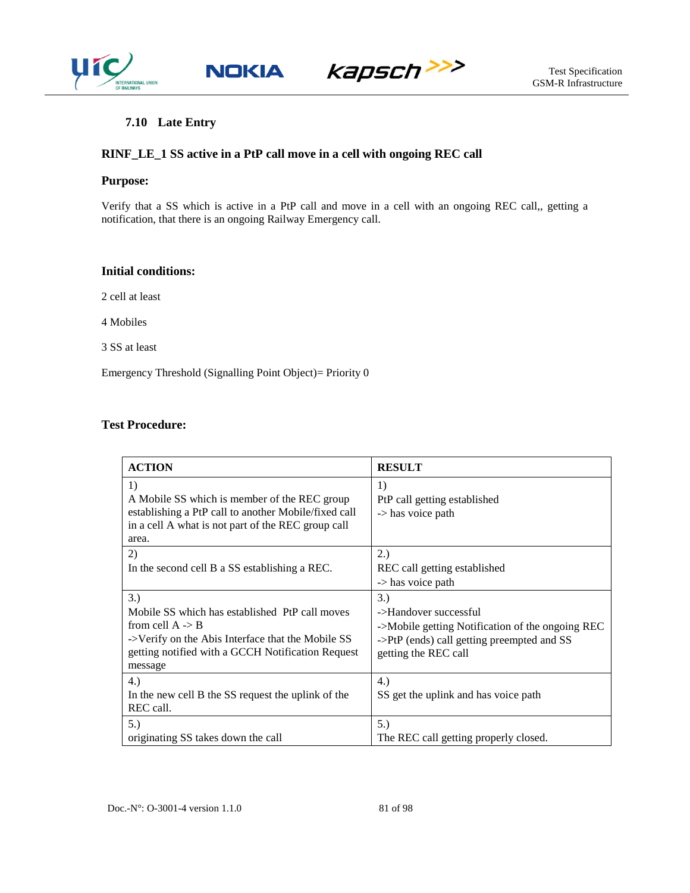### 7.10 Late Entry

**RINF_LE_1 SS active in a PtP call move in a cell with ongoing REC call**

**Purpose:**

Verify that a SS which is active in a PtP call and move in a cell with an ongoing REC call,, getting a notification, that there is an ongoing Railway Emergency call.

**Initial conditions:**

2 cell at least

4 Mobiles

3 SS at least

Emergency Threshold (Signalling Point Object)= Priority 0

**Test Procedure:**

| ACTION | RESULT |
|---|---|
| 1)<br>A Mobile SS which is member of the REC group establishing a PtP call to another Mobile/fixed call in a cell A what is not part of the REC group call area. | 1)<br>PtP call getting established<br>-> has voice path |
| 2)<br>In the second cell B a SS establishing a REC. | 2.)<br>REC call getting established<br>-> has voice path |
| 3.)<br>Mobile SS which has established PtP call moves from cell A -> B<br>->Verify on the Abis Interface that the Mobile SS getting notified with a GCCH Notification Request message | 3.)<br>->Handover successful<br>->Mobile getting Notification of the ongoing REC<br>->PtP (ends) call getting preempted and SS getting the REC call |
| 4.)<br>In the new cell B the SS request the uplink of the REC call. | 4.)<br>SS get the uplink and has voice path |
| 5.)<br>originating SS takes down the call | 5.)<br>The REC call getting properly closed. |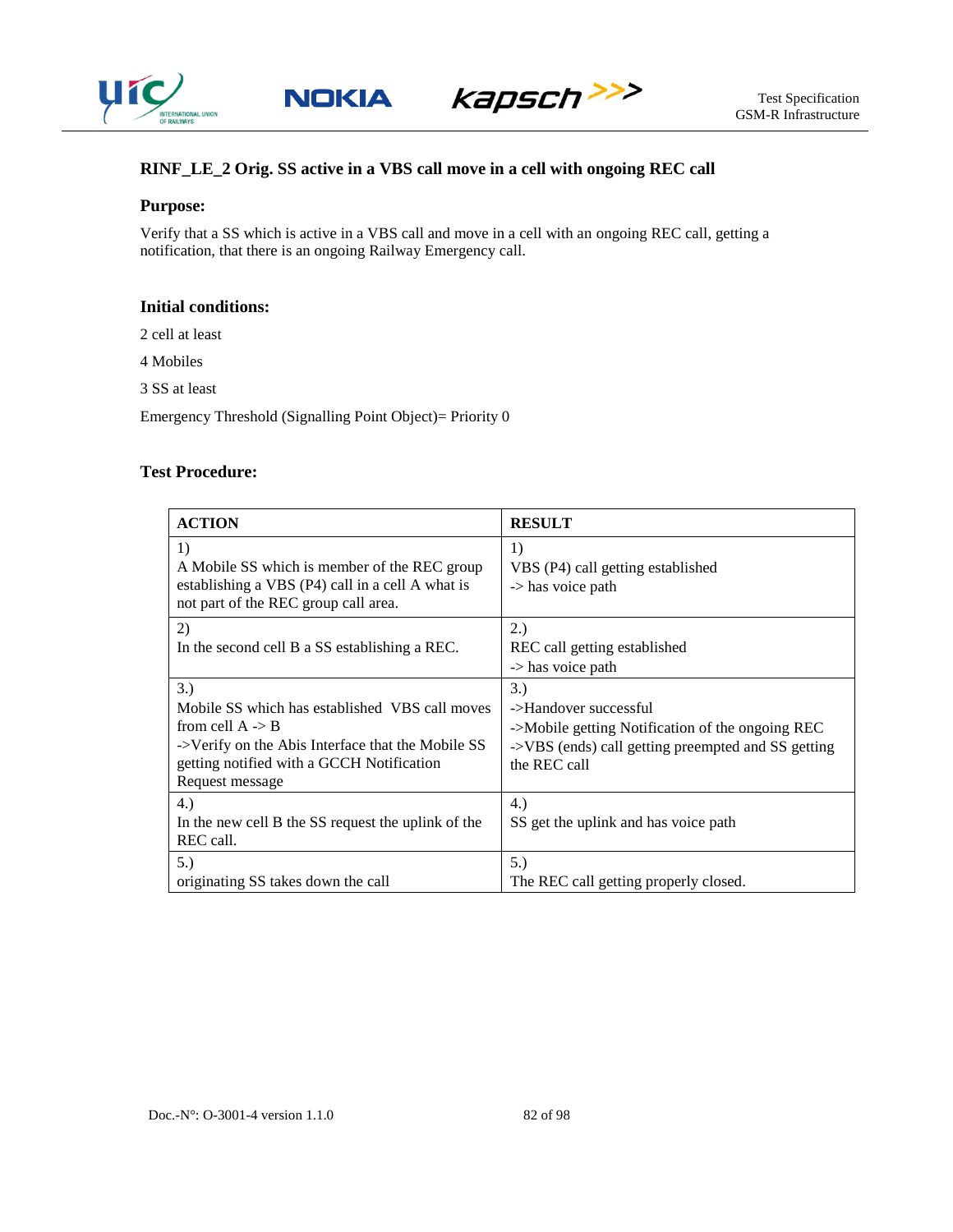### RINF_LE_2 Orig. SS active in a VBS call move in a cell with ongoing REC call

**Purpose:**

Verify that a SS which is active in a VBS call and move in a cell with an ongoing REC call, getting a notification, that there is an ongoing Railway Emergency call.

**Initial conditions:**

2 cell at least

4 Mobiles

3 SS at least

Emergency Threshold (Signalling Point Object)= Priority 0

**Test Procedure:**

| ACTION | RESULT |
|---|---|
| 1)<br>A Mobile SS which is member of the REC group establishing a VBS (P4) call in a cell A what is not part of the REC group call area. | 1)<br>VBS (P4) call getting established<br>-> has voice path |
| 2)<br>In the second cell B a SS establishing a REC. | 2.)<br>REC call getting established<br>-> has voice path |
| 3.)<br>Mobile SS which has established VBS call moves from cell A -> B<br>->Verify on the Abis Interface that the Mobile SS getting notified with a GCCH Notification Request message | 3.)<br>->Handover successful<br>->Mobile getting Notification of the ongoing REC<br>->VBS (ends) call getting preempted and SS getting the REC call |
| 4.)<br>In the new cell B the SS request the uplink of the REC call. | 4.)<br>SS get the uplink and has voice path |
| 5.)<br>originating SS takes down the call | 5.)<br>The REC call getting properly closed. |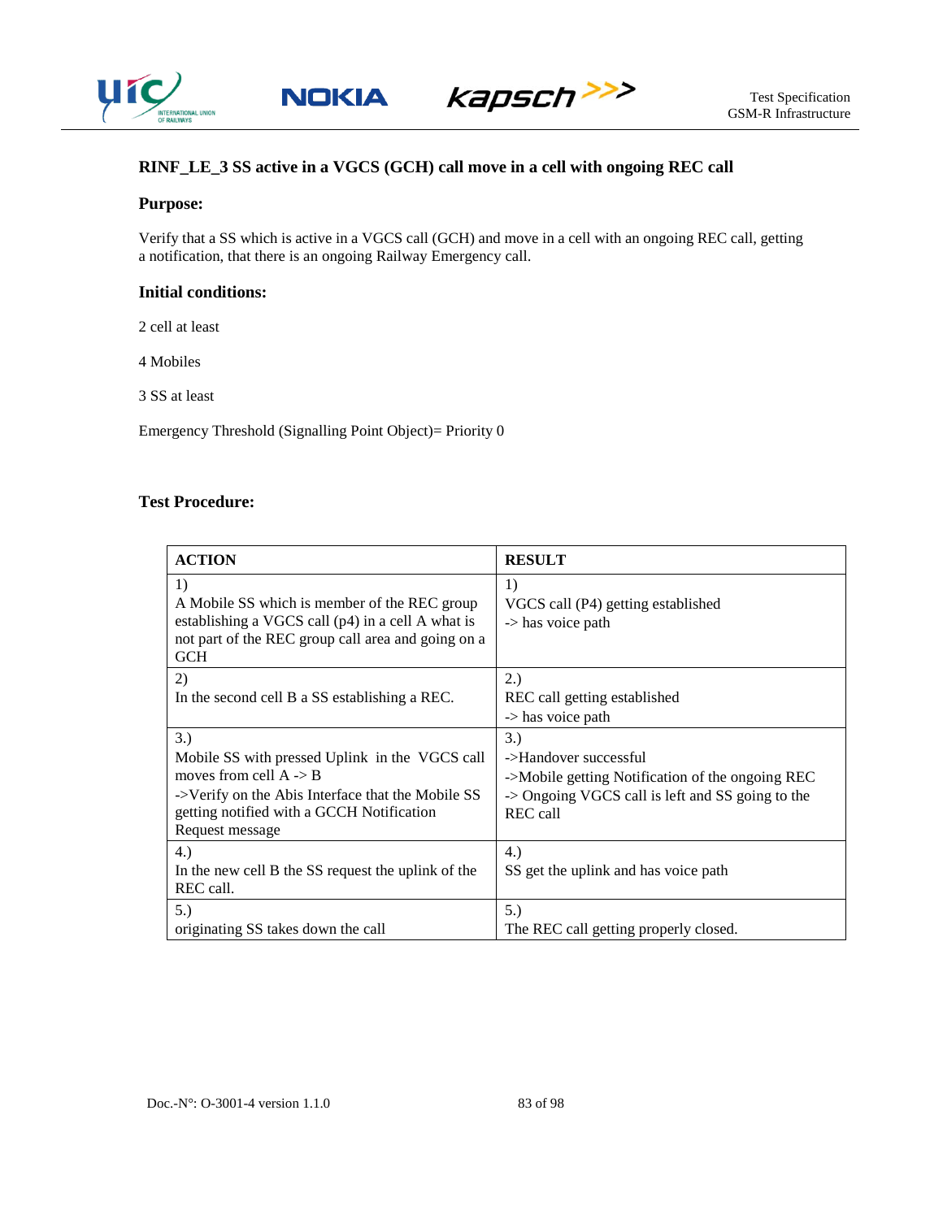### RINF_LE_3 SS active in a VGCS (GCH) call move in a cell with ongoing REC call

#### Purpose:

Verify that a SS which is active in a VGCS call (GCH) and move in a cell with an ongoing REC call, getting a notification, that there is an ongoing Railway Emergency call.

#### Initial conditions:

2 cell at least

4 Mobiles

3 SS at least

Emergency Threshold (Signalling Point Object)= Priority 0

#### Test Procedure:

| ACTION | RESULT |
|---|---|
| 1)<br>A Mobile SS which is member of the REC group establishing a VGCS call (p4) in a cell A what is not part of the REC group call area and going on a GCH | 1)<br>VGCS call (P4) getting established<br>-> has voice path |
| 2)<br>In the second cell B a SS establishing a REC. | 2.)<br>REC call getting established<br>-> has voice path |
| 3.)<br>Mobile SS with pressed Uplink in the VGCS call moves from cell A -> B<br>->Verify on the Abis Interface that the Mobile SS getting notified with a GCCH Notification Request message | 3.)<br>->Handover successful<br>->Mobile getting Notification of the ongoing REC<br>-> Ongoing VGCS call is left and SS going to the REC call |
| 4.)<br>In the new cell B the SS request the uplink of the REC call. | 4.)<br>SS get the uplink and has voice path |
| 5.)<br>originating SS takes down the call | 5.)<br>The REC call getting properly closed. |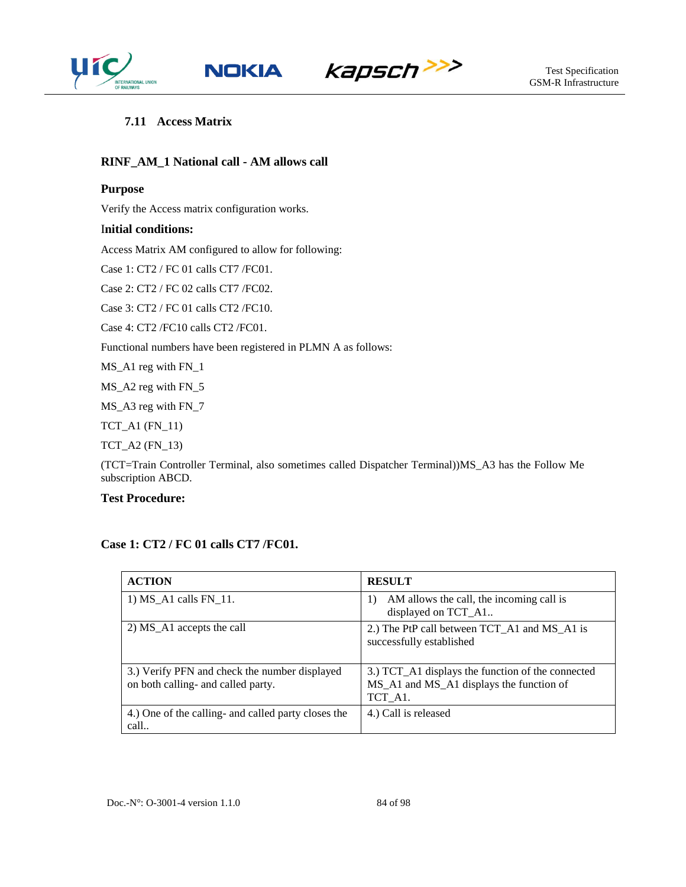### 7.11 Access Matrix

**RINF_AM_1 National call - AM allows call**

**Purpose**

Verify the Access matrix configuration works.

**Initial conditions:**

Access Matrix AM configured to allow for following:

Case 1: CT2 / FC 01 calls CT7 /FC01.

Case 2: CT2 / FC 02 calls CT7 /FC02.

Case 3: CT2 / FC 01 calls CT2 /FC10.

Case 4: CT2 /FC10 calls CT2 /FC01.

Functional numbers have been registered in PLMN A as follows:

MS_A1 reg with FN_1

MS_A2 reg with FN_5

MS_A3 reg with FN_7

TCT_A1 (FN_11)

TCT_A2 (FN_13)

(TCT=Train Controller Terminal, also sometimes called Dispatcher Terminal))MS_A3 has the Follow Me subscription ABCD.

**Test Procedure:**

**Case 1: CT2 / FC 01 calls CT7 /FC01.**

| ACTION | RESULT |
|---|---|
| 1) MS_A1 calls FN_11. | 1) AM allows the call, the incoming call is displayed on TCT_A1.. |
| 2) MS_A1 accepts the call | 2.) The PtP call between TCT_A1 and MS_A1 is successfully established |
| 3.) Verify PFN and check the number displayed on both calling- and called party. | 3.) TCT_A1 displays the function of the connected MS_A1 and MS_A1 displays the function of TCT_A1. |
| 4.) One of the calling- and called party closes the call.. | 4.) Call is released |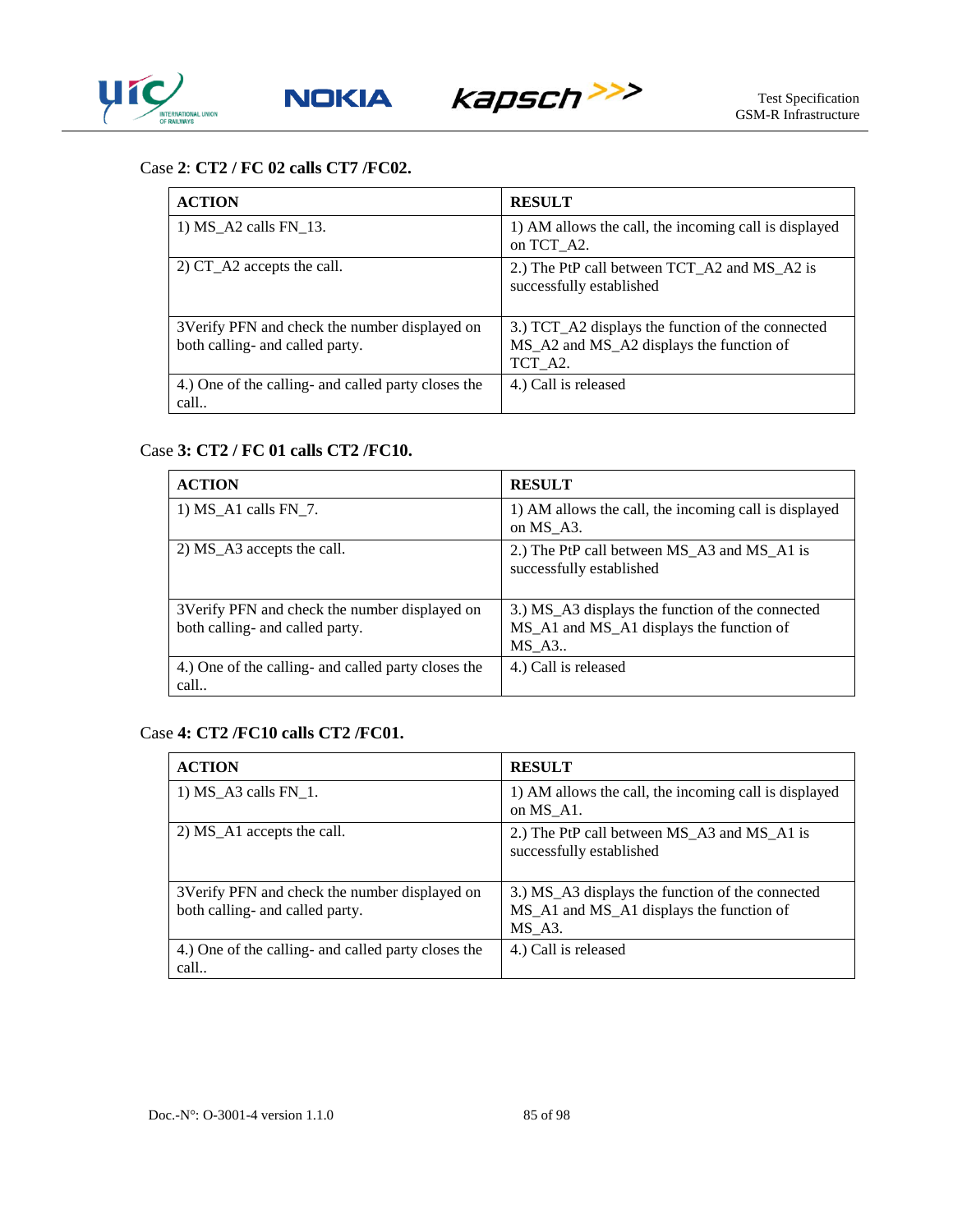Case **2**: **CT2 / FC 02 calls CT7 /FC02.**

| ACTION | RESULT |
|---|---|
| 1) MS_A2 calls FN_13. | 1) AM allows the call, the incoming call is displayed on TCT_A2. |
| 2) CT_A2 accepts the call. | 2.) The PtP call between TCT_A2 and MS_A2 is successfully established |
| 3Verify PFN and check the number displayed on both calling- and called party. | 3.) TCT_A2 displays the function of the connected MS_A2 and MS_A2 displays the function of TCT_A2. |
| 4.) One of the calling- and called party closes the call.. | 4.) Call is released |

Case **3: CT2 / FC 01 calls CT2 /FC10.**

| ACTION | RESULT |
|---|---|
| 1) MS_A1 calls FN_7. | 1) AM allows the call, the incoming call is displayed on MS_A3. |
| 2) MS_A3 accepts the call. | 2.) The PtP call between MS_A3 and MS_A1 is successfully established |
| 3Verify PFN and check the number displayed on both calling- and called party. | 3.) MS_A3 displays the function of the connected MS_A1 and MS_A1 displays the function of MS_A3.. |
| 4.) One of the calling- and called party closes the call.. | 4.) Call is released |

Case **4: CT2 /FC10 calls CT2 /FC01.**

| ACTION | RESULT |
|---|---|
| 1) MS_A3 calls FN_1. | 1) AM allows the call, the incoming call is displayed on MS_A1. |
| 2) MS_A1 accepts the call. | 2.) The PtP call between MS_A3 and MS_A1 is successfully established |
| 3Verify PFN and check the number displayed on both calling- and called party. | 3.) MS_A3 displays the function of the connected MS_A1 and MS_A1 displays the function of MS_A3. |
| 4.) One of the calling- and called party closes the call.. | 4.) Call is released |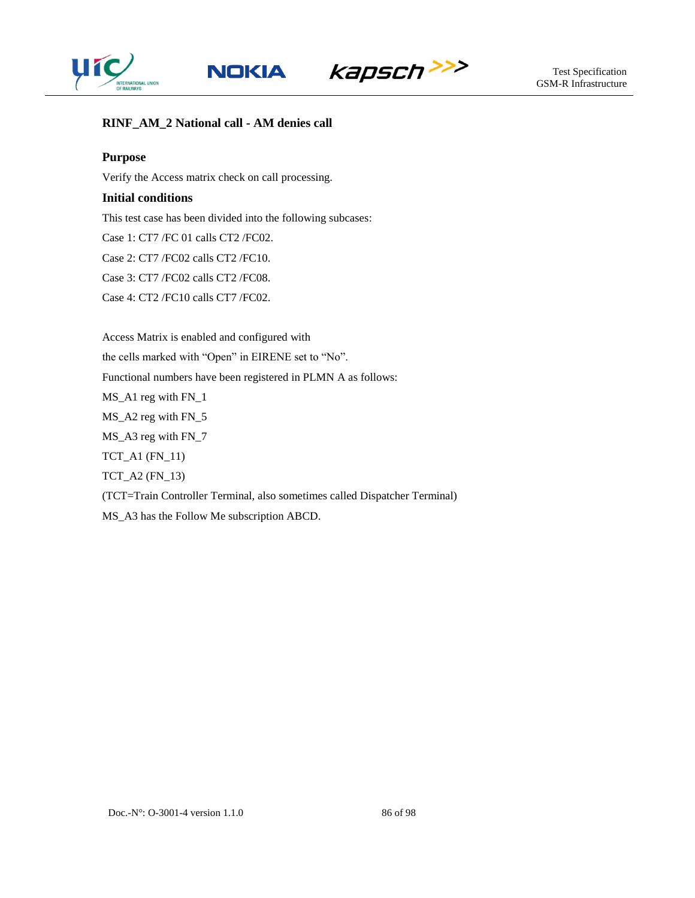## RINF_AM_2 National call - AM denies call

### Purpose

Verify the Access matrix check on call processing.

### Initial conditions

This test case has been divided into the following subcases:

Case 1: CT7 /FC 01 calls CT2 /FC02.

Case 2: CT7 /FC02 calls CT2 /FC10.

Case 3: CT7 /FC02 calls CT2 /FC08.

Case 4: CT2 /FC10 calls CT7 /FC02.

Access Matrix is enabled and configured with

the cells marked with “Open” in EIRENE set to “No”.

Functional numbers have been registered in PLMN A as follows:

MS_A1 reg with FN_1

MS_A2 reg with FN_5

MS_A3 reg with FN_7

TCT_A1 (FN_11)

TCT_A2 (FN_13)

(TCT=Train Controller Terminal, also sometimes called Dispatcher Terminal)

MS_A3 has the Follow Me subscription ABCD.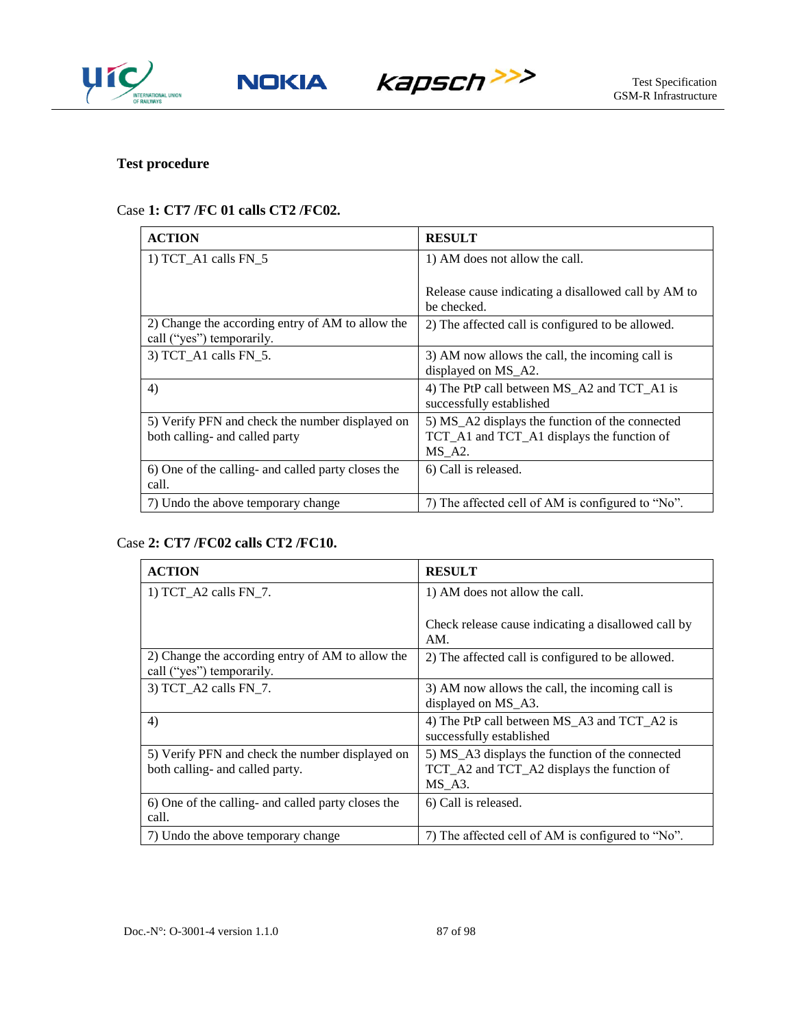**Test procedure**

Case **1: CT7 /FC 01 calls CT2 /FC02.**

| **ACTION** | **RESULT** |
|---|---|
| 1) TCT_A1 calls FN_5 | 1) AM does not allow the call.<br><br>Release cause indicating a disallowed call by AM to be checked. |
| 2) Change the according entry of AM to allow the call (“yes”) temporarily. | 2) The affected call is configured to be allowed. |
| 3) TCT_A1 calls FN_5. | 3) AM now allows the call, the incoming call is displayed on MS_A2. |
| 4) | 4) The PtP call between MS_A2 and TCT_A1 is successfully established |
| 5) Verify PFN and check the number displayed on both calling- and called party | 5) MS_A2 displays the function of the connected TCT_A1 and TCT_A1 displays the function of MS_A2. |
| 6) One of the calling- and called party closes the call. | 6) Call is released. |
| 7) Undo the above temporary change | 7) The affected cell of AM is configured to “No”. |

Case **2: CT7 /FC02 calls CT2 /FC10.**

| **ACTION** | **RESULT** |
|---|---|
| 1) TCT_A2 calls FN_7. | 1) AM does not allow the call.<br><br>Check release cause indicating a disallowed call by AM. |
| 2) Change the according entry of AM to allow the call (“yes”) temporarily. | 2) The affected call is configured to be allowed. |
| 3) TCT_A2 calls FN_7. | 3) AM now allows the call, the incoming call is displayed on MS_A3. |
| 4) | 4) The PtP call between MS_A3 and TCT_A2 is successfully established |
| 5) Verify PFN and check the number displayed on both calling- and called party. | 5) MS_A3 displays the function of the connected TCT_A2 and TCT_A2 displays the function of MS_A3. |
| 6) One of the calling- and called party closes the call. | 6) Call is released. |
| 7) Undo the above temporary change | 7) The affected cell of AM is configured to “No”. |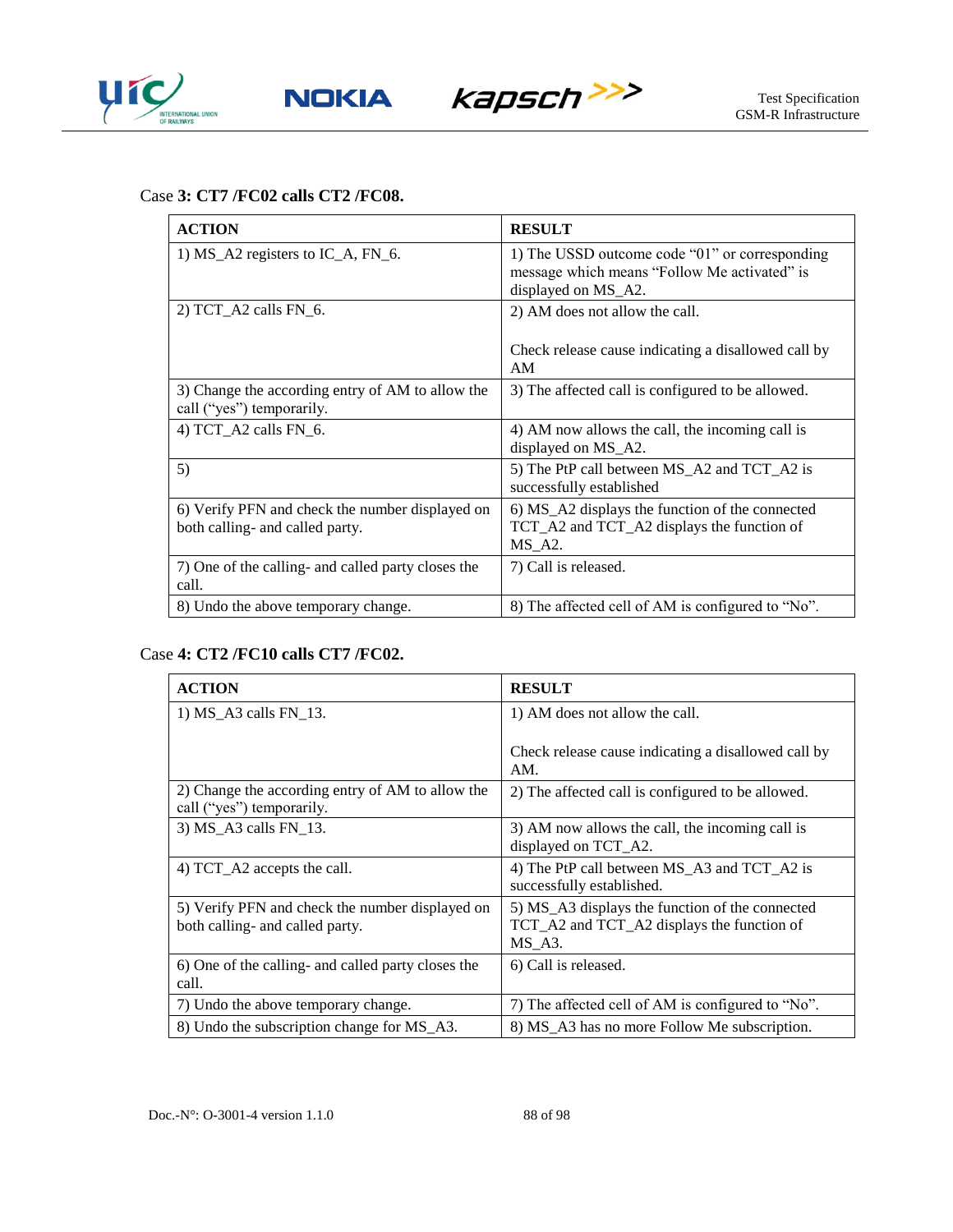Case **3: CT7 /FC02 calls CT2 /FC08.**

| ACTION | RESULT |
|---|---|
| 1) MS_A2 registers to IC_A, FN_6. | 1) The USSD outcome code “01” or corresponding message which means “Follow Me activated” is displayed on MS_A2. |
| 2) TCT_A2 calls FN_6. | 2) AM does not allow the call.<br><br>Check release cause indicating a disallowed call by AM |
| 3) Change the according entry of AM to allow the call (“yes”) temporarily. | 3) The affected call is configured to be allowed. |
| 4) TCT_A2 calls FN_6. | 4) AM now allows the call, the incoming call is displayed on MS_A2. |
| 5) | 5) The PtP call between MS_A2 and TCT_A2 is successfully established |
| 6) Verify PFN and check the number displayed on both calling- and called party. | 6) MS_A2 displays the function of the connected TCT_A2 and TCT_A2 displays the function of MS_A2. |
| 7) One of the calling- and called party closes the call. | 7) Call is released. |
| 8) Undo the above temporary change. | 8) The affected cell of AM is configured to “No”. |

Case **4: CT2 /FC10 calls CT7 /FC02.**

| ACTION | RESULT |
|---|---|
| 1) MS_A3 calls FN_13. | 1) AM does not allow the call.<br><br>Check release cause indicating a disallowed call by AM. |
| 2) Change the according entry of AM to allow the call (“yes”) temporarily. | 2) The affected call is configured to be allowed. |
| 3) MS_A3 calls FN_13. | 3) AM now allows the call, the incoming call is displayed on TCT_A2. |
| 4) TCT_A2 accepts the call. | 4) The PtP call between MS_A3 and TCT_A2 is successfully established. |
| 5) Verify PFN and check the number displayed on both calling- and called party. | 5) MS_A3 displays the function of the connected TCT_A2 and TCT_A2 displays the function of MS_A3. |
| 6) One of the calling- and called party closes the call. | 6) Call is released. |
| 7) Undo the above temporary change. | 7) The affected cell of AM is configured to “No”. |
| 8) Undo the subscription change for MS_A3. | 8) MS_A3 has no more Follow Me subscription. |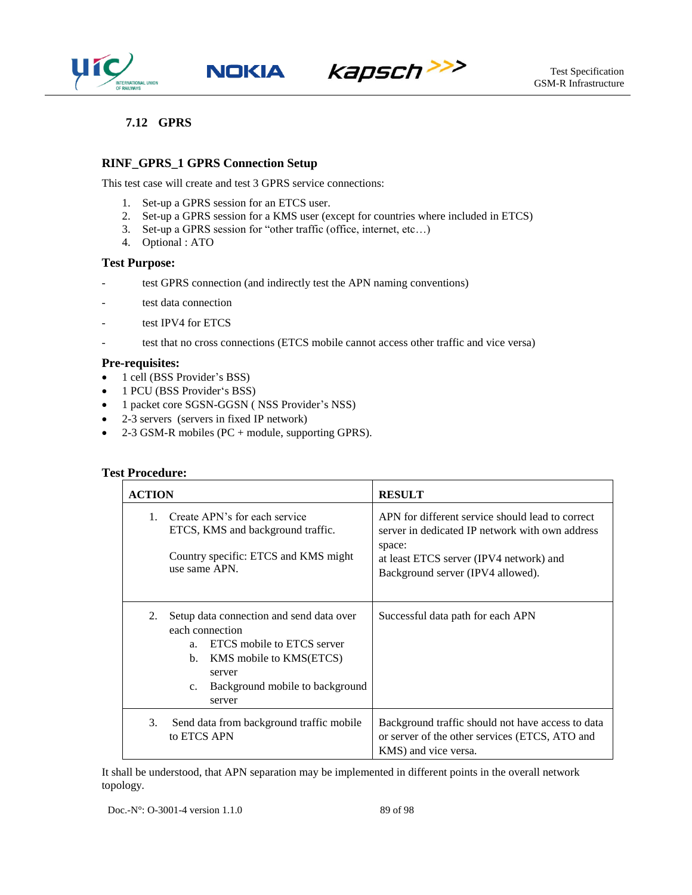## 7.12 GPRS

### RINF_GPRS_1 GPRS Connection Setup

This test case will create and test 3 GPRS service connections:

1. Set-up a GPRS session for an ETCS user.
2. Set-up a GPRS session for a KMS user (except for countries where included in ETCS)
3. Set-up a GPRS session for "other traffic (office, internet, etc…)
4. Optional : ATO

**Test Purpose:**

- test GPRS connection (and indirectly test the APN naming conventions)
- test data connection
- test IPV4 for ETCS
- test that no cross connections (ETCS mobile cannot access other traffic and vice versa)

**Pre-requisites:**

- 1 cell (BSS Provider's BSS)
- 1 PCU (BSS Provider's BSS)
- 1 packet core SGSN-GGSN ( NSS Provider's NSS)
- 2-3 servers (servers in fixed IP network)
- 2-3 GSM-R mobiles (PC + module, supporting GPRS).

**Test Procedure:**

| ACTION | RESULT |
|---|---|
| 1. Create APN's for each service ETCS, KMS and background traffic.<br><br>Country specific: ETCS and KMS might use same APN. | APN for different service should lead to correct server in dedicated IP network with own address space:<br>at least ETCS server (IPV4 network) and Background server (IPV4 allowed). |
| 2. Setup data connection and send data over each connection<br>a. ETCS mobile to ETCS server<br>b. KMS mobile to KMS(ETCS) server<br>c. Background mobile to background server | Successful data path for each APN |
| 3. Send data from background traffic mobile to ETCS APN | Background traffic should not have access to data or server of the other services (ETCS, ATO and KMS) and vice versa. |

It shall be understood, that APN separation may be implemented in different points in the overall network topology.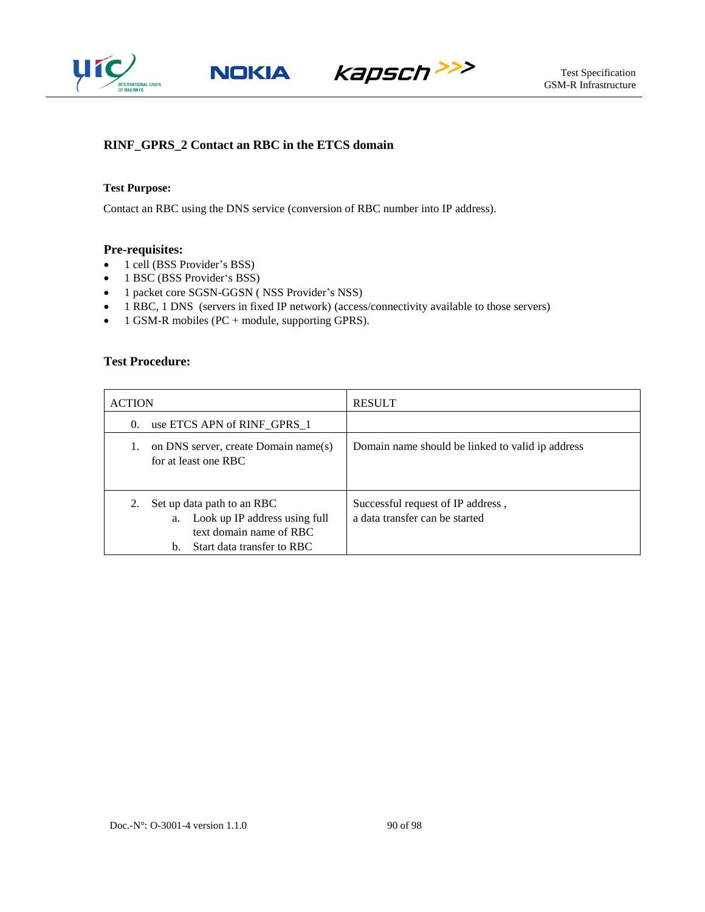### RINF_GPRS_2 Contact an RBC in the ETCS domain

**Test Purpose:**

Contact an RBC using the DNS service (conversion of RBC number into IP address).

**Pre-requisites:**

- 1 cell (BSS Provider's BSS)
- 1 BSC (BSS Provider's BSS)
- 1 packet core SGSN-GGSN ( NSS Provider's NSS)
- 1 RBC, 1 DNS (servers in fixed IP network) (access/connectivity available to those servers)
- 1 GSM-R mobiles (PC + module, supporting GPRS).

**Test Procedure:**

| ACTION | RESULT |
|---|---|
| 0. use ETCS APN of RINF_GPRS_1 | |
| 1. on DNS server, create Domain name(s) for at least one RBC | Domain name should be linked to valid ip address |
| 2. Set up data path to an RBC<br>a. Look up IP address using full text domain name of RBC<br>b. Start data transfer to RBC | Successful request of IP address ,<br>a data transfer can be started |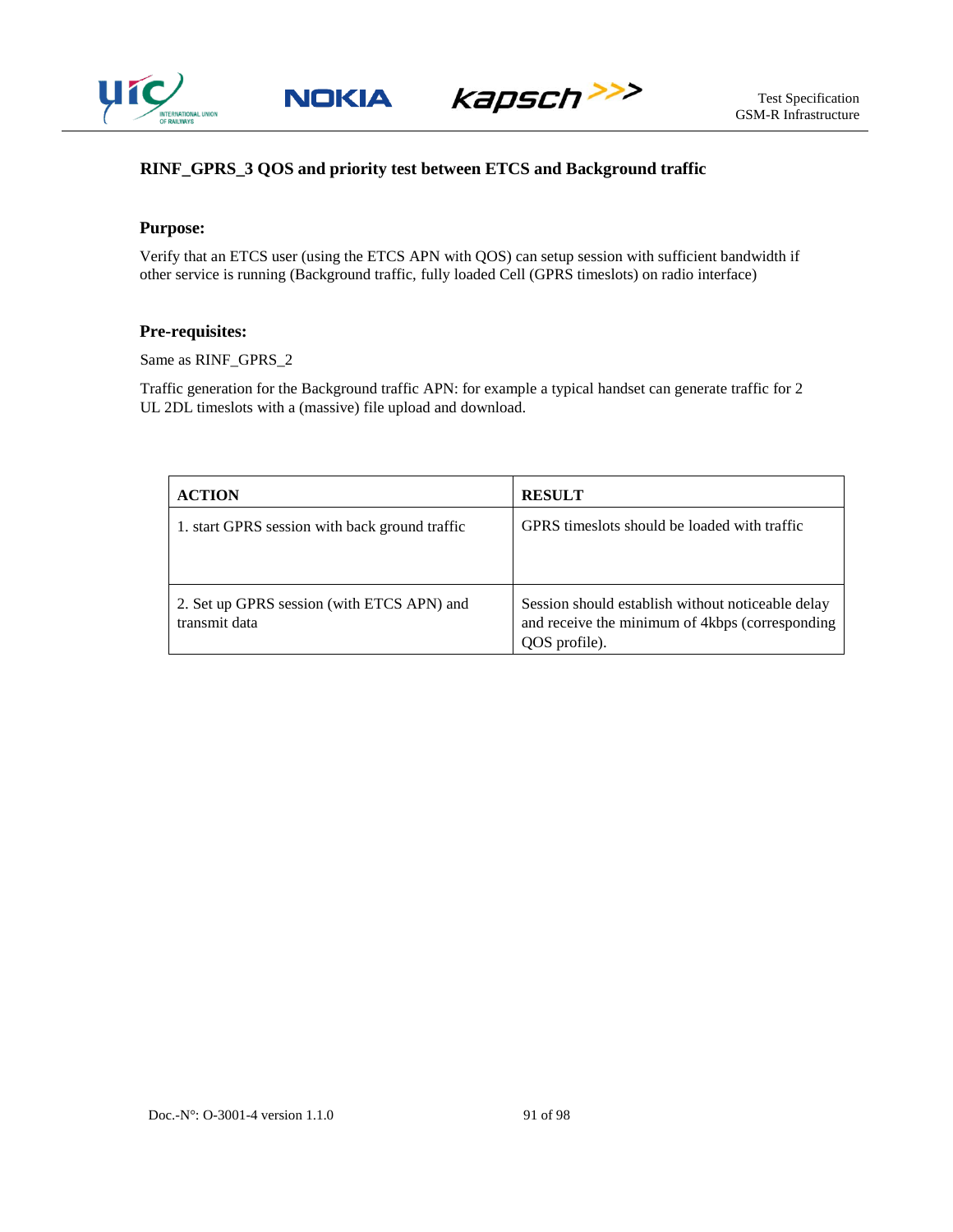### RINF_GPRS_3 QOS and priority test between ETCS and Background traffic

#### Purpose:

Verify that an ETCS user (using the ETCS APN with QOS) can setup session with sufficient bandwidth if other service is running (Background traffic, fully loaded Cell (GPRS timeslots) on radio interface)

#### Pre-requisites:

Same as RINF_GPRS_2

Traffic generation for the Background traffic APN: for example a typical handset can generate traffic for 2 UL 2DL timeslots with a (massive) file upload and download.

| ACTION | RESULT |
|---|---|
| 1. start GPRS session with back ground traffic | GPRS timeslots should be loaded with traffic |
| 2. Set up GPRS session (with ETCS APN) and transmit data | Session should establish without noticeable delay and receive the minimum of 4kbps (corresponding QOS profile). |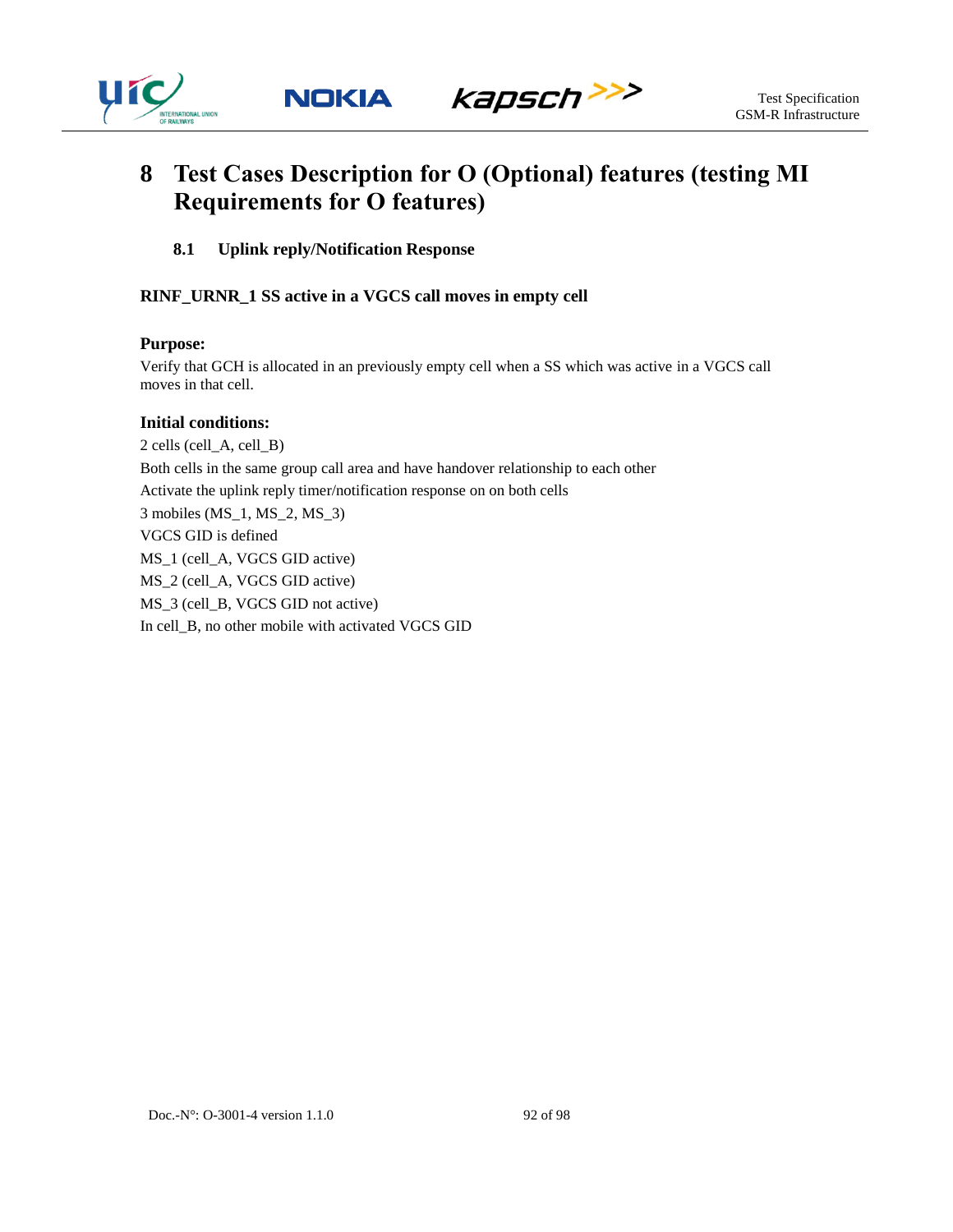# 8 Test Cases Description for O (Optional) features (testing MI Requirements for O features)

## 8.1 Uplink reply/Notification Response

**RINF_URNR_1 SS active in a VGCS call moves in empty cell**

**Purpose:**

Verify that GCH is allocated in an previously empty cell when a SS which was active in a VGCS call moves in that cell.

**Initial conditions:**

2 cells (cell_A, cell_B)

Both cells in the same group call area and have handover relationship to each other

Activate the uplink reply timer/notification response on on both cells

3 mobiles (MS_1, MS_2, MS_3)

VGCS GID is defined

MS_1 (cell_A, VGCS GID active)

MS_2 (cell_A, VGCS GID active)

MS_3 (cell_B, VGCS GID not active)

In cell_B, no other mobile with activated VGCS GID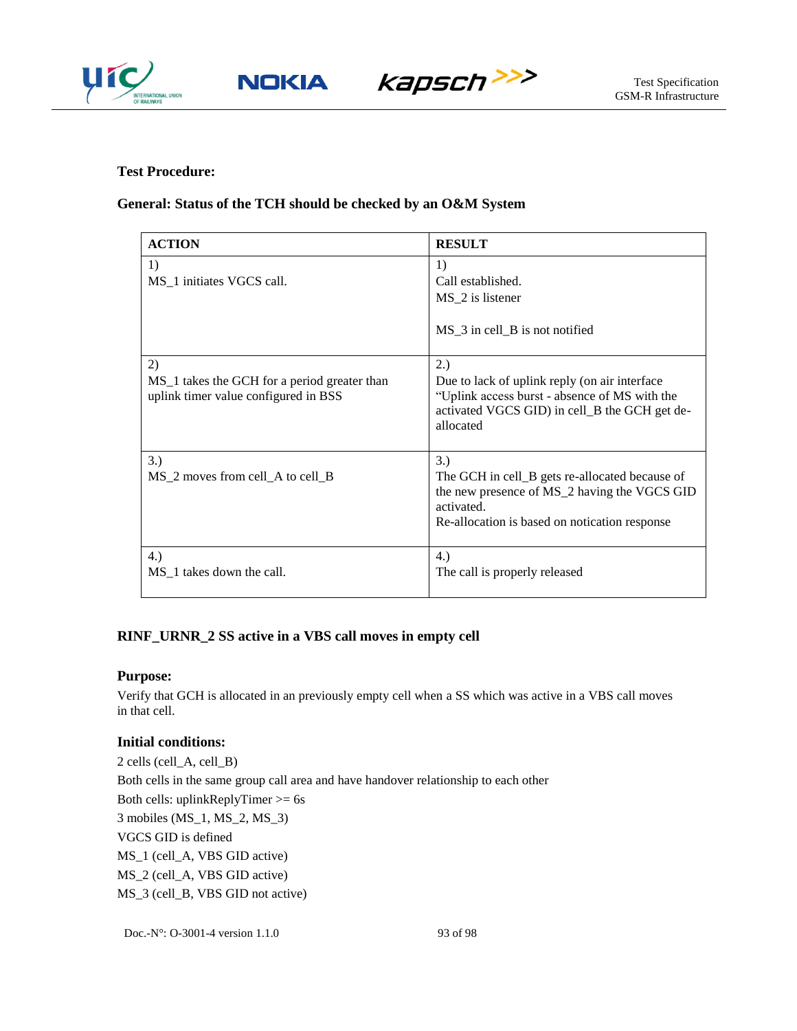**Test Procedure:**

**General: Status of the TCH should be checked by an O&M System**

| ACTION | RESULT |
|---|---|
| 1)<br>MS_1 initiates VGCS call. | 1)<br>Call established.<br>MS_2 is listener<br><br>MS_3 in cell_B is not notified |
| 2)<br>MS_1 takes the GCH for a period greater than uplink timer value configured in BSS | 2.)<br>Due to lack of uplink reply (on air interface "Uplink access burst - absence of MS with the activated VGCS GID) in cell_B the GCH get de-allocated |
| 3.)<br>MS_2 moves from cell_A to cell_B | 3.)<br>The GCH in cell_B gets re-allocated because of the new presence of MS_2 having the VGCS GID activated.<br>Re-allocation is based on notication response |
| 4.)<br>MS_1 takes down the call. | 4.)<br>The call is properly released |

**RINF_URNR_2 SS active in a VBS call moves in empty cell**

**Purpose:**

Verify that GCH is allocated in an previously empty cell when a SS which was active in a VBS call moves in that cell.

**Initial conditions:**

2 cells (cell_A, cell_B)

Both cells in the same group call area and have handover relationship to each other

Both cells: uplinkReplyTimer >= 6s

3 mobiles (MS_1, MS_2, MS_3)

VGCS GID is defined

MS_1 (cell_A, VBS GID active)

MS_2 (cell_A, VBS GID active)

MS_3 (cell_B, VBS GID not active)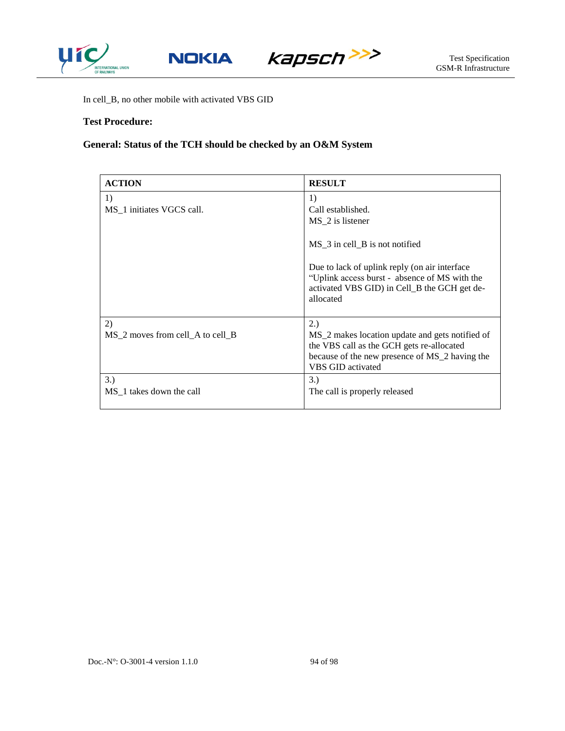In cell_B, no other mobile with activated VBS GID

**Test Procedure:**

**General: Status of the TCH should be checked by an O&M System**

| ACTION | RESULT |
|---|---|
| 1)<br>MS_1 initiates VGCS call. | 1)<br>Call established.<br>MS_2 is listener<br><br>MS_3 in cell_B is not notified<br><br>Due to lack of uplink reply (on air interface "Uplink access burst - absence of MS with the activated VBS GID) in Cell_B the GCH get de-allocated |
| 2)<br>MS_2 moves from cell_A to cell_B | 2.)<br>MS_2 makes location update and gets notified of the VBS call as the GCH gets re-allocated because of the new presence of MS_2 having the VBS GID activated |
| 3.)<br>MS_1 takes down the call | 3.)<br>The call is properly released |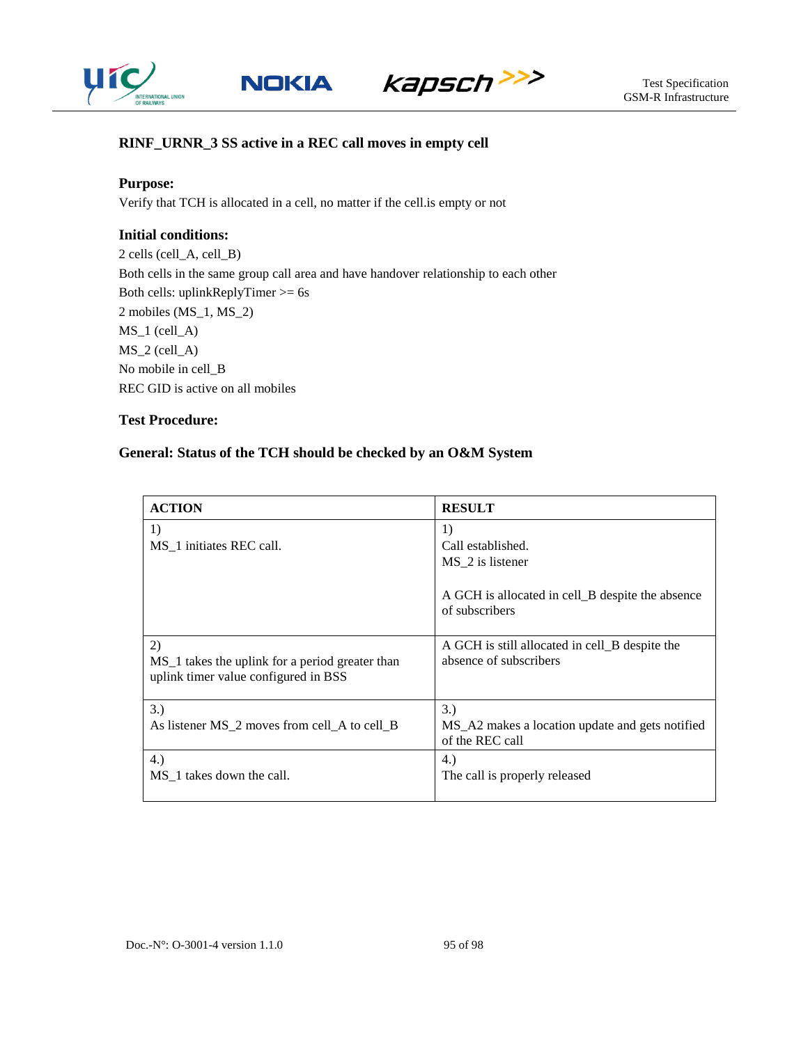### RINF_URNR_3 SS active in a REC call moves in empty cell

**Purpose:**

Verify that TCH is allocated in a cell, no matter if the cell.is empty or not

**Initial conditions:**

2 cells (cell_A, cell_B)
Both cells in the same group call area and have handover relationship to each other
Both cells: uplinkReplyTimer >= 6s
2 mobiles (MS_1, MS_2)
MS_1 (cell_A)
MS_2 (cell_A)
No mobile in cell_B
REC GID is active on all mobiles

**Test Procedure:**

**General: Status of the TCH should be checked by an O&M System**

| ACTION | RESULT |
|---|---|
| 1)<br>MS_1 initiates REC call. | 1)<br>Call established.<br>MS_2 is listener<br><br>A GCH is allocated in cell_B despite the absence of subscribers |
| 2)<br>MS_1 takes the uplink for a period greater than uplink timer value configured in BSS | A GCH is still allocated in cell_B despite the absence of subscribers |
| 3.)<br>As listener MS_2 moves from cell_A to cell_B | 3.)<br>MS_A2 makes a location update and gets notified of the REC call |
| 4.)<br>MS_1 takes down the call. | 4.)<br>The call is properly released |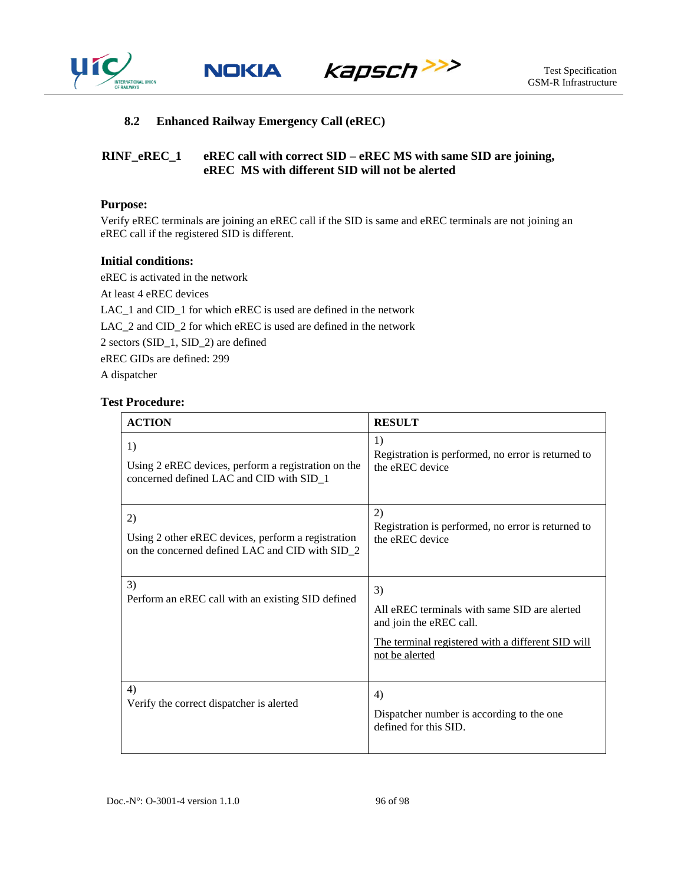## 8.2 Enhanced Railway Emergency Call (eREC)

### RINF_eREC_1 eREC call with correct SID – eREC MS with same SID are joining, eREC MS with different SID will not be alerted

**Purpose:**

Verify eREC terminals are joining an eREC call if the SID is same and eREC terminals are not joining an eREC call if the registered SID is different.

**Initial conditions:**

eREC is activated in the network

At least 4 eREC devices

LAC_1 and CID_1 for which eREC is used are defined in the network

LAC_2 and CID_2 for which eREC is used are defined in the network

2 sectors (SID_1, SID_2) are defined

eREC GIDs are defined: 299

A dispatcher

**Test Procedure:**

| ACTION | RESULT |
|---|---|
| 1)<br>Using 2 eREC devices, perform a registration on the concerned defined LAC and CID with SID_1 | 1)<br>Registration is performed, no error is returned to the eREC device |
| 2)<br>Using 2 other eREC devices, perform a registration on the concerned defined LAC and CID with SID_2 | 2)<br>Registration is performed, no error is returned to the eREC device |
| 3)<br>Perform an eREC call with an existing SID defined | 3)<br>All eREC terminals with same SID are alerted and join the eREC call.<br>The terminal registered with a different SID will not be alerted |
| 4)<br>Verify the correct dispatcher is alerted | 4)<br>Dispatcher number is according to the one defined for this SID. |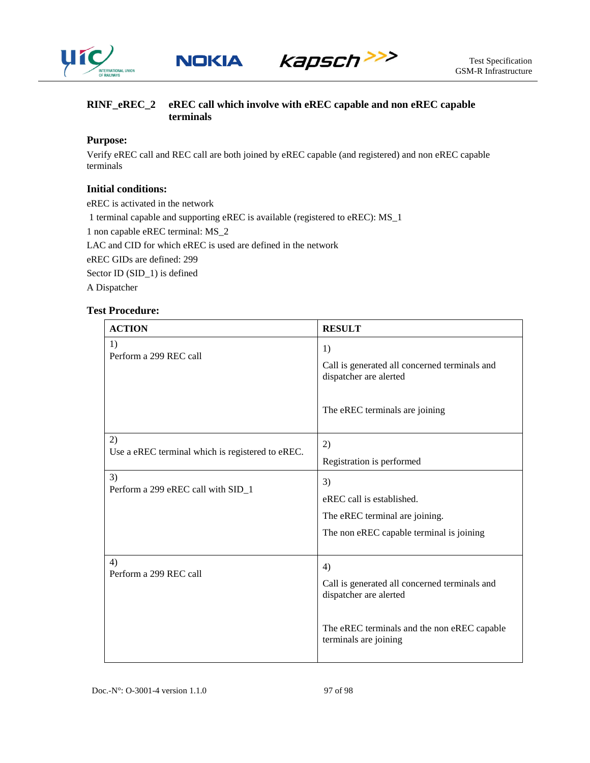## RINF_eREC_2 eREC call which involve with eREC capable and non eREC capable terminals

### Purpose:

Verify eREC call and REC call are both joined by eREC capable (and registered) and non eREC capable terminals

### Initial conditions:

eREC is activated in the network

1 terminal capable and supporting eREC is available (registered to eREC): MS_1

1 non capable eREC terminal: MS_2

LAC and CID for which eREC is used are defined in the network

eREC GIDs are defined: 299

Sector ID (SID_1) is defined

A Dispatcher

### Test Procedure:

| ACTION | RESULT |
|---|---|
| 1)<br>Perform a 299 REC call | 1)<br>Call is generated all concerned terminals and dispatcher are alerted<br><br>The eREC terminals are joining |
| 2)<br>Use a eREC terminal which is registered to eREC. | 2)<br>Registration is performed |
| 3)<br>Perform a 299 eREC call with SID_1 | 3)<br>eREC call is established.<br>The eREC terminal are joining.<br>The non eREC capable terminal is joining |
| 4)<br>Perform a 299 REC call | 4)<br>Call is generated all concerned terminals and dispatcher are alerted<br><br>The eREC terminals and the non eREC capable terminals are joining |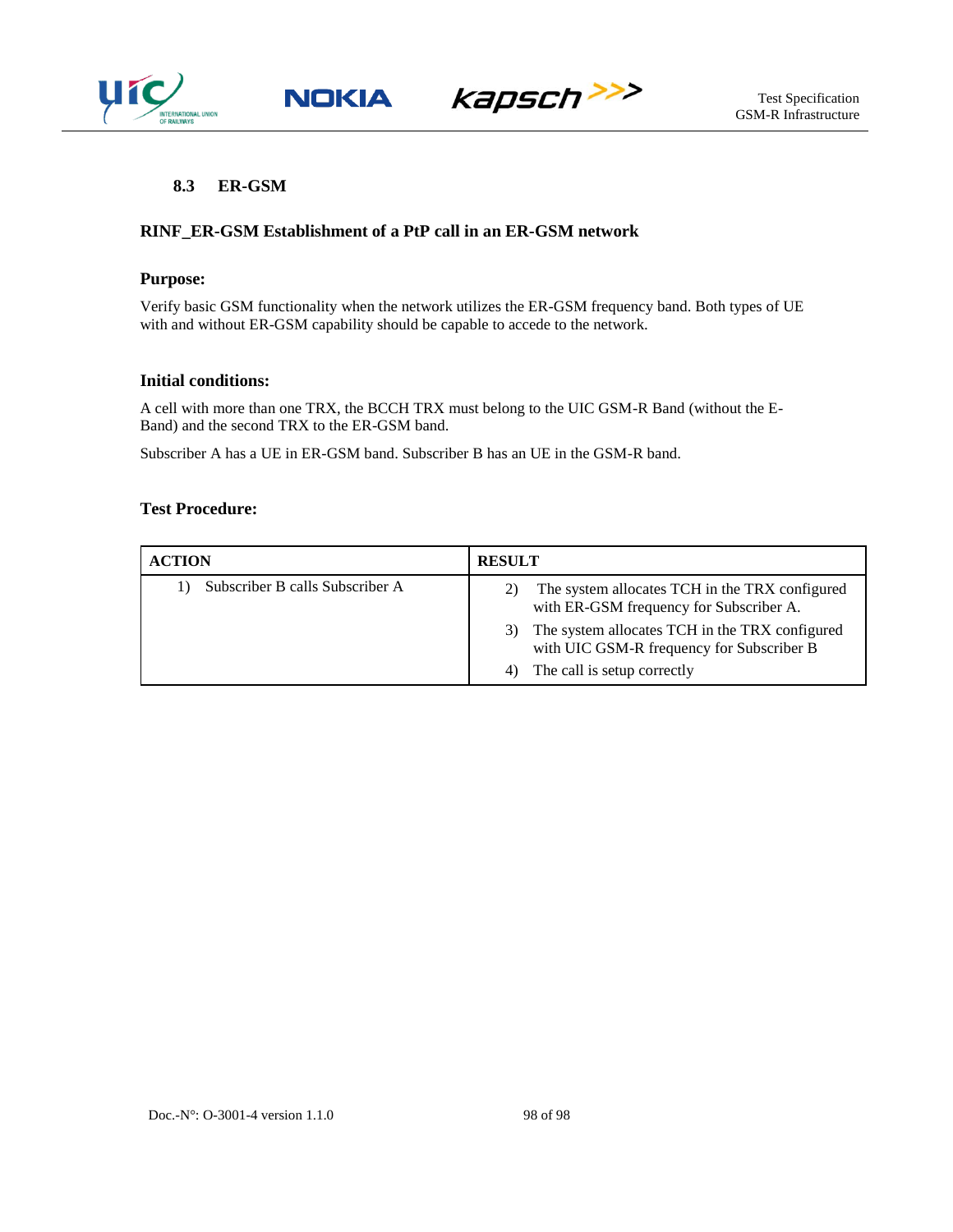## 8.3 ER-GSM

**RINF_ER-GSM Establishment of a PtP call in an ER-GSM network**

**Purpose:**

Verify basic GSM functionality when the network utilizes the ER-GSM frequency band. Both types of UE with and without ER-GSM capability should be capable to accede to the network.

**Initial conditions:**

A cell with more than one TRX, the BCCH TRX must belong to the UIC GSM-R Band (without the E-Band) and the second TRX to the ER-GSM band.

Subscriber A has a UE in ER-GSM band. Subscriber B has an UE in the GSM-R band.

**Test Procedure:**

| ACTION | RESULT |
|---|---|
| 1) Subscriber B calls Subscriber A | 2) The system allocates TCH in the TRX configured with ER-GSM frequency for Subscriber A.<br>3) The system allocates TCH in the TRX configured with UIC GSM-R frequency for Subscriber B<br>4) The call is setup correctly |